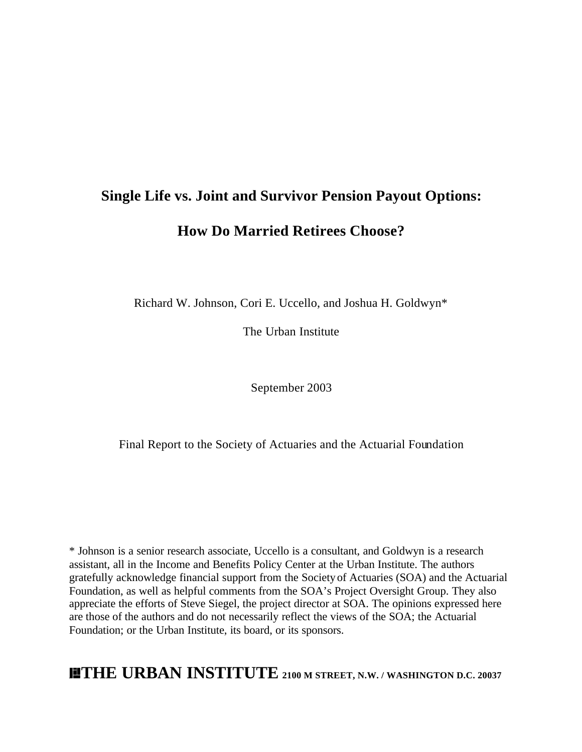# Single Life vs. Joint and Survivor Pension Payout Options:

# How Do Married Retirees Choose?

Richard W. Johnson, Cori E. Uccello, and Joshua H. Goldwyn*

The Urban Institute

September 2003

Final Report to the Society of Actuaries and the Actuarial Foundation

* Johnson is a senior research associate, Uccello is a consultant, and Goldwyn is a research assistant, all in the Income and Benefits Policy Center at the Urban Institute. The authors gratefully acknowledge financial support from the Society of Actuaries (SOA) and the Actuarial Foundation, as well as helpful comments from the SOA's Project Oversight Group. They also appreciate the efforts of Steve Siegel, the project director at SOA. The opinions expressed here are those of the authors and do not necessarily reflect the views of the SOA; the Actuarial Foundation; or the Urban Institute, its board, or its sponsors.

**THE URBAN INSTITUTE** **2100 M STREET, N.W. / WASHINGTON D.C. 20037**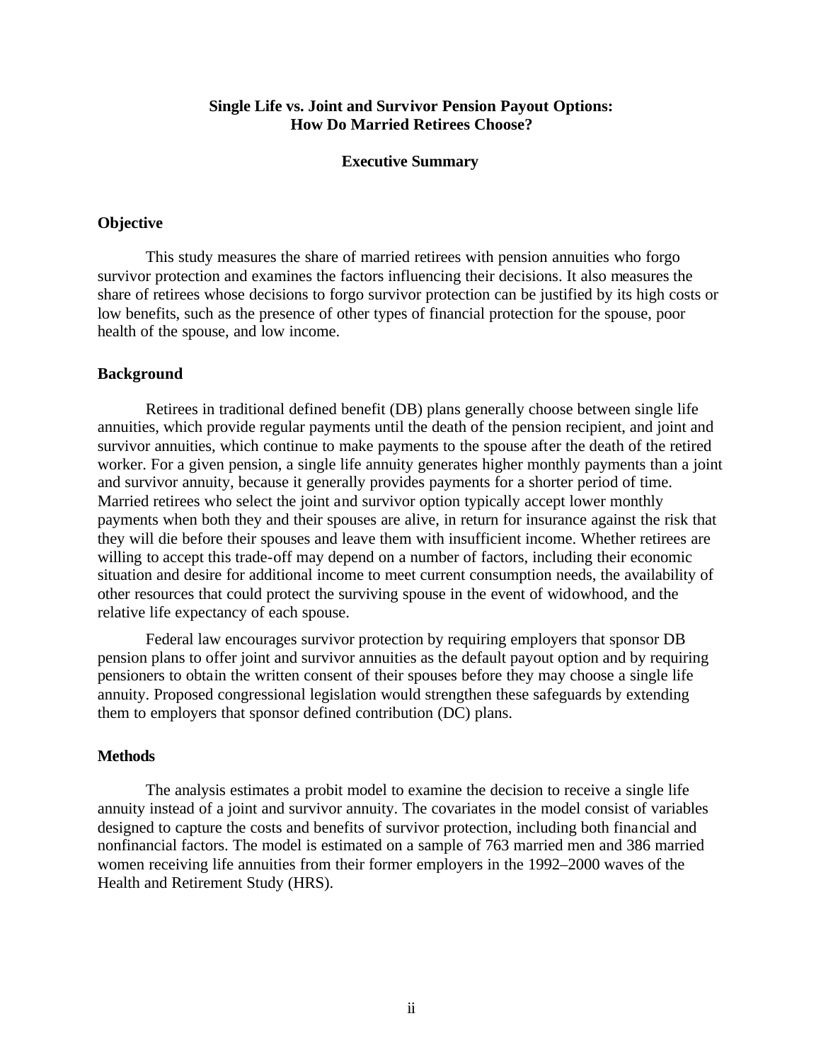# Single Life vs. Joint and Survivor Pension Payout Options: How Do Married Retirees Choose?

## Executive Summary

### Objective

This study measures the share of married retirees with pension annuities who forgo survivor protection and examines the factors influencing their decisions. It also measures the share of retirees whose decisions to forgo survivor protection can be justified by its high costs or low benefits, such as the presence of other types of financial protection for the spouse, poor health of the spouse, and low income.

### Background

Retirees in traditional defined benefit (DB) plans generally choose between single life annuities, which provide regular payments until the death of the pension recipient, and joint and survivor annuities, which continue to make payments to the spouse after the death of the retired worker. For a given pension, a single life annuity generates higher monthly payments than a joint and survivor annuity, because it generally provides payments for a shorter period of time. Married retirees who select the joint and survivor option typically accept lower monthly payments when both they and their spouses are alive, in return for insurance against the risk that they will die before their spouses and leave them with insufficient income. Whether retirees are willing to accept this trade-off may depend on a number of factors, including their economic situation and desire for additional income to meet current consumption needs, the availability of other resources that could protect the surviving spouse in the event of widowhood, and the relative life expectancy of each spouse.

Federal law encourages survivor protection by requiring employers that sponsor DB pension plans to offer joint and survivor annuities as the default payout option and by requiring pensioners to obtain the written consent of their spouses before they may choose a single life annuity. Proposed congressional legislation would strengthen these safeguards by extending them to employers that sponsor defined contribution (DC) plans.

### Methods

The analysis estimates a probit model to examine the decision to receive a single life annuity instead of a joint and survivor annuity. The covariates in the model consist of variables designed to capture the costs and benefits of survivor protection, including both financial and nonfinancial factors. The model is estimated on a sample of 763 married men and 386 married women receiving life annuities from their former employers in the 1992–2000 waves of the Health and Retirement Study (HRS).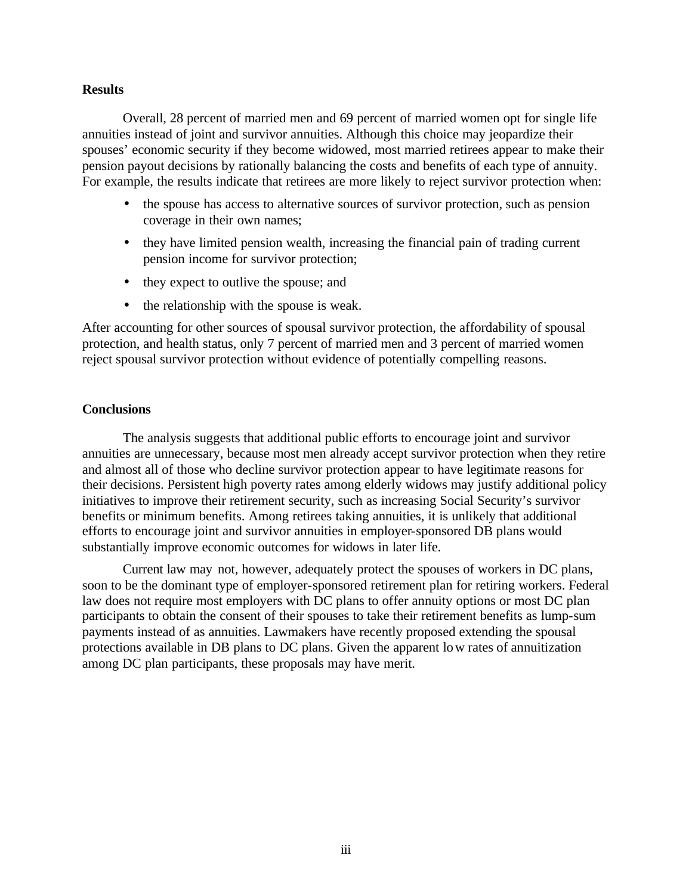**Results**

Overall, 28 percent of married men and 69 percent of married women opt for single life annuities instead of joint and survivor annuities. Although this choice may jeopardize their spouses' economic security if they become widowed, most married retirees appear to make their pension payout decisions by rationally balancing the costs and benefits of each type of annuity. For example, the results indicate that retirees are more likely to reject survivor protection when:

- the spouse has access to alternative sources of survivor protection, such as pension coverage in their own names;
- they have limited pension wealth, increasing the financial pain of trading current pension income for survivor protection;
- they expect to outlive the spouse; and
- the relationship with the spouse is weak.

After accounting for other sources of spousal survivor protection, the affordability of spousal protection, and health status, only 7 percent of married men and 3 percent of married women reject spousal survivor protection without evidence of potentially compelling reasons.

**Conclusions**

The analysis suggests that additional public efforts to encourage joint and survivor annuities are unnecessary, because most men already accept survivor protection when they retire and almost all of those who decline survivor protection appear to have legitimate reasons for their decisions. Persistent high poverty rates among elderly widows may justify additional policy initiatives to improve their retirement security, such as increasing Social Security's survivor benefits or minimum benefits. Among retirees taking annuities, it is unlikely that additional efforts to encourage joint and survivor annuities in employer-sponsored DB plans would substantially improve economic outcomes for widows in later life.

Current law may not, however, adequately protect the spouses of workers in DC plans, soon to be the dominant type of employer-sponsored retirement plan for retiring workers. Federal law does not require most employers with DC plans to offer annuity options or most DC plan participants to obtain the consent of their spouses to take their retirement benefits as lump-sum payments instead of as annuities. Lawmakers have recently proposed extending the spousal protections available in DB plans to DC plans. Given the apparent low rates of annuitization among DC plan participants, these proposals may have merit.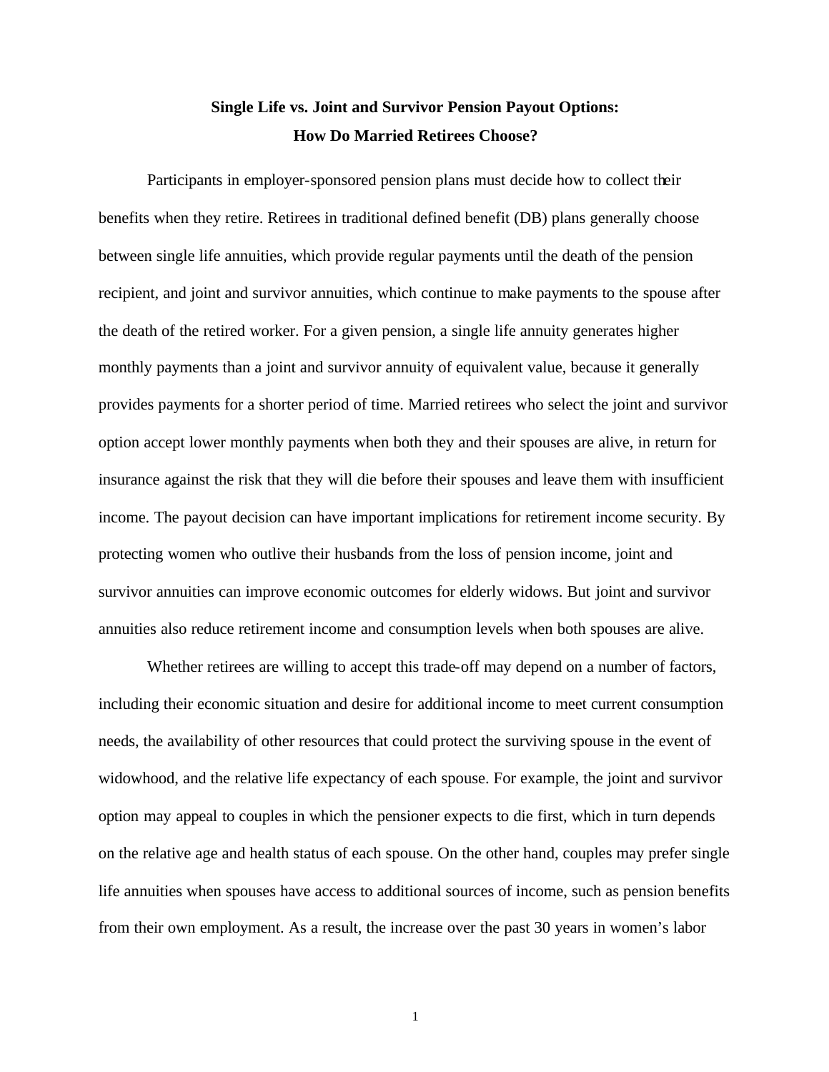**Single Life vs. Joint and Survivor Pension Payout Options:**
**How Do Married Retirees Choose?**

Participants in employer-sponsored pension plans must decide how to collect their benefits when they retire. Retirees in traditional defined benefit (DB) plans generally choose between single life annuities, which provide regular payments until the death of the pension recipient, and joint and survivor annuities, which continue to make payments to the spouse after the death of the retired worker. For a given pension, a single life annuity generates higher monthly payments than a joint and survivor annuity of equivalent value, because it generally provides payments for a shorter period of time. Married retirees who select the joint and survivor option accept lower monthly payments when both they and their spouses are alive, in return for insurance against the risk that they will die before their spouses and leave them with insufficient income. The payout decision can have important implications for retirement income security. By protecting women who outlive their husbands from the loss of pension income, joint and survivor annuities can improve economic outcomes for elderly widows. But joint and survivor annuities also reduce retirement income and consumption levels when both spouses are alive.

Whether retirees are willing to accept this trade-off may depend on a number of factors, including their economic situation and desire for additional income to meet current consumption needs, the availability of other resources that could protect the surviving spouse in the event of widowhood, and the relative life expectancy of each spouse. For example, the joint and survivor option may appeal to couples in which the pensioner expects to die first, which in turn depends on the relative age and health status of each spouse. On the other hand, couples may prefer single life annuities when spouses have access to additional sources of income, such as pension benefits from their own employment. As a result, the increase over the past 30 years in women's labor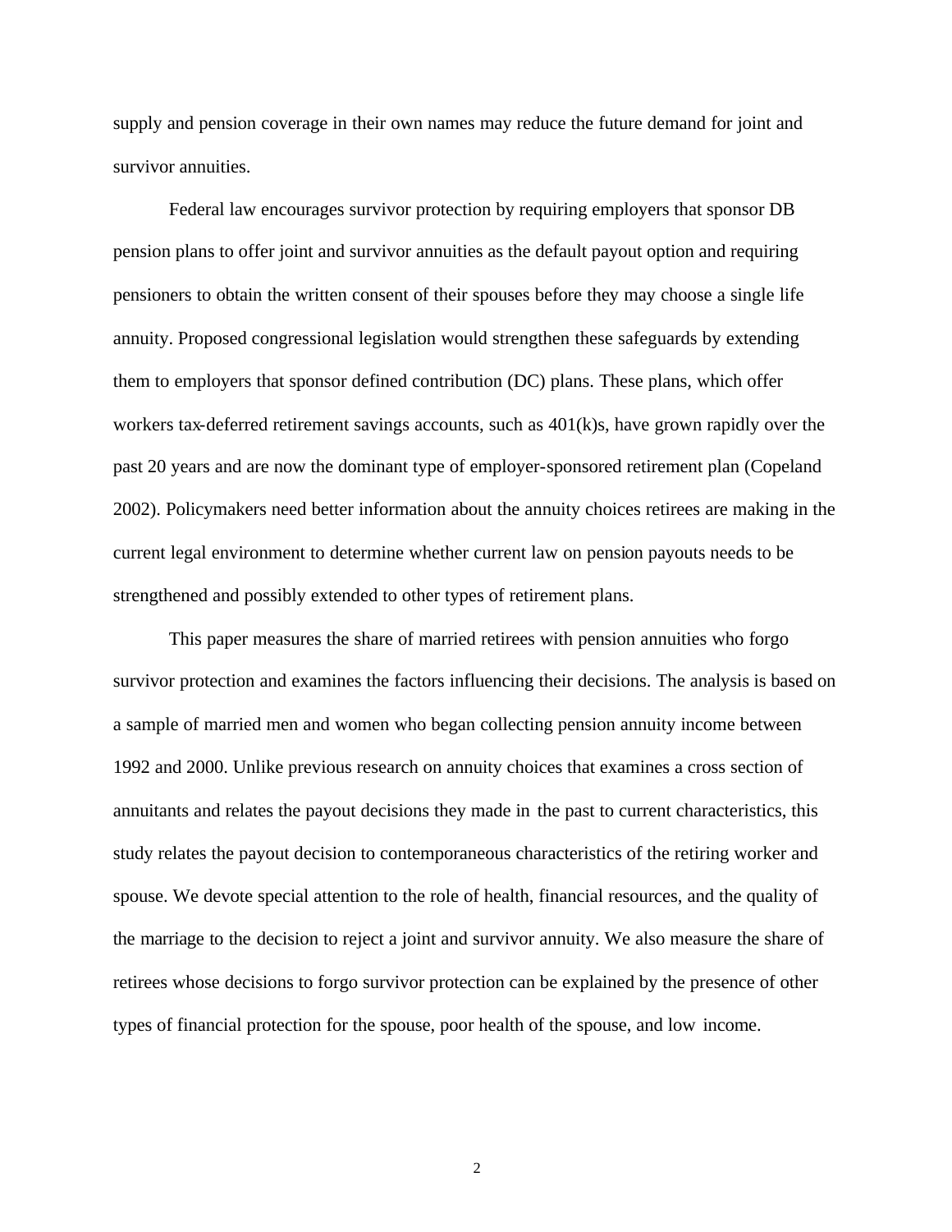supply and pension coverage in their own names may reduce the future demand for joint and survivor annuities.

Federal law encourages survivor protection by requiring employers that sponsor DB pension plans to offer joint and survivor annuities as the default payout option and requiring pensioners to obtain the written consent of their spouses before they may choose a single life annuity. Proposed congressional legislation would strengthen these safeguards by extending them to employers that sponsor defined contribution (DC) plans. These plans, which offer workers tax-deferred retirement savings accounts, such as 401(k)s, have grown rapidly over the past 20 years and are now the dominant type of employer-sponsored retirement plan (Copeland 2002). Policymakers need better information about the annuity choices retirees are making in the current legal environment to determine whether current law on pension payouts needs to be strengthened and possibly extended to other types of retirement plans.

This paper measures the share of married retirees with pension annuities who forgo survivor protection and examines the factors influencing their decisions. The analysis is based on a sample of married men and women who began collecting pension annuity income between 1992 and 2000. Unlike previous research on annuity choices that examines a cross section of annuitants and relates the payout decisions they made in the past to current characteristics, this study relates the payout decision to contemporaneous characteristics of the retiring worker and spouse. We devote special attention to the role of health, financial resources, and the quality of the marriage to the decision to reject a joint and survivor annuity. We also measure the share of retirees whose decisions to forgo survivor protection can be explained by the presence of other types of financial protection for the spouse, poor health of the spouse, and low income.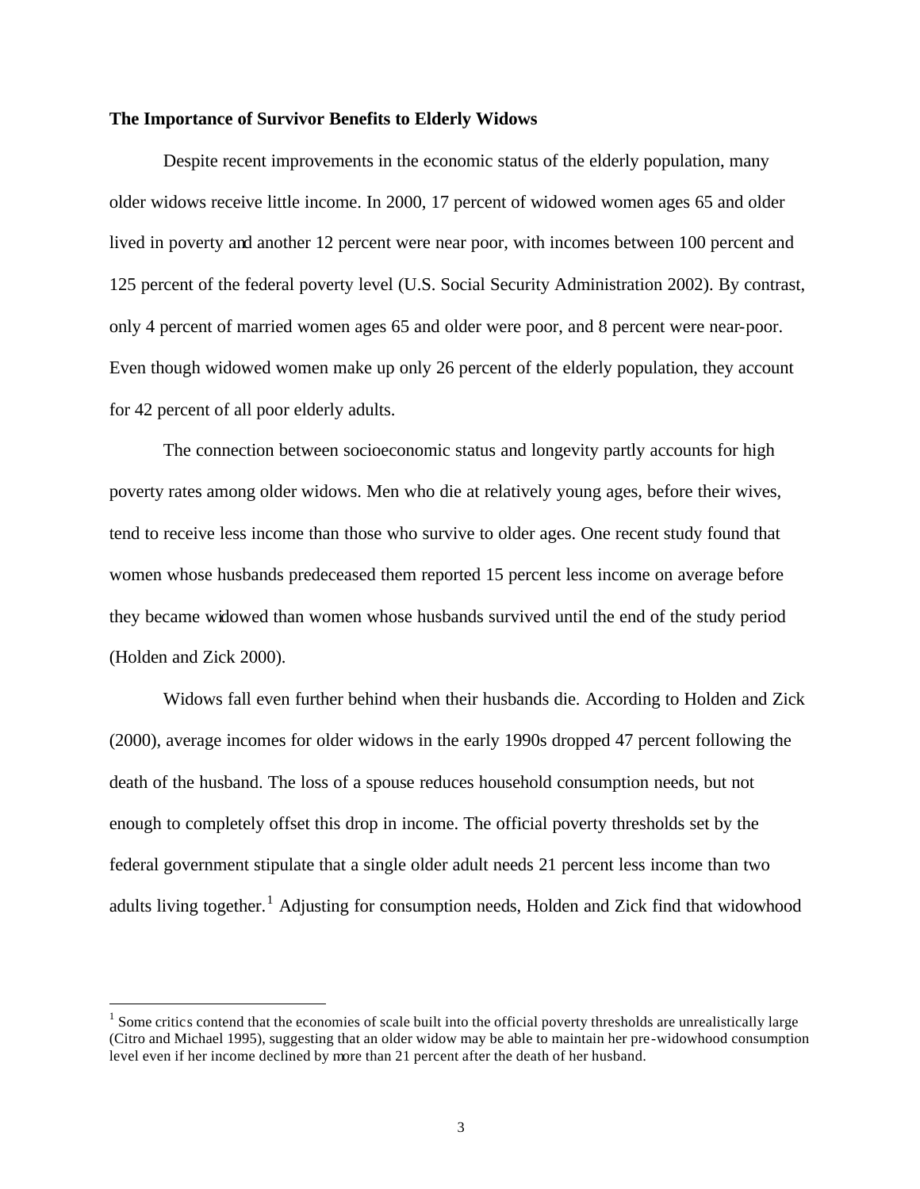## The Importance of Survivor Benefits to Elderly Widows

Despite recent improvements in the economic status of the elderly population, many older widows receive little income. In 2000, 17 percent of widowed women ages 65 and older lived in poverty and another 12 percent were near poor, with incomes between 100 percent and 125 percent of the federal poverty level (U.S. Social Security Administration 2002). By contrast, only 4 percent of married women ages 65 and older were poor, and 8 percent were near-poor. Even though widowed women make up only 26 percent of the elderly population, they account for 42 percent of all poor elderly adults.

The connection between socioeconomic status and longevity partly accounts for high poverty rates among older widows. Men who die at relatively young ages, before their wives, tend to receive less income than those who survive to older ages. One recent study found that women whose husbands predeceased them reported 15 percent less income on average before they became widowed than women whose husbands survived until the end of the study period (Holden and Zick 2000).

Widows fall even further behind when their husbands die. According to Holden and Zick (2000), average incomes for older widows in the early 1990s dropped 47 percent following the death of the husband. The loss of a spouse reduces household consumption needs, but not enough to completely offset this drop in income. The official poverty thresholds set by the federal government stipulate that a single older adult needs 21 percent less income than two adults living together.[1] Adjusting for consumption needs, Holden and Zick find that widowhood

[1] Some critics contend that the economies of scale built into the official poverty thresholds are unrealistically large (Citro and Michael 1995), suggesting that an older widow may be able to maintain her pre-widowhood consumption level even if her income declined by more than 21 percent after the death of her husband.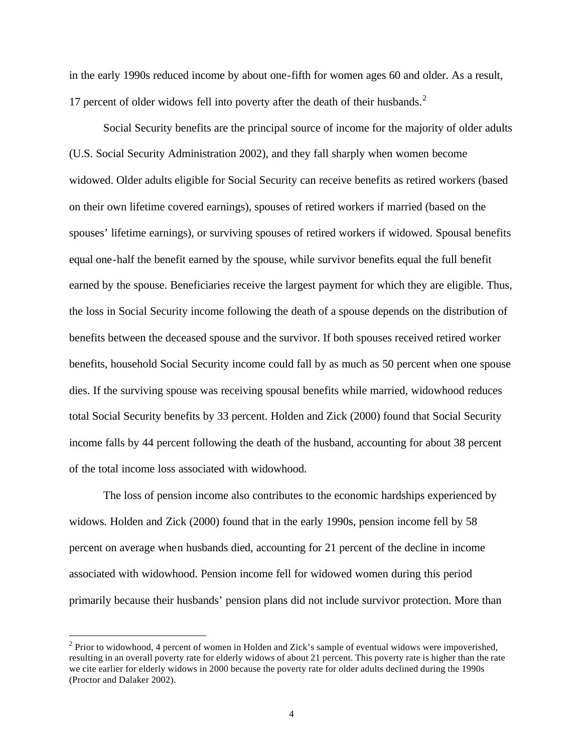in the early 1990s reduced income by about one-fifth for women ages 60 and older. As a result, 17 percent of older widows fell into poverty after the death of their husbands.[2]

Social Security benefits are the principal source of income for the majority of older adults (U.S. Social Security Administration 2002), and they fall sharply when women become widowed. Older adults eligible for Social Security can receive benefits as retired workers (based on their own lifetime covered earnings), spouses of retired workers if married (based on the spouses' lifetime earnings), or surviving spouses of retired workers if widowed. Spousal benefits equal one-half the benefit earned by the spouse, while survivor benefits equal the full benefit earned by the spouse. Beneficiaries receive the largest payment for which they are eligible. Thus, the loss in Social Security income following the death of a spouse depends on the distribution of benefits between the deceased spouse and the survivor. If both spouses received retired worker benefits, household Social Security income could fall by as much as 50 percent when one spouse dies. If the surviving spouse was receiving spousal benefits while married, widowhood reduces total Social Security benefits by 33 percent. Holden and Zick (2000) found that Social Security income falls by 44 percent following the death of the husband, accounting for about 38 percent of the total income loss associated with widowhood.

The loss of pension income also contributes to the economic hardships experienced by widows. Holden and Zick (2000) found that in the early 1990s, pension income fell by 58 percent on average when husbands died, accounting for 21 percent of the decline in income associated with widowhood. Pension income fell for widowed women during this period primarily because their husbands' pension plans did not include survivor protection. More than

---

[2] Prior to widowhood, 4 percent of women in Holden and Zick's sample of eventual widows were impoverished, resulting in an overall poverty rate for elderly widows of about 21 percent. This poverty rate is higher than the rate we cite earlier for elderly widows in 2000 because the poverty rate for older adults declined during the 1990s (Proctor and Dalaker 2002).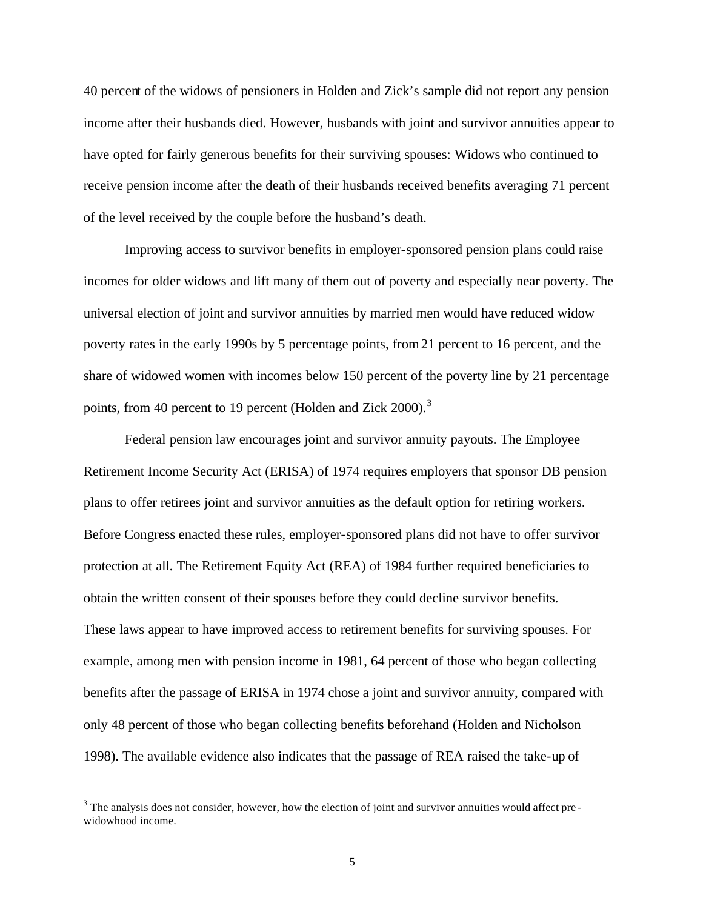40 percent of the widows of pensioners in Holden and Zick's sample did not report any pension income after their husbands died. However, husbands with joint and survivor annuities appear to have opted for fairly generous benefits for their surviving spouses: Widows who continued to receive pension income after the death of their husbands received benefits averaging 71 percent of the level received by the couple before the husband's death.

Improving access to survivor benefits in employer-sponsored pension plans could raise incomes for older widows and lift many of them out of poverty and especially near poverty. The universal election of joint and survivor annuities by married men would have reduced widow poverty rates in the early 1990s by 5 percentage points, from 21 percent to 16 percent, and the share of widowed women with incomes below 150 percent of the poverty line by 21 percentage points, from 40 percent to 19 percent (Holden and Zick 2000).[3]

Federal pension law encourages joint and survivor annuity payouts. The Employee Retirement Income Security Act (ERISA) of 1974 requires employers that sponsor DB pension plans to offer retirees joint and survivor annuities as the default option for retiring workers. Before Congress enacted these rules, employer-sponsored plans did not have to offer survivor protection at all. The Retirement Equity Act (REA) of 1984 further required beneficiaries to obtain the written consent of their spouses before they could decline survivor benefits. These laws appear to have improved access to retirement benefits for surviving spouses. For example, among men with pension income in 1981, 64 percent of those who began collecting benefits after the passage of ERISA in 1974 chose a joint and survivor annuity, compared with only 48 percent of those who began collecting benefits beforehand (Holden and Nicholson 1998). The available evidence also indicates that the passage of REA raised the take-up of

[3] The analysis does not consider, however, how the election of joint and survivor annuities would affect pre-widowhood income.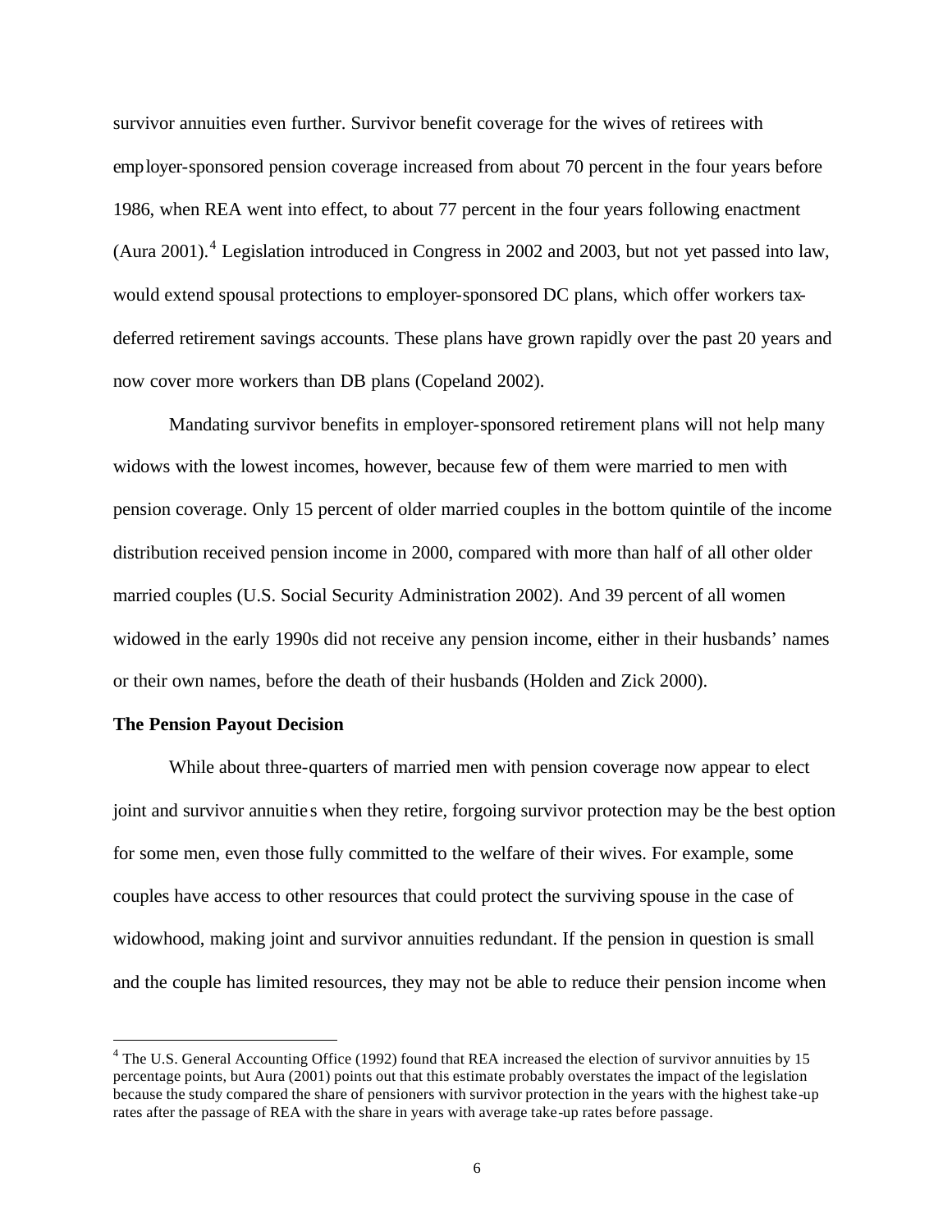survivor annuities even further. Survivor benefit coverage for the wives of retirees with employer-sponsored pension coverage increased from about 70 percent in the four years before 1986, when REA went into effect, to about 77 percent in the four years following enactment (Aura 2001).[4] Legislation introduced in Congress in 2002 and 2003, but not yet passed into law, would extend spousal protections to employer-sponsored DC plans, which offer workers tax-deferred retirement savings accounts. These plans have grown rapidly over the past 20 years and now cover more workers than DB plans (Copeland 2002).

Mandating survivor benefits in employer-sponsored retirement plans will not help many widows with the lowest incomes, however, because few of them were married to men with pension coverage. Only 15 percent of older married couples in the bottom quintile of the income distribution received pension income in 2000, compared with more than half of all other older married couples (U.S. Social Security Administration 2002). And 39 percent of all women widowed in the early 1990s did not receive any pension income, either in their husbands' names or their own names, before the death of their husbands (Holden and Zick 2000).

**The Pension Payout Decision**

While about three-quarters of married men with pension coverage now appear to elect joint and survivor annuities when they retire, forgoing survivor protection may be the best option for some men, even those fully committed to the welfare of their wives. For example, some couples have access to other resources that could protect the surviving spouse in the case of widowhood, making joint and survivor annuities redundant. If the pension in question is small and the couple has limited resources, they may not be able to reduce their pension income when

[4] The U.S. General Accounting Office (1992) found that REA increased the election of survivor annuities by 15 percentage points, but Aura (2001) points out that this estimate probably overstates the impact of the legislation because the study compared the share of pensioners with survivor protection in the years with the highest take-up rates after the passage of REA with the share in years with average take-up rates before passage.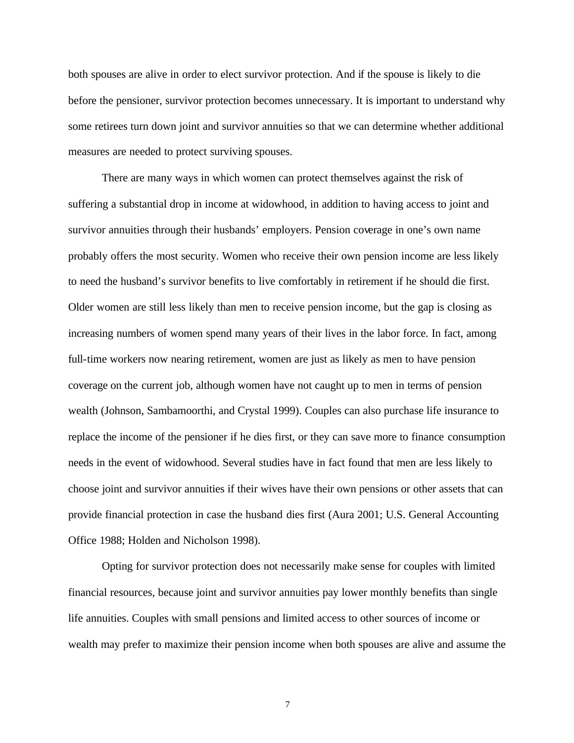both spouses are alive in order to elect survivor protection. And if the spouse is likely to die before the pensioner, survivor protection becomes unnecessary. It is important to understand why some retirees turn down joint and survivor annuities so that we can determine whether additional measures are needed to protect surviving spouses.

There are many ways in which women can protect themselves against the risk of suffering a substantial drop in income at widowhood, in addition to having access to joint and survivor annuities through their husbands' employers. Pension coverage in one's own name probably offers the most security. Women who receive their own pension income are less likely to need the husband's survivor benefits to live comfortably in retirement if he should die first. Older women are still less likely than men to receive pension income, but the gap is closing as increasing numbers of women spend many years of their lives in the labor force. In fact, among full-time workers now nearing retirement, women are just as likely as men to have pension coverage on the current job, although women have not caught up to men in terms of pension wealth (Johnson, Sambamoorthi, and Crystal 1999). Couples can also purchase life insurance to replace the income of the pensioner if he dies first, or they can save more to finance consumption needs in the event of widowhood. Several studies have in fact found that men are less likely to choose joint and survivor annuities if their wives have their own pensions or other assets that can provide financial protection in case the husband dies first (Aura 2001; U.S. General Accounting Office 1988; Holden and Nicholson 1998).

Opting for survivor protection does not necessarily make sense for couples with limited financial resources, because joint and survivor annuities pay lower monthly benefits than single life annuities. Couples with small pensions and limited access to other sources of income or wealth may prefer to maximize their pension income when both spouses are alive and assume the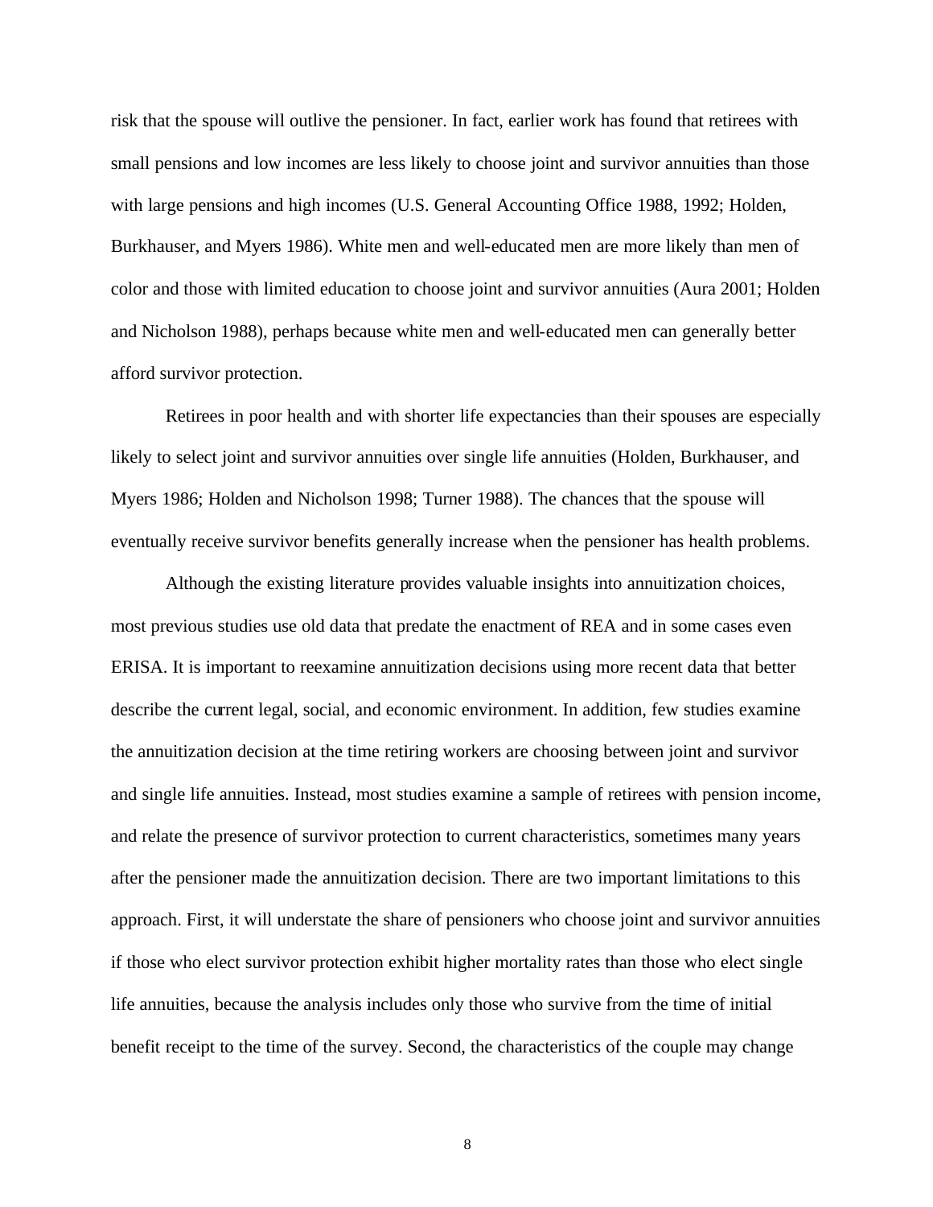risk that the spouse will outlive the pensioner. In fact, earlier work has found that retirees with small pensions and low incomes are less likely to choose joint and survivor annuities than those with large pensions and high incomes (U.S. General Accounting Office 1988, 1992; Holden, Burkhauser, and Myers 1986). White men and well-educated men are more likely than men of color and those with limited education to choose joint and survivor annuities (Aura 2001; Holden and Nicholson 1988), perhaps because white men and well-educated men can generally better afford survivor protection.

Retirees in poor health and with shorter life expectancies than their spouses are especially likely to select joint and survivor annuities over single life annuities (Holden, Burkhauser, and Myers 1986; Holden and Nicholson 1998; Turner 1988). The chances that the spouse will eventually receive survivor benefits generally increase when the pensioner has health problems.

Although the existing literature provides valuable insights into annuitization choices, most previous studies use old data that predate the enactment of REA and in some cases even ERISA. It is important to reexamine annuitization decisions using more recent data that better describe the current legal, social, and economic environment. In addition, few studies examine the annuitization decision at the time retiring workers are choosing between joint and survivor and single life annuities. Instead, most studies examine a sample of retirees with pension income, and relate the presence of survivor protection to current characteristics, sometimes many years after the pensioner made the annuitization decision. There are two important limitations to this approach. First, it will understate the share of pensioners who choose joint and survivor annuities if those who elect survivor protection exhibit higher mortality rates than those who elect single life annuities, because the analysis includes only those who survive from the time of initial benefit receipt to the time of the survey. Second, the characteristics of the couple may change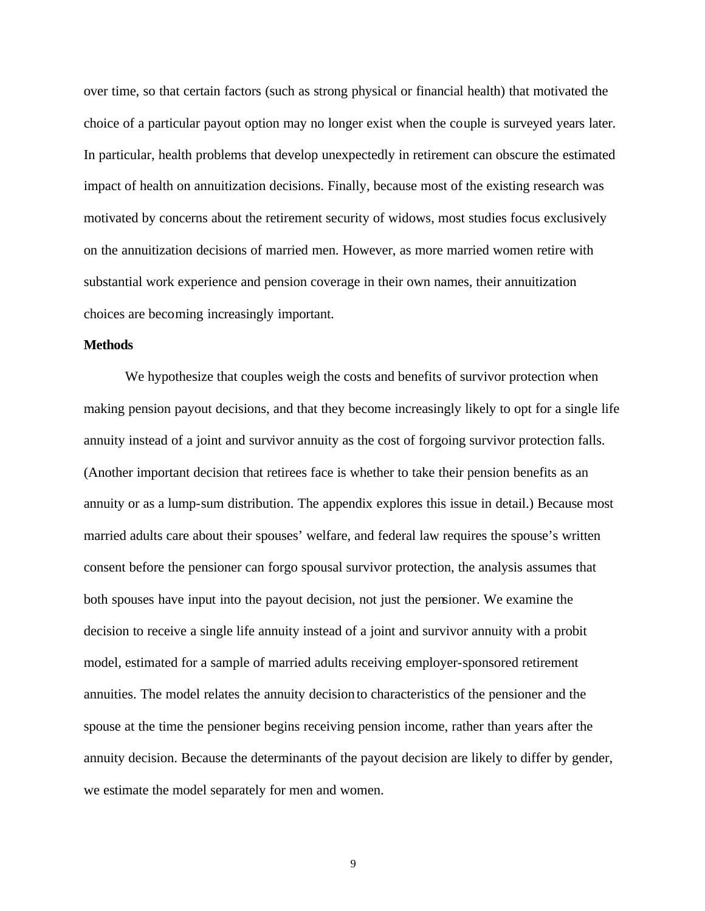over time, so that certain factors (such as strong physical or financial health) that motivated the choice of a particular payout option may no longer exist when the couple is surveyed years later. In particular, health problems that develop unexpectedly in retirement can obscure the estimated impact of health on annuitization decisions. Finally, because most of the existing research was motivated by concerns about the retirement security of widows, most studies focus exclusively on the annuitization decisions of married men. However, as more married women retire with substantial work experience and pension coverage in their own names, their annuitization choices are becoming increasingly important.

**Methods**

We hypothesize that couples weigh the costs and benefits of survivor protection when making pension payout decisions, and that they become increasingly likely to opt for a single life annuity instead of a joint and survivor annuity as the cost of forgoing survivor protection falls. (Another important decision that retirees face is whether to take their pension benefits as an annuity or as a lump-sum distribution. The appendix explores this issue in detail.) Because most married adults care about their spouses' welfare, and federal law requires the spouse's written consent before the pensioner can forgo spousal survivor protection, the analysis assumes that both spouses have input into the payout decision, not just the pensioner. We examine the decision to receive a single life annuity instead of a joint and survivor annuity with a probit model, estimated for a sample of married adults receiving employer-sponsored retirement annuities. The model relates the annuity decision to characteristics of the pensioner and the spouse at the time the pensioner begins receiving pension income, rather than years after the annuity decision. Because the determinants of the payout decision are likely to differ by gender, we estimate the model separately for men and women.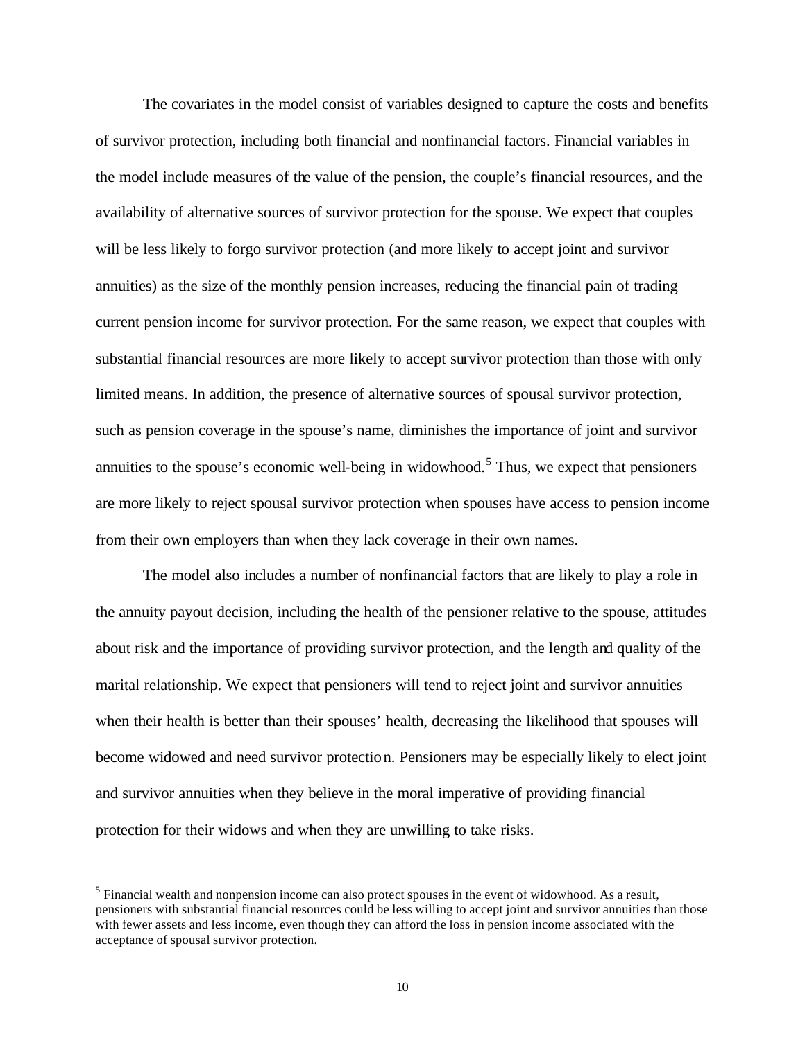The covariates in the model consist of variables designed to capture the costs and benefits of survivor protection, including both financial and nonfinancial factors. Financial variables in the model include measures of the value of the pension, the couple's financial resources, and the availability of alternative sources of survivor protection for the spouse. We expect that couples will be less likely to forgo survivor protection (and more likely to accept joint and survivor annuities) as the size of the monthly pension increases, reducing the financial pain of trading current pension income for survivor protection. For the same reason, we expect that couples with substantial financial resources are more likely to accept survivor protection than those with only limited means. In addition, the presence of alternative sources of spousal survivor protection, such as pension coverage in the spouse's name, diminishes the importance of joint and survivor annuities to the spouse's economic well-being in widowhood.[5] Thus, we expect that pensioners are more likely to reject spousal survivor protection when spouses have access to pension income from their own employers than when they lack coverage in their own names.

The model also includes a number of nonfinancial factors that are likely to play a role in the annuity payout decision, including the health of the pensioner relative to the spouse, attitudes about risk and the importance of providing survivor protection, and the length and quality of the marital relationship. We expect that pensioners will tend to reject joint and survivor annuities when their health is better than their spouses' health, decreasing the likelihood that spouses will become widowed and need survivor protection. Pensioners may be especially likely to elect joint and survivor annuities when they believe in the moral imperative of providing financial protection for their widows and when they are unwilling to take risks.

[5] Financial wealth and nonpension income can also protect spouses in the event of widowhood. As a result, pensioners with substantial financial resources could be less willing to accept joint and survivor annuities than those with fewer assets and less income, even though they can afford the loss in pension income associated with the acceptance of spousal survivor protection.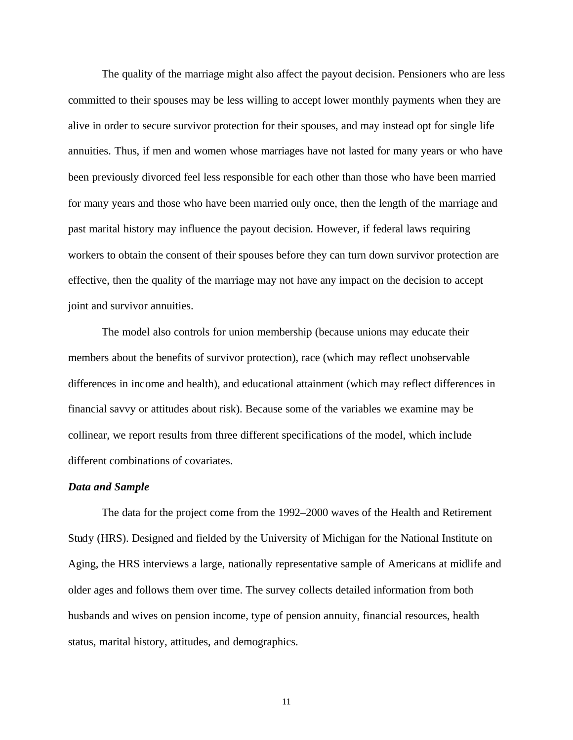The quality of the marriage might also affect the payout decision. Pensioners who are less committed to their spouses may be less willing to accept lower monthly payments when they are alive in order to secure survivor protection for their spouses, and may instead opt for single life annuities. Thus, if men and women whose marriages have not lasted for many years or who have been previously divorced feel less responsible for each other than those who have been married for many years and those who have been married only once, then the length of the marriage and past marital history may influence the payout decision. However, if federal laws requiring workers to obtain the consent of their spouses before they can turn down survivor protection are effective, then the quality of the marriage may not have any impact on the decision to accept joint and survivor annuities.

The model also controls for union membership (because unions may educate their members about the benefits of survivor protection), race (which may reflect unobservable differences in income and health), and educational attainment (which may reflect differences in financial savvy or attitudes about risk). Because some of the variables we examine may be collinear, we report results from three different specifications of the model, which include different combinations of covariates.

***Data and Sample***

The data for the project come from the 1992–2000 waves of the Health and Retirement Study (HRS). Designed and fielded by the University of Michigan for the National Institute on Aging, the HRS interviews a large, nationally representative sample of Americans at midlife and older ages and follows them over time. The survey collects detailed information from both husbands and wives on pension income, type of pension annuity, financial resources, health status, marital history, attitudes, and demographics.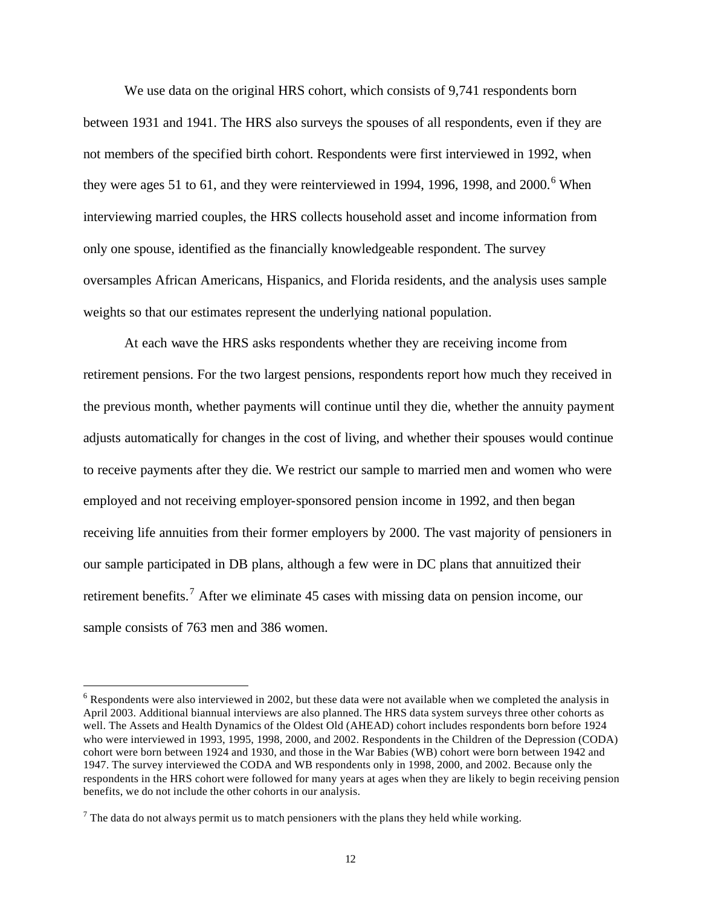We use data on the original HRS cohort, which consists of 9,741 respondents born between 1931 and 1941. The HRS also surveys the spouses of all respondents, even if they are not members of the specified birth cohort. Respondents were first interviewed in 1992, when they were ages 51 to 61, and they were reinterviewed in 1994, 1996, 1998, and 2000.[6] When interviewing married couples, the HRS collects household asset and income information from only one spouse, identified as the financially knowledgeable respondent. The survey oversamples African Americans, Hispanics, and Florida residents, and the analysis uses sample weights so that our estimates represent the underlying national population.

At each wave the HRS asks respondents whether they are receiving income from retirement pensions. For the two largest pensions, respondents report how much they received in the previous month, whether payments will continue until they die, whether the annuity payment adjusts automatically for changes in the cost of living, and whether their spouses would continue to receive payments after they die. We restrict our sample to married men and women who were employed and not receiving employer-sponsored pension income in 1992, and then began receiving life annuities from their former employers by 2000. The vast majority of pensioners in our sample participated in DB plans, although a few were in DC plans that annuitized their retirement benefits.[7] After we eliminate 45 cases with missing data on pension income, our sample consists of 763 men and 386 women.

---

[6] Respondents were also interviewed in 2002, but these data were not available when we completed the analysis in April 2003. Additional biannual interviews are also planned. The HRS data system surveys three other cohorts as well. The Assets and Health Dynamics of the Oldest Old (AHEAD) cohort includes respondents born before 1924 who were interviewed in 1993, 1995, 1998, 2000, and 2002. Respondents in the Children of the Depression (CODA) cohort were born between 1924 and 1930, and those in the War Babies (WB) cohort were born between 1942 and 1947. The survey interviewed the CODA and WB respondents only in 1998, 2000, and 2002. Because only the respondents in the HRS cohort were followed for many years at ages when they are likely to begin receiving pension benefits, we do not include the other cohorts in our analysis.

[7] The data do not always permit us to match pensioners with the plans they held while working.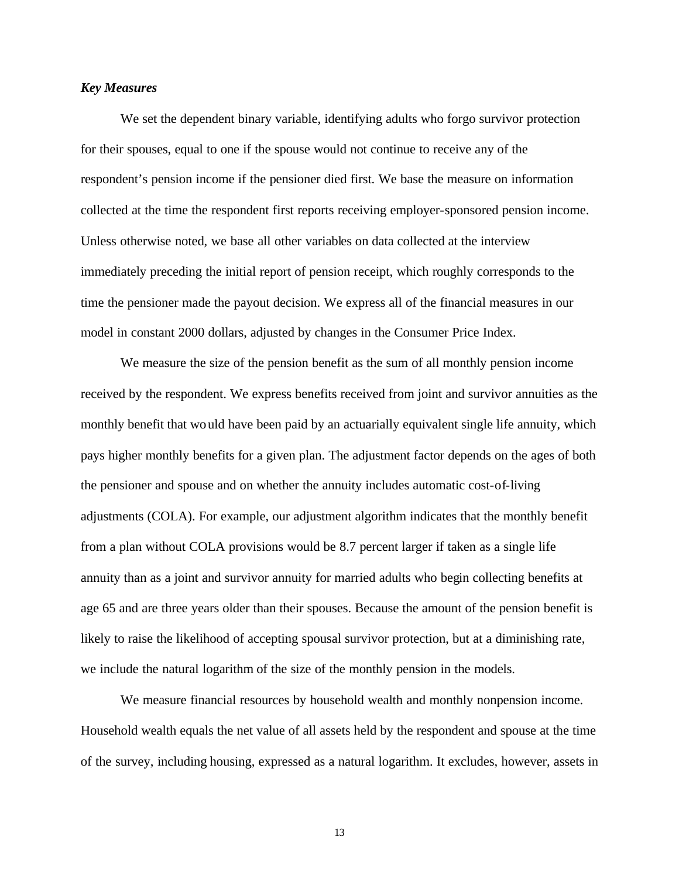### *Key Measures*

We set the dependent binary variable, identifying adults who forgo survivor protection for their spouses, equal to one if the spouse would not continue to receive any of the respondent's pension income if the pensioner died first. We base the measure on information collected at the time the respondent first reports receiving employer-sponsored pension income. Unless otherwise noted, we base all other variables on data collected at the interview immediately preceding the initial report of pension receipt, which roughly corresponds to the time the pensioner made the payout decision. We express all of the financial measures in our model in constant 2000 dollars, adjusted by changes in the Consumer Price Index.

We measure the size of the pension benefit as the sum of all monthly pension income received by the respondent. We express benefits received from joint and survivor annuities as the monthly benefit that would have been paid by an actuarially equivalent single life annuity, which pays higher monthly benefits for a given plan. The adjustment factor depends on the ages of both the pensioner and spouse and on whether the annuity includes automatic cost-of-living adjustments (COLA). For example, our adjustment algorithm indicates that the monthly benefit from a plan without COLA provisions would be 8.7 percent larger if taken as a single life annuity than as a joint and survivor annuity for married adults who begin collecting benefits at age 65 and are three years older than their spouses. Because the amount of the pension benefit is likely to raise the likelihood of accepting spousal survivor protection, but at a diminishing rate, we include the natural logarithm of the size of the monthly pension in the models.

We measure financial resources by household wealth and monthly nonpension income. Household wealth equals the net value of all assets held by the respondent and spouse at the time of the survey, including housing, expressed as a natural logarithm. It excludes, however, assets in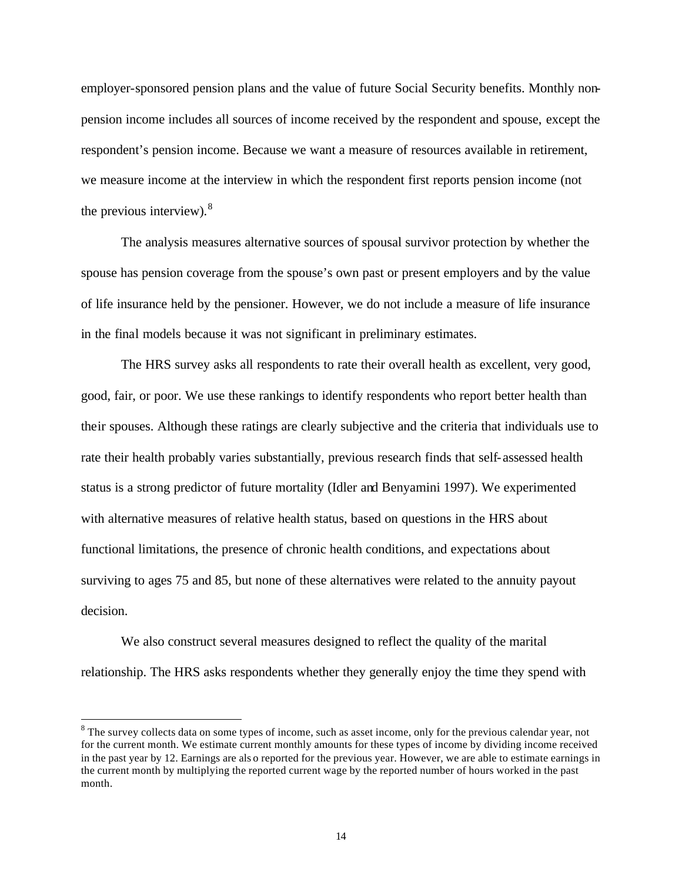employer-sponsored pension plans and the value of future Social Security benefits. Monthly non-pension income includes all sources of income received by the respondent and spouse, except the respondent's pension income. Because we want a measure of resources available in retirement, we measure income at the interview in which the respondent first reports pension income (not the previous interview).[8]

The analysis measures alternative sources of spousal survivor protection by whether the spouse has pension coverage from the spouse's own past or present employers and by the value of life insurance held by the pensioner. However, we do not include a measure of life insurance in the final models because it was not significant in preliminary estimates.

The HRS survey asks all respondents to rate their overall health as excellent, very good, good, fair, or poor. We use these rankings to identify respondents who report better health than their spouses. Although these ratings are clearly subjective and the criteria that individuals use to rate their health probably varies substantially, previous research finds that self-assessed health status is a strong predictor of future mortality (Idler and Benyamini 1997). We experimented with alternative measures of relative health status, based on questions in the HRS about functional limitations, the presence of chronic health conditions, and expectations about surviving to ages 75 and 85, but none of these alternatives were related to the annuity payout decision.

We also construct several measures designed to reflect the quality of the marital relationship. The HRS asks respondents whether they generally enjoy the time they spend with

[8] The survey collects data on some types of income, such as asset income, only for the previous calendar year, not for the current month. We estimate current monthly amounts for these types of income by dividing income received in the past year by 12. Earnings are also reported for the previous year. However, we are able to estimate earnings in the current month by multiplying the reported current wage by the reported number of hours worked in the past month.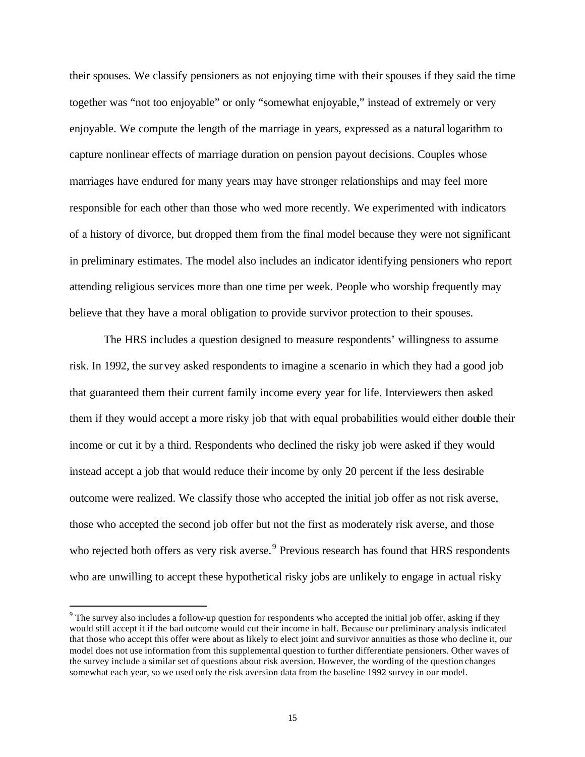their spouses. We classify pensioners as not enjoying time with their spouses if they said the time together was "not too enjoyable" or only "somewhat enjoyable," instead of extremely or very enjoyable. We compute the length of the marriage in years, expressed as a natural logarithm to capture nonlinear effects of marriage duration on pension payout decisions. Couples whose marriages have endured for many years may have stronger relationships and may feel more responsible for each other than those who wed more recently. We experimented with indicators of a history of divorce, but dropped them from the final model because they were not significant in preliminary estimates. The model also includes an indicator identifying pensioners who report attending religious services more than one time per week. People who worship frequently may believe that they have a moral obligation to provide survivor protection to their spouses.

The HRS includes a question designed to measure respondents' willingness to assume risk. In 1992, the survey asked respondents to imagine a scenario in which they had a good job that guaranteed them their current family income every year for life. Interviewers then asked them if they would accept a more risky job that with equal probabilities would either double their income or cut it by a third. Respondents who declined the risky job were asked if they would instead accept a job that would reduce their income by only 20 percent if the less desirable outcome were realized. We classify those who accepted the initial job offer as not risk averse, those who accepted the second job offer but not the first as moderately risk averse, and those who rejected both offers as very risk averse.[9] Previous research has found that HRS respondents who are unwilling to accept these hypothetical risky jobs are unlikely to engage in actual risky

[9] The survey also includes a follow-up question for respondents who accepted the initial job offer, asking if they would still accept it if the bad outcome would cut their income in half. Because our preliminary analysis indicated that those who accept this offer were about as likely to elect joint and survivor annuities as those who decline it, our model does not use information from this supplemental question to further differentiate pensioners. Other waves of the survey include a similar set of questions about risk aversion. However, the wording of the question changes somewhat each year, so we used only the risk aversion data from the baseline 1992 survey in our model.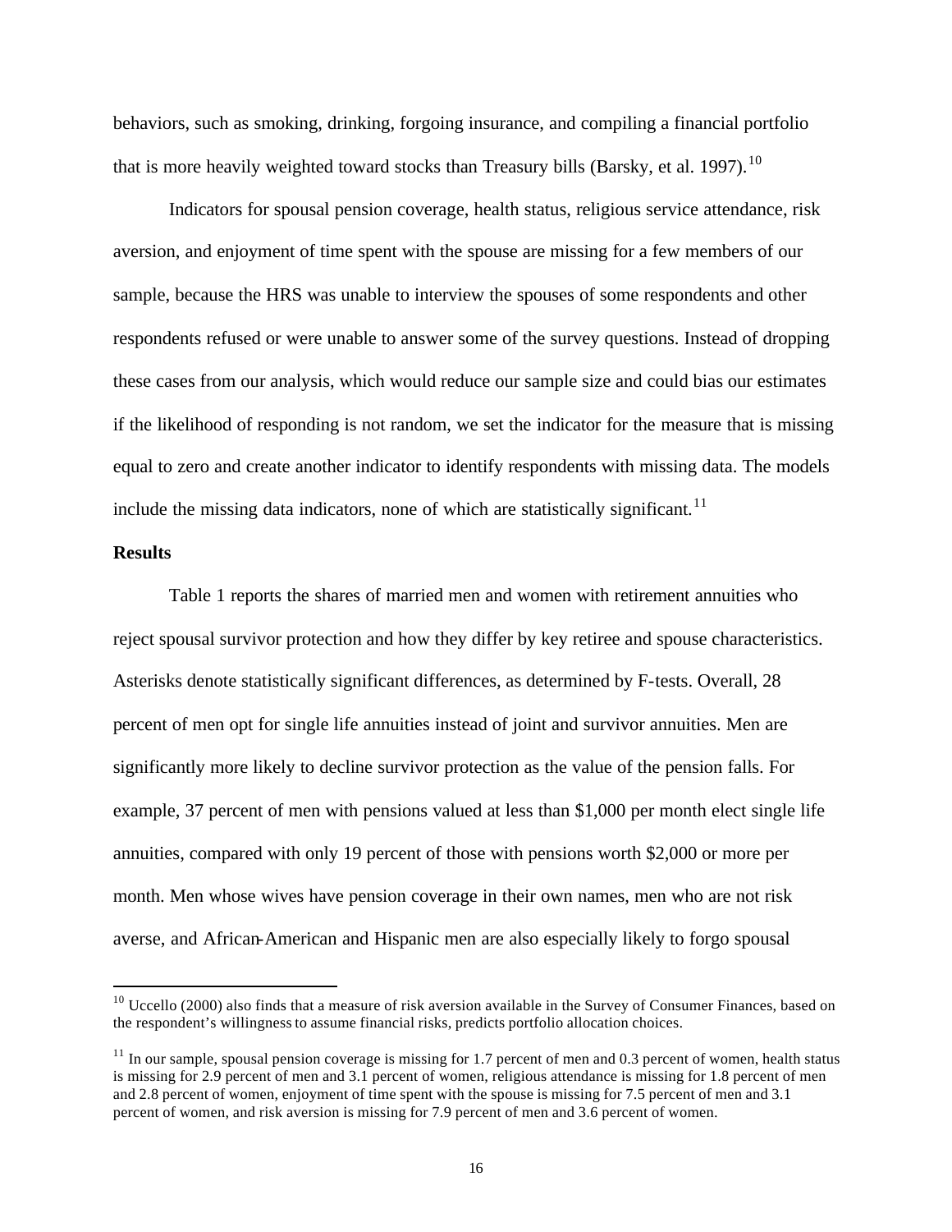behaviors, such as smoking, drinking, forgoing insurance, and compiling a financial portfolio that is more heavily weighted toward stocks than Treasury bills (Barsky, et al. 1997).[10]

Indicators for spousal pension coverage, health status, religious service attendance, risk aversion, and enjoyment of time spent with the spouse are missing for a few members of our sample, because the HRS was unable to interview the spouses of some respondents and other respondents refused or were unable to answer some of the survey questions. Instead of dropping these cases from our analysis, which would reduce our sample size and could bias our estimates if the likelihood of responding is not random, we set the indicator for the measure that is missing equal to zero and create another indicator to identify respondents with missing data. The models include the missing data indicators, none of which are statistically significant.[11]

**Results**

Table 1 reports the shares of married men and women with retirement annuities who reject spousal survivor protection and how they differ by key retiree and spouse characteristics. Asterisks denote statistically significant differences, as determined by F-tests. Overall, 28 percent of men opt for single life annuities instead of joint and survivor annuities. Men are significantly more likely to decline survivor protection as the value of the pension falls. For example, 37 percent of men with pensions valued at less than $1,000 per month elect single life annuities, compared with only 19 percent of those with pensions worth $2,000 or more per month. Men whose wives have pension coverage in their own names, men who are not risk averse, and African-American and Hispanic men are also especially likely to forgo spousal

---

[10] Uccello (2000) also finds that a measure of risk aversion available in the Survey of Consumer Finances, based on the respondent's willingness to assume financial risks, predicts portfolio allocation choices.

[11] In our sample, spousal pension coverage is missing for 1.7 percent of men and 0.3 percent of women, health status is missing for 2.9 percent of men and 3.1 percent of women, religious attendance is missing for 1.8 percent of men and 2.8 percent of women, enjoyment of time spent with the spouse is missing for 7.5 percent of men and 3.1 percent of women, and risk aversion is missing for 7.9 percent of men and 3.6 percent of women.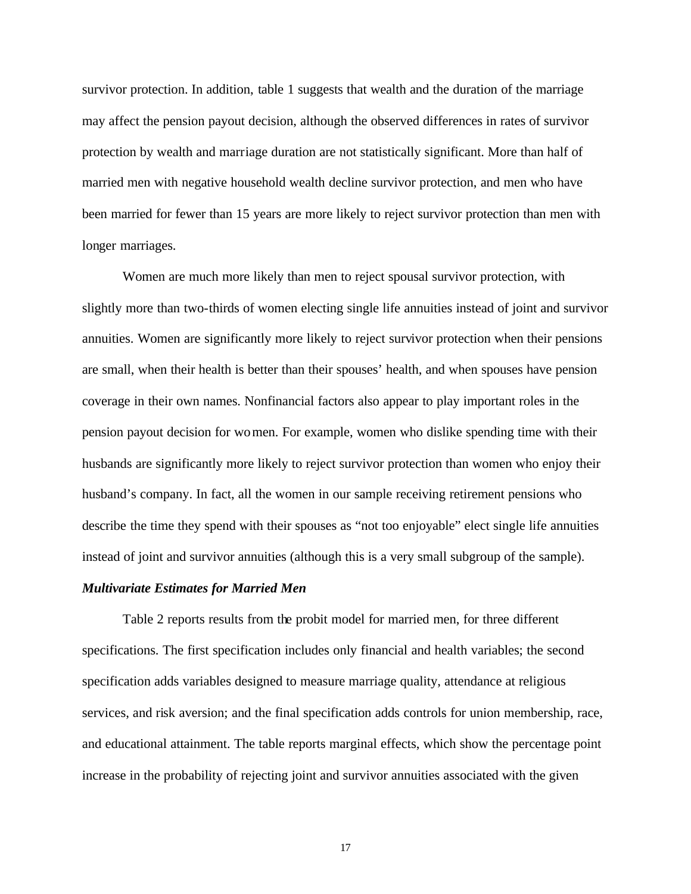survivor protection. In addition, table 1 suggests that wealth and the duration of the marriage may affect the pension payout decision, although the observed differences in rates of survivor protection by wealth and marriage duration are not statistically significant. More than half of married men with negative household wealth decline survivor protection, and men who have been married for fewer than 15 years are more likely to reject survivor protection than men with longer marriages.

Women are much more likely than men to reject spousal survivor protection, with slightly more than two-thirds of women electing single life annuities instead of joint and survivor annuities. Women are significantly more likely to reject survivor protection when their pensions are small, when their health is better than their spouses' health, and when spouses have pension coverage in their own names. Nonfinancial factors also appear to play important roles in the pension payout decision for women. For example, women who dislike spending time with their husbands are significantly more likely to reject survivor protection than women who enjoy their husband's company. In fact, all the women in our sample receiving retirement pensions who describe the time they spend with their spouses as "not too enjoyable" elect single life annuities instead of joint and survivor annuities (although this is a very small subgroup of the sample).

***Multivariate Estimates for Married Men***

Table 2 reports results from the probit model for married men, for three different specifications. The first specification includes only financial and health variables; the second specification adds variables designed to measure marriage quality, attendance at religious services, and risk aversion; and the final specification adds controls for union membership, race, and educational attainment. The table reports marginal effects, which show the percentage point increase in the probability of rejecting joint and survivor annuities associated with the given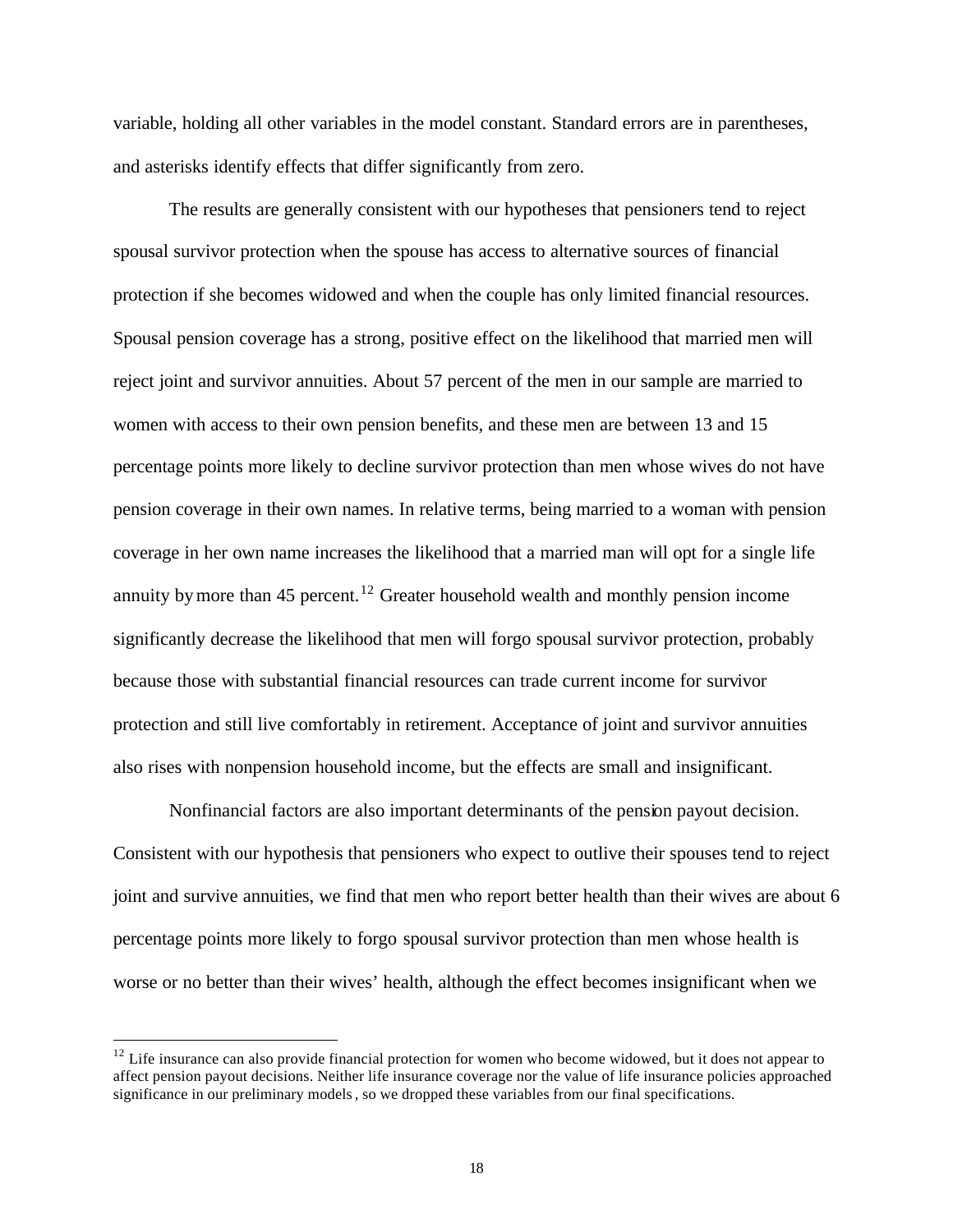variable, holding all other variables in the model constant. Standard errors are in parentheses, and asterisks identify effects that differ significantly from zero.

The results are generally consistent with our hypotheses that pensioners tend to reject spousal survivor protection when the spouse has access to alternative sources of financial protection if she becomes widowed and when the couple has only limited financial resources. Spousal pension coverage has a strong, positive effect on the likelihood that married men will reject joint and survivor annuities. About 57 percent of the men in our sample are married to women with access to their own pension benefits, and these men are between 13 and 15 percentage points more likely to decline survivor protection than men whose wives do not have pension coverage in their own names. In relative terms, being married to a woman with pension coverage in her own name increases the likelihood that a married man will opt for a single life annuity by more than 45 percent.[12] Greater household wealth and monthly pension income significantly decrease the likelihood that men will forgo spousal survivor protection, probably because those with substantial financial resources can trade current income for survivor protection and still live comfortably in retirement. Acceptance of joint and survivor annuities also rises with nonpension household income, but the effects are small and insignificant.

Nonfinancial factors are also important determinants of the pension payout decision. Consistent with our hypothesis that pensioners who expect to outlive their spouses tend to reject joint and survive annuities, we find that men who report better health than their wives are about 6 percentage points more likely to forgo spousal survivor protection than men whose health is worse or no better than their wives' health, although the effect becomes insignificant when we

[12] Life insurance can also provide financial protection for women who become widowed, but it does not appear to affect pension payout decisions. Neither life insurance coverage nor the value of life insurance policies approached significance in our preliminary models, so we dropped these variables from our final specifications.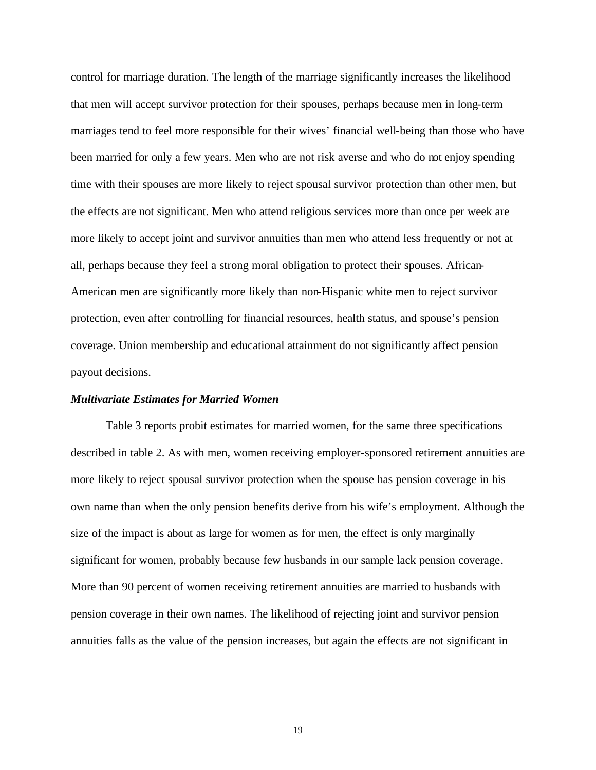control for marriage duration. The length of the marriage significantly increases the likelihood that men will accept survivor protection for their spouses, perhaps because men in long-term marriages tend to feel more responsible for their wives' financial well-being than those who have been married for only a few years. Men who are not risk averse and who do not enjoy spending time with their spouses are more likely to reject spousal survivor protection than other men, but the effects are not significant. Men who attend religious services more than once per week are more likely to accept joint and survivor annuities than men who attend less frequently or not at all, perhaps because they feel a strong moral obligation to protect their spouses. African-American men are significantly more likely than non-Hispanic white men to reject survivor protection, even after controlling for financial resources, health status, and spouse's pension coverage. Union membership and educational attainment do not significantly affect pension payout decisions.

***Multivariate Estimates for Married Women***

Table 3 reports probit estimates for married women, for the same three specifications described in table 2. As with men, women receiving employer-sponsored retirement annuities are more likely to reject spousal survivor protection when the spouse has pension coverage in his own name than when the only pension benefits derive from his wife's employment. Although the size of the impact is about as large for women as for men, the effect is only marginally significant for women, probably because few husbands in our sample lack pension coverage. More than 90 percent of women receiving retirement annuities are married to husbands with pension coverage in their own names. The likelihood of rejecting joint and survivor pension annuities falls as the value of the pension increases, but again the effects are not significant in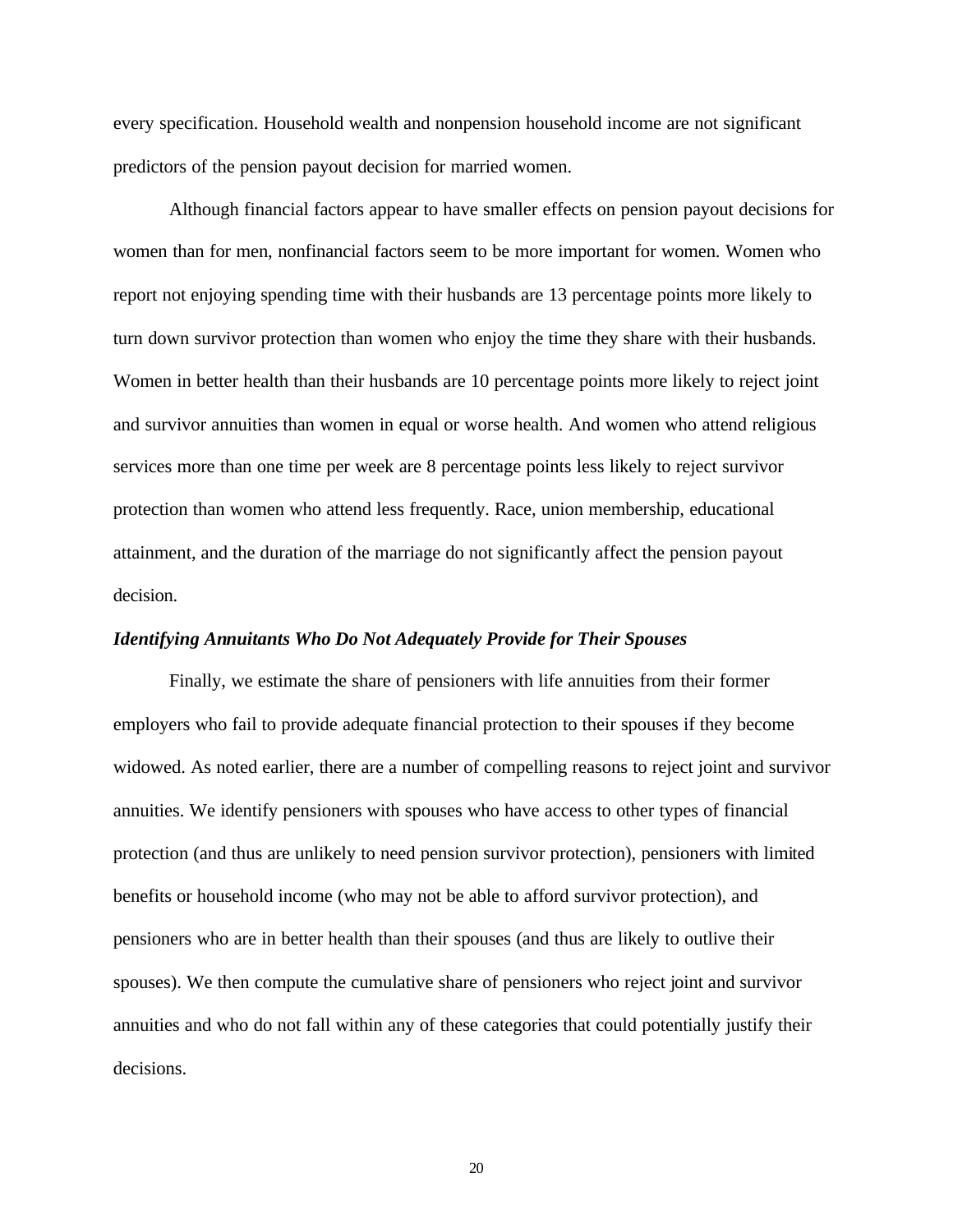every specification. Household wealth and nonpension household income are not significant predictors of the pension payout decision for married women.

Although financial factors appear to have smaller effects on pension payout decisions for women than for men, nonfinancial factors seem to be more important for women. Women who report not enjoying spending time with their husbands are 13 percentage points more likely to turn down survivor protection than women who enjoy the time they share with their husbands. Women in better health than their husbands are 10 percentage points more likely to reject joint and survivor annuities than women in equal or worse health. And women who attend religious services more than one time per week are 8 percentage points less likely to reject survivor protection than women who attend less frequently. Race, union membership, educational attainment, and the duration of the marriage do not significantly affect the pension payout decision.

### *Identifying Annuitants Who Do Not Adequately Provide for Their Spouses*

Finally, we estimate the share of pensioners with life annuities from their former employers who fail to provide adequate financial protection to their spouses if they become widowed. As noted earlier, there are a number of compelling reasons to reject joint and survivor annuities. We identify pensioners with spouses who have access to other types of financial protection (and thus are unlikely to need pension survivor protection), pensioners with limited benefits or household income (who may not be able to afford survivor protection), and pensioners who are in better health than their spouses (and thus are likely to outlive their spouses). We then compute the cumulative share of pensioners who reject joint and survivor annuities and who do not fall within any of these categories that could potentially justify their decisions.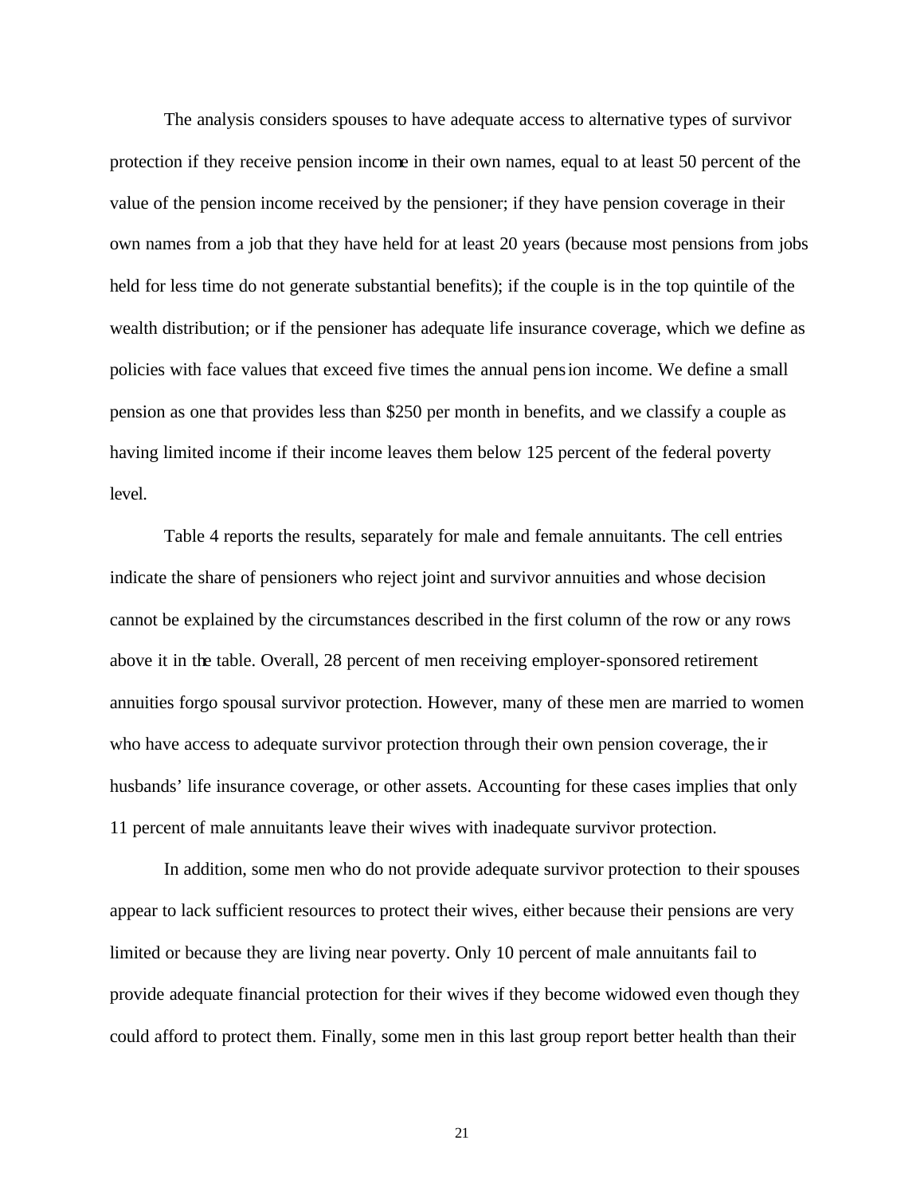The analysis considers spouses to have adequate access to alternative types of survivor protection if they receive pension income in their own names, equal to at least 50 percent of the value of the pension income received by the pensioner; if they have pension coverage in their own names from a job that they have held for at least 20 years (because most pensions from jobs held for less time do not generate substantial benefits); if the couple is in the top quintile of the wealth distribution; or if the pensioner has adequate life insurance coverage, which we define as policies with face values that exceed five times the annual pension income. We define a small pension as one that provides less than $250 per month in benefits, and we classify a couple as having limited income if their income leaves them below 125 percent of the federal poverty level.

Table 4 reports the results, separately for male and female annuitants. The cell entries indicate the share of pensioners who reject joint and survivor annuities and whose decision cannot be explained by the circumstances described in the first column of the row or any rows above it in the table. Overall, 28 percent of men receiving employer-sponsored retirement annuities forgo spousal survivor protection. However, many of these men are married to women who have access to adequate survivor protection through their own pension coverage, their husbands' life insurance coverage, or other assets. Accounting for these cases implies that only 11 percent of male annuitants leave their wives with inadequate survivor protection.

In addition, some men who do not provide adequate survivor protection to their spouses appear to lack sufficient resources to protect their wives, either because their pensions are very limited or because they are living near poverty. Only 10 percent of male annuitants fail to provide adequate financial protection for their wives if they become widowed even though they could afford to protect them. Finally, some men in this last group report better health than their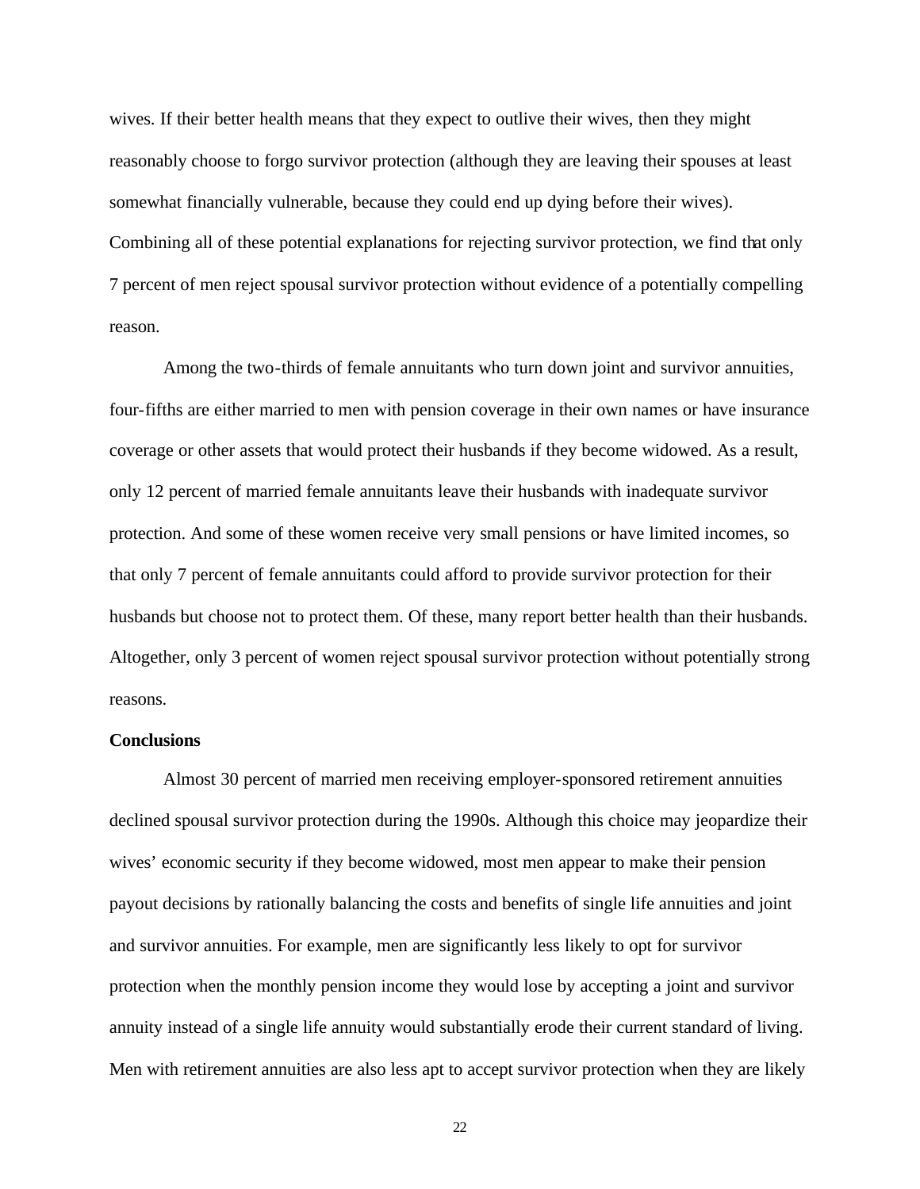wives. If their better health means that they expect to outlive their wives, then they might reasonably choose to forgo survivor protection (although they are leaving their spouses at least somewhat financially vulnerable, because they could end up dying before their wives). Combining all of these potential explanations for rejecting survivor protection, we find that only 7 percent of men reject spousal survivor protection without evidence of a potentially compelling reason.

Among the two-thirds of female annuitants who turn down joint and survivor annuities, four-fifths are either married to men with pension coverage in their own names or have insurance coverage or other assets that would protect their husbands if they become widowed. As a result, only 12 percent of married female annuitants leave their husbands with inadequate survivor protection. And some of these women receive very small pensions or have limited incomes, so that only 7 percent of female annuitants could afford to provide survivor protection for their husbands but choose not to protect them. Of these, many report better health than their husbands. Altogether, only 3 percent of women reject spousal survivor protection without potentially strong reasons.

**Conclusions**

Almost 30 percent of married men receiving employer-sponsored retirement annuities declined spousal survivor protection during the 1990s. Although this choice may jeopardize their wives' economic security if they become widowed, most men appear to make their pension payout decisions by rationally balancing the costs and benefits of single life annuities and joint and survivor annuities. For example, men are significantly less likely to opt for survivor protection when the monthly pension income they would lose by accepting a joint and survivor annuity instead of a single life annuity would substantially erode their current standard of living. Men with retirement annuities are also less apt to accept survivor protection when they are likely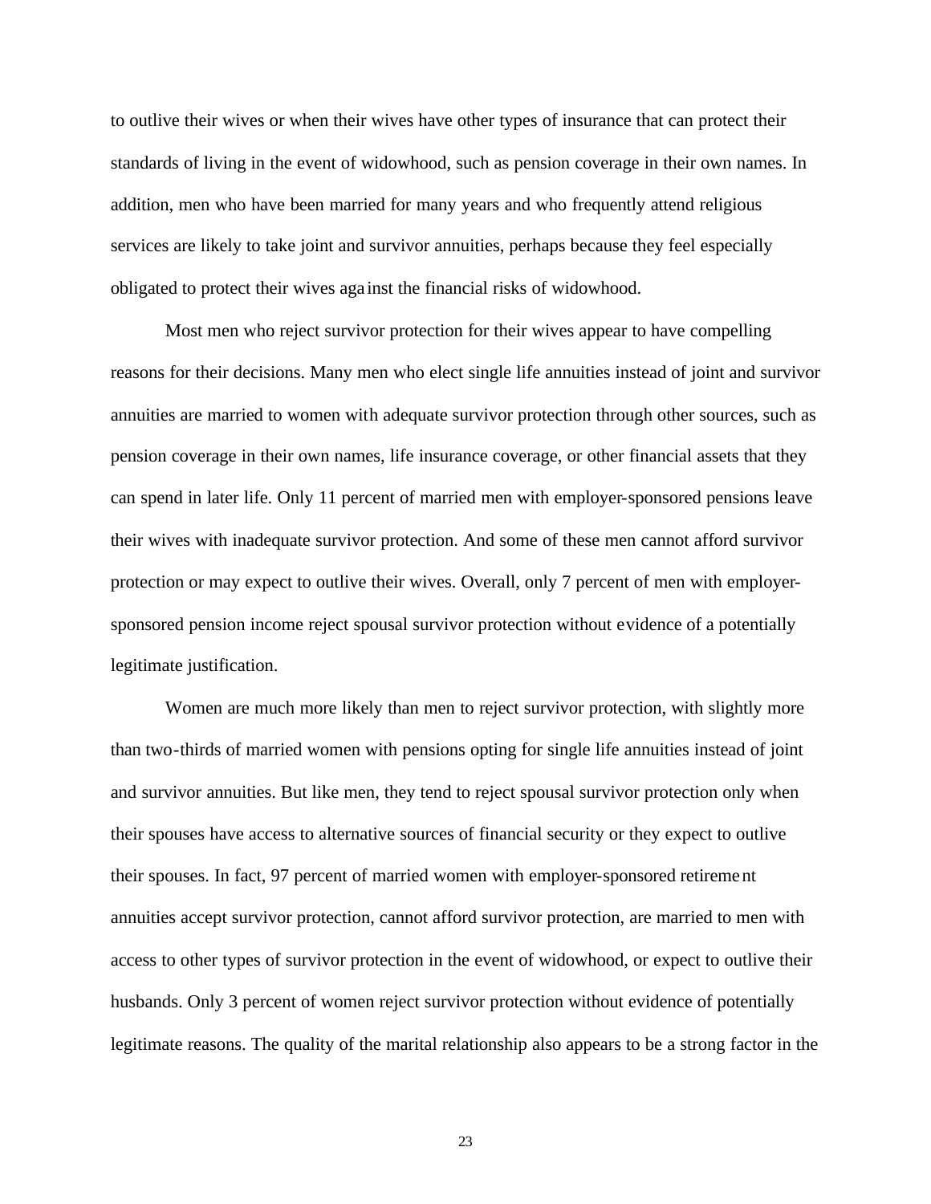to outlive their wives or when their wives have other types of insurance that can protect their standards of living in the event of widowhood, such as pension coverage in their own names. In addition, men who have been married for many years and who frequently attend religious services are likely to take joint and survivor annuities, perhaps because they feel especially obligated to protect their wives against the financial risks of widowhood.

Most men who reject survivor protection for their wives appear to have compelling reasons for their decisions. Many men who elect single life annuities instead of joint and survivor annuities are married to women with adequate survivor protection through other sources, such as pension coverage in their own names, life insurance coverage, or other financial assets that they can spend in later life. Only 11 percent of married men with employer-sponsored pensions leave their wives with inadequate survivor protection. And some of these men cannot afford survivor protection or may expect to outlive their wives. Overall, only 7 percent of men with employer-sponsored pension income reject spousal survivor protection without evidence of a potentially legitimate justification.

Women are much more likely than men to reject survivor protection, with slightly more than two-thirds of married women with pensions opting for single life annuities instead of joint and survivor annuities. But like men, they tend to reject spousal survivor protection only when their spouses have access to alternative sources of financial security or they expect to outlive their spouses. In fact, 97 percent of married women with employer-sponsored retirement annuities accept survivor protection, cannot afford survivor protection, are married to men with access to other types of survivor protection in the event of widowhood, or expect to outlive their husbands. Only 3 percent of women reject survivor protection without evidence of potentially legitimate reasons. The quality of the marital relationship also appears to be a strong factor in the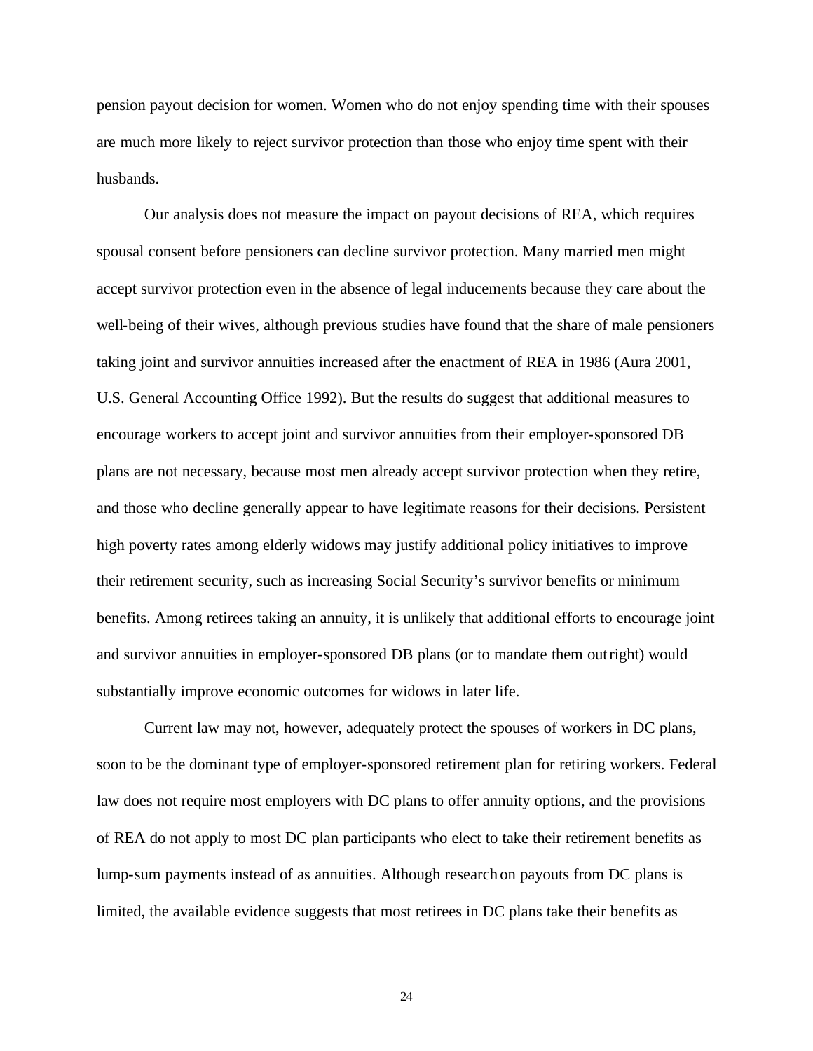pension payout decision for women. Women who do not enjoy spending time with their spouses are much more likely to reject survivor protection than those who enjoy time spent with their husbands.

Our analysis does not measure the impact on payout decisions of REA, which requires spousal consent before pensioners can decline survivor protection. Many married men might accept survivor protection even in the absence of legal inducements because they care about the well-being of their wives, although previous studies have found that the share of male pensioners taking joint and survivor annuities increased after the enactment of REA in 1986 (Aura 2001, U.S. General Accounting Office 1992). But the results do suggest that additional measures to encourage workers to accept joint and survivor annuities from their employer-sponsored DB plans are not necessary, because most men already accept survivor protection when they retire, and those who decline generally appear to have legitimate reasons for their decisions. Persistent high poverty rates among elderly widows may justify additional policy initiatives to improve their retirement security, such as increasing Social Security's survivor benefits or minimum benefits. Among retirees taking an annuity, it is unlikely that additional efforts to encourage joint and survivor annuities in employer-sponsored DB plans (or to mandate them outright) would substantially improve economic outcomes for widows in later life.

Current law may not, however, adequately protect the spouses of workers in DC plans, soon to be the dominant type of employer-sponsored retirement plan for retiring workers. Federal law does not require most employers with DC plans to offer annuity options, and the provisions of REA do not apply to most DC plan participants who elect to take their retirement benefits as lump-sum payments instead of as annuities. Although research on payouts from DC plans is limited, the available evidence suggests that most retirees in DC plans take their benefits as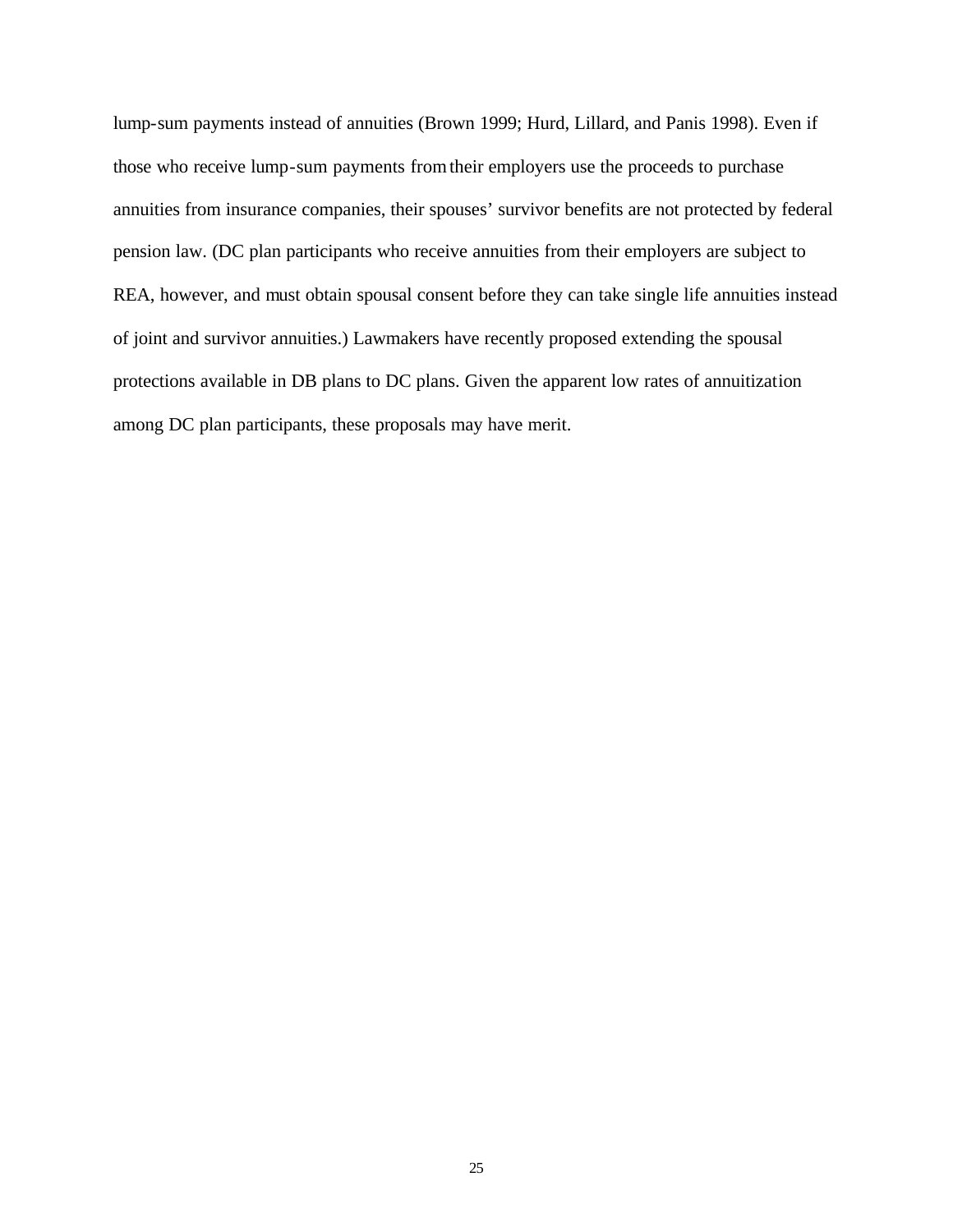lump-sum payments instead of annuities (Brown 1999; Hurd, Lillard, and Panis 1998). Even if those who receive lump-sum payments from their employers use the proceeds to purchase annuities from insurance companies, their spouses' survivor benefits are not protected by federal pension law. (DC plan participants who receive annuities from their employers are subject to REA, however, and must obtain spousal consent before they can take single life annuities instead of joint and survivor annuities.) Lawmakers have recently proposed extending the spousal protections available in DB plans to DC plans. Given the apparent low rates of annuitization among DC plan participants, these proposals may have merit.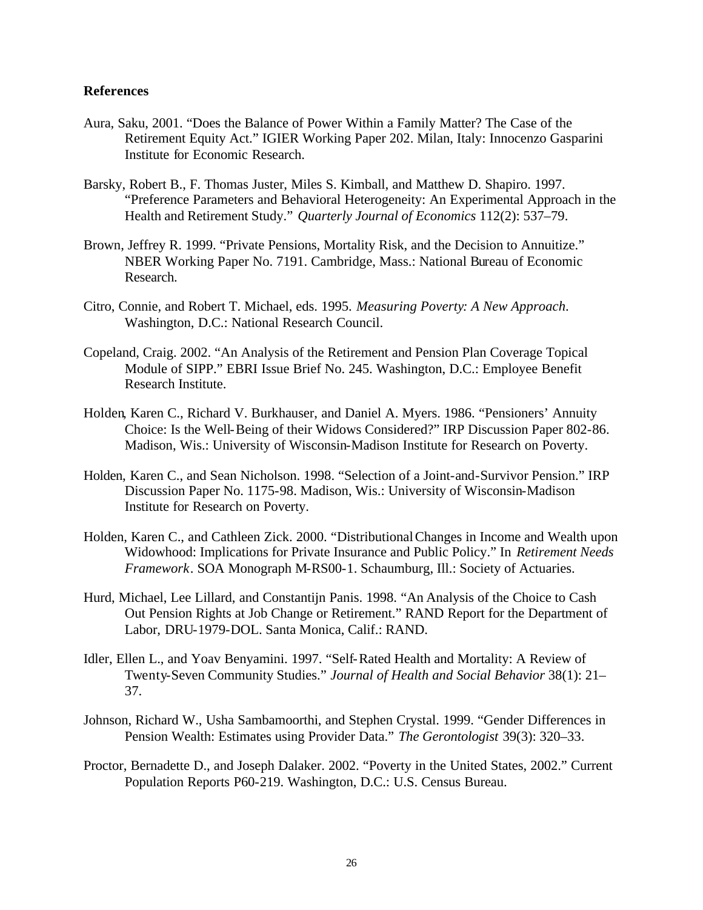## References

Aura, Saku, 2001. "Does the Balance of Power Within a Family Matter? The Case of the Retirement Equity Act." IGIER Working Paper 202. Milan, Italy: Innocenzo Gasparini Institute for Economic Research.

Barsky, Robert B., F. Thomas Juster, Miles S. Kimball, and Matthew D. Shapiro. 1997. "Preference Parameters and Behavioral Heterogeneity: An Experimental Approach in the Health and Retirement Study." *Quarterly Journal of Economics* 112(2): 537–79.

Brown, Jeffrey R. 1999. "Private Pensions, Mortality Risk, and the Decision to Annuitize." NBER Working Paper No. 7191. Cambridge, Mass.: National Bureau of Economic Research.

Citro, Connie, and Robert T. Michael, eds. 1995. *Measuring Poverty: A New Approach*. Washington, D.C.: National Research Council.

Copeland, Craig. 2002. "An Analysis of the Retirement and Pension Plan Coverage Topical Module of SIPP." EBRI Issue Brief No. 245. Washington, D.C.: Employee Benefit Research Institute.

Holden, Karen C., Richard V. Burkhauser, and Daniel A. Myers. 1986. "Pensioners' Annuity Choice: Is the Well-Being of their Widows Considered?" IRP Discussion Paper 802-86. Madison, Wis.: University of Wisconsin-Madison Institute for Research on Poverty.

Holden, Karen C., and Sean Nicholson. 1998. "Selection of a Joint-and-Survivor Pension." IRP Discussion Paper No. 1175-98. Madison, Wis.: University of Wisconsin-Madison Institute for Research on Poverty.

Holden, Karen C., and Cathleen Zick. 2000. "Distributional Changes in Income and Wealth upon Widowhood: Implications for Private Insurance and Public Policy." In *Retirement Needs Framework*. SOA Monograph M-RS00-1. Schaumburg, Ill.: Society of Actuaries.

Hurd, Michael, Lee Lillard, and Constantijn Panis. 1998. "An Analysis of the Choice to Cash Out Pension Rights at Job Change or Retirement." RAND Report for the Department of Labor, DRU-1979-DOL. Santa Monica, Calif.: RAND.

Idler, Ellen L., and Yoav Benyamini. 1997. "Self-Rated Health and Mortality: A Review of Twenty-Seven Community Studies." *Journal of Health and Social Behavior* 38(1): 21–37.

Johnson, Richard W., Usha Sambamoorthi, and Stephen Crystal. 1999. "Gender Differences in Pension Wealth: Estimates using Provider Data." *The Gerontologist* 39(3): 320–33.

Proctor, Bernadette D., and Joseph Dalaker. 2002. "Poverty in the United States, 2002." Current Population Reports P60-219. Washington, D.C.: U.S. Census Bureau.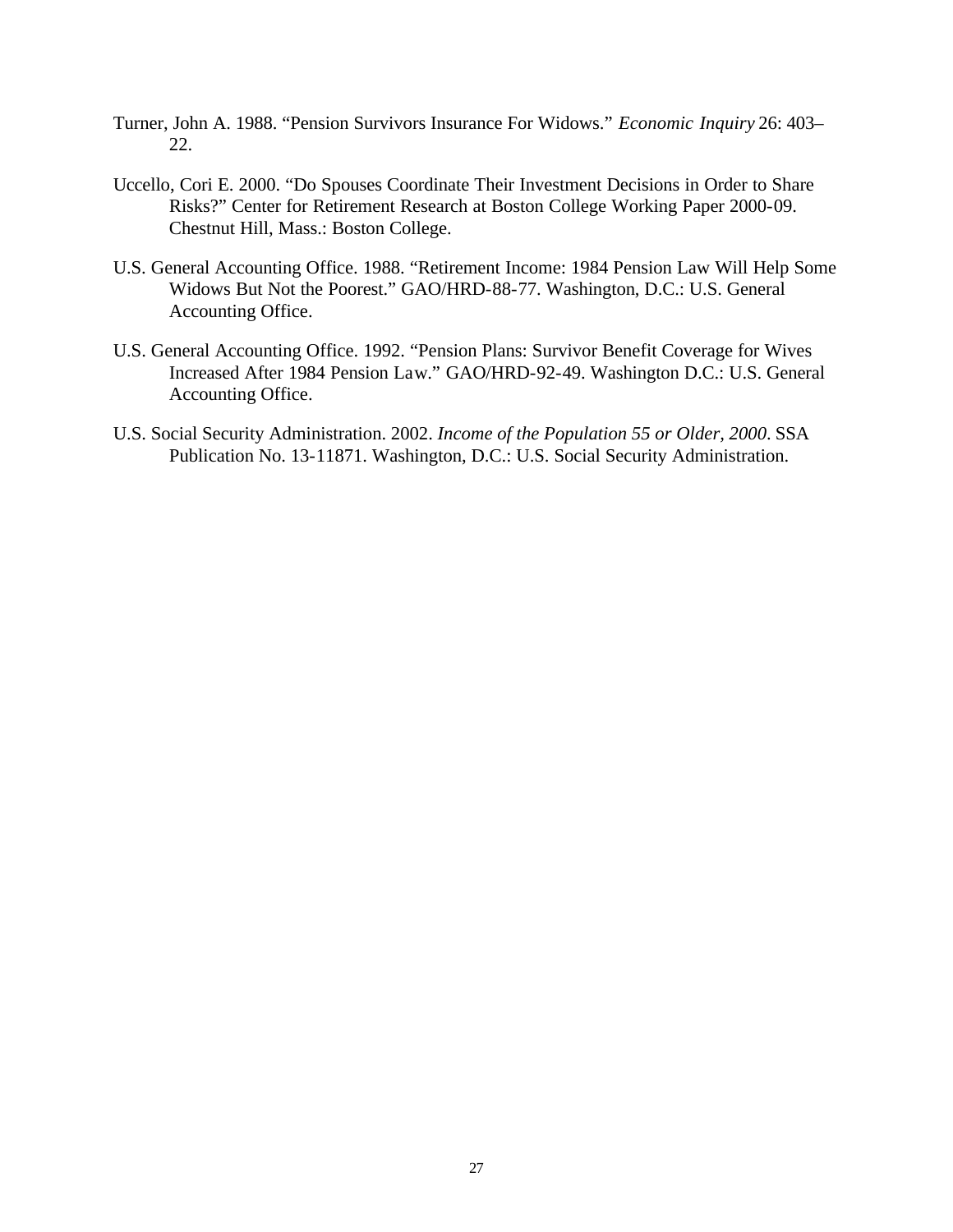Turner, John A. 1988. "Pension Survivors Insurance For Widows." *Economic Inquiry* 26: 403–22.

Uccello, Cori E. 2000. "Do Spouses Coordinate Their Investment Decisions in Order to Share Risks?" Center for Retirement Research at Boston College Working Paper 2000-09. Chestnut Hill, Mass.: Boston College.

U.S. General Accounting Office. 1988. "Retirement Income: 1984 Pension Law Will Help Some Widows But Not the Poorest." GAO/HRD-88-77. Washington, D.C.: U.S. General Accounting Office.

U.S. General Accounting Office. 1992. "Pension Plans: Survivor Benefit Coverage for Wives Increased After 1984 Pension Law." GAO/HRD-92-49. Washington D.C.: U.S. General Accounting Office.

U.S. Social Security Administration. 2002. *Income of the Population 55 or Older, 2000*. SSA Publication No. 13-11871. Washington, D.C.: U.S. Social Security Administration.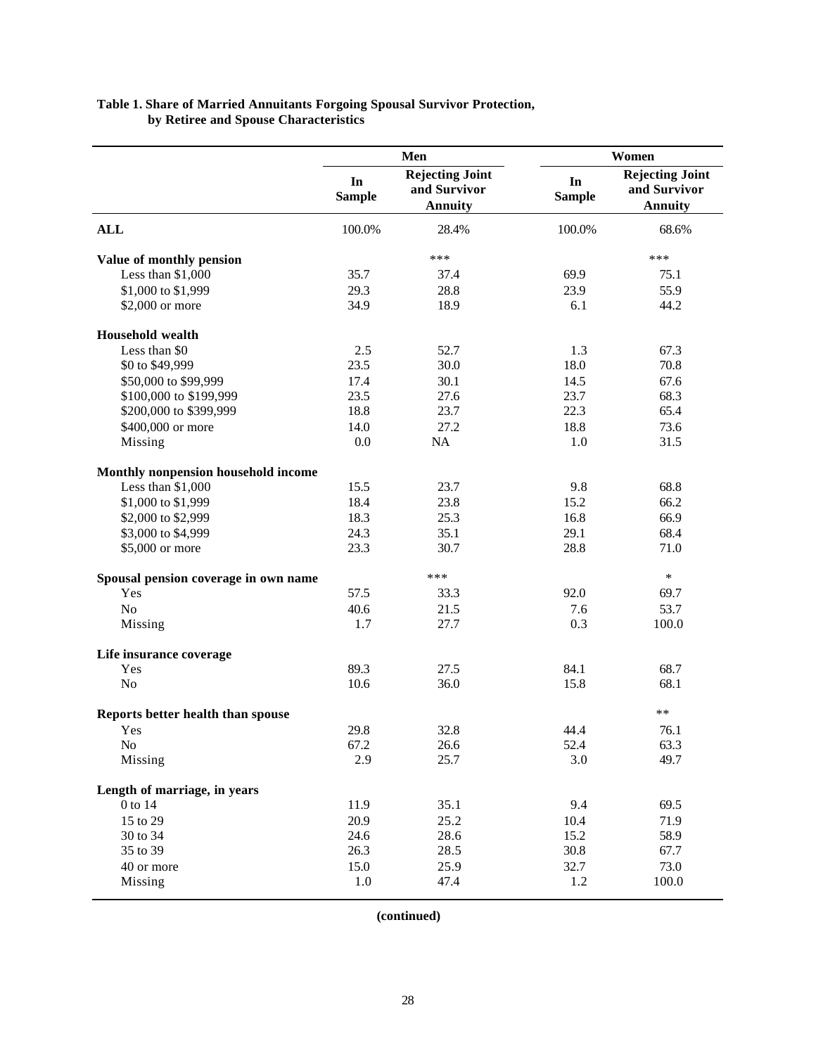**Table 1. Share of Married Annuitants Forgoing Spousal Survivor Protection, by Retiree and Spouse Characteristics**

| | Men | | Women | |
|---|---|---|---|---|
| | In Sample | Rejecting Joint and Survivor Annuity | In Sample | Rejecting Joint and Survivor Annuity |
| **ALL** | 100.0% | 28.4% | 100.0% | 68.6% |
| **Value of monthly pension** | | *** | | *** |
| Less than $1,000 | 35.7 | 37.4 | 69.9 | 75.1 |
| $1,000 to $1,999 | 29.3 | 28.8 | 23.9 | 55.9 |
| $2,000 or more | 34.9 | 18.9 | 6.1 | 44.2 |
| **Household wealth** | | | | |
| Less than $0 | 2.5 | 52.7 | 1.3 | 67.3 |
| $0 to $49,999 | 23.5 | 30.0 | 18.0 | 70.8 |
| $50,000 to $99,999 | 17.4 | 30.1 | 14.5 | 67.6 |
| $100,000 to $199,999 | 23.5 | 27.6 | 23.7 | 68.3 |
| $200,000 to $399,999 | 18.8 | 23.7 | 22.3 | 65.4 |
| $400,000 or more | 14.0 | 27.2 | 18.8 | 73.6 |
| Missing | 0.0 | NA | 1.0 | 31.5 |
| **Monthly nonpension household income** | | | | |
| Less than $1,000 | 15.5 | 23.7 | 9.8 | 68.8 |
| $1,000 to $1,999 | 18.4 | 23.8 | 15.2 | 66.2 |
| $2,000 to $2,999 | 18.3 | 25.3 | 16.8 | 66.9 |
| $3,000 to $4,999 | 24.3 | 35.1 | 29.1 | 68.4 |
| $5,000 or more | 23.3 | 30.7 | 28.8 | 71.0 |
| **Spousal pension coverage in own name** | | *** | | * |
| Yes | 57.5 | 33.3 | 92.0 | 69.7 |
| No | 40.6 | 21.5 | 7.6 | 53.7 |
| Missing | 1.7 | 27.7 | 0.3 | 100.0 |
| **Life insurance coverage** | | | | |
| Yes | 89.3 | 27.5 | 84.1 | 68.7 |
| No | 10.6 | 36.0 | 15.8 | 68.1 |
| **Reports better health than spouse** | | | | ** |
| Yes | 29.8 | 32.8 | 44.4 | 76.1 |
| No | 67.2 | 26.6 | 52.4 | 63.3 |
| Missing | 2.9 | 25.7 | 3.0 | 49.7 |
| **Length of marriage, in years** | | | | |
| 0 to 14 | 11.9 | 35.1 | 9.4 | 69.5 |
| 15 to 29 | 20.9 | 25.2 | 10.4 | 71.9 |
| 30 to 34 | 24.6 | 28.6 | 15.2 | 58.9 |
| 35 to 39 | 26.3 | 28.5 | 30.8 | 67.7 |
| 40 or more | 15.0 | 25.9 | 32.7 | 73.0 |
| Missing | 1.0 | 47.4 | 1.2 | 100.0 |

**(continued)**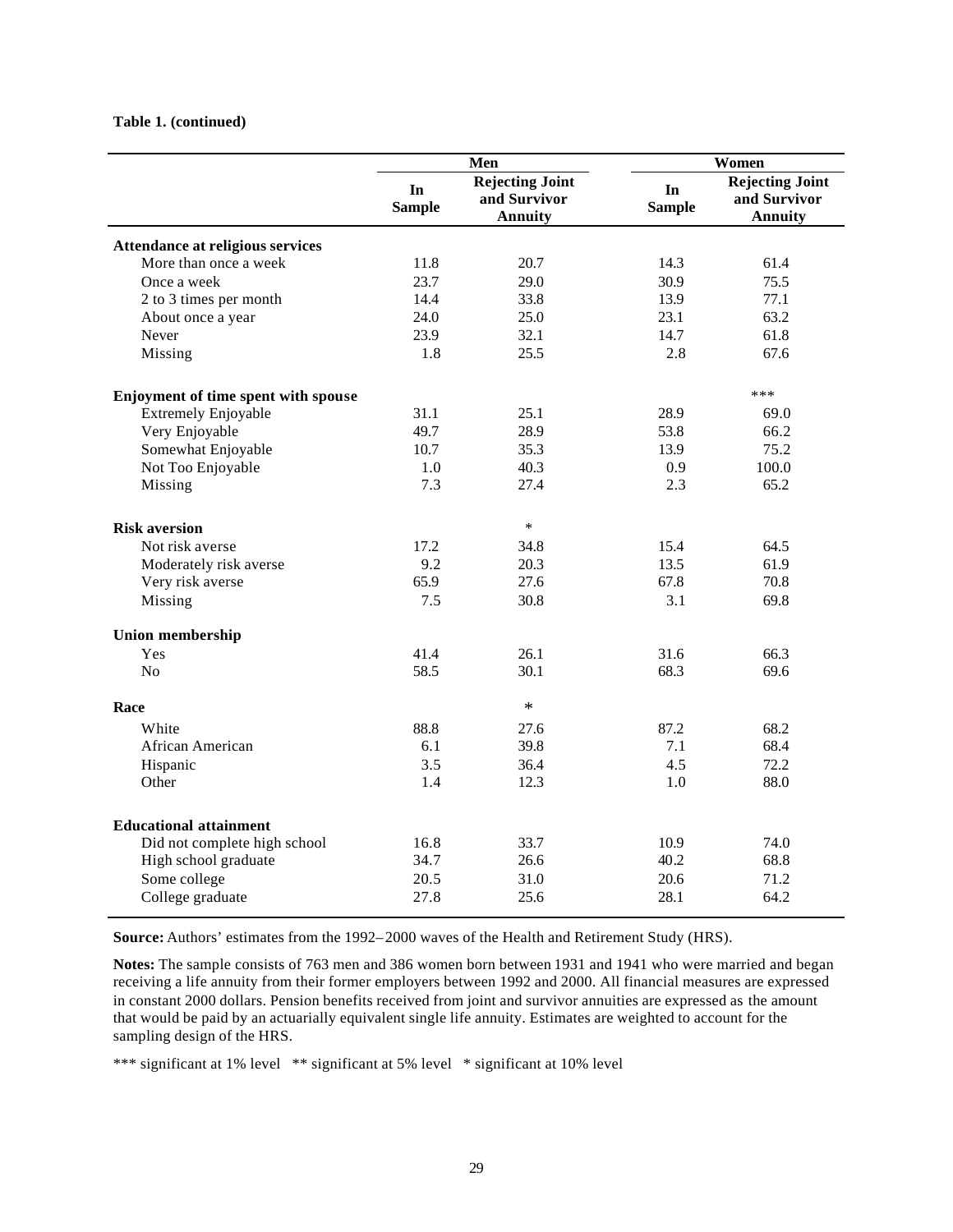**Table 1. (continued)**

| | Men | | Women | |
|---|---|---|---|---|
| | In Sample | Rejecting Joint and Survivor Annuity | In Sample | Rejecting Joint and Survivor Annuity |
| **Attendance at religious services** | | | | |
| More than once a week | 11.8 | 20.7 | 14.3 | 61.4 |
| Once a week | 23.7 | 29.0 | 30.9 | 75.5 |
| 2 to 3 times per month | 14.4 | 33.8 | 13.9 | 77.1 |
| About once a year | 24.0 | 25.0 | 23.1 | 63.2 |
| Never | 23.9 | 32.1 | 14.7 | 61.8 |
| Missing | 1.8 | 25.5 | 2.8 | 67.6 |
| **Enjoyment of time spent with spouse** | | | | *** |
| Extremely Enjoyable | 31.1 | 25.1 | 28.9 | 69.0 |
| Very Enjoyable | 49.7 | 28.9 | 53.8 | 66.2 |
| Somewhat Enjoyable | 10.7 | 35.3 | 13.9 | 75.2 |
| Not Too Enjoyable | 1.0 | 40.3 | 0.9 | 100.0 |
| Missing | 7.3 | 27.4 | 2.3 | 65.2 |
| **Risk aversion** | | * | | |
| Not risk averse | 17.2 | 34.8 | 15.4 | 64.5 |
| Moderately risk averse | 9.2 | 20.3 | 13.5 | 61.9 |
| Very risk averse | 65.9 | 27.6 | 67.8 | 70.8 |
| Missing | 7.5 | 30.8 | 3.1 | 69.8 |
| **Union membership** | | | | |
| Yes | 41.4 | 26.1 | 31.6 | 66.3 |
| No | 58.5 | 30.1 | 68.3 | 69.6 |
| **Race** | | * | | |
| White | 88.8 | 27.6 | 87.2 | 68.2 |
| African American | 6.1 | 39.8 | 7.1 | 68.4 |
| Hispanic | 3.5 | 36.4 | 4.5 | 72.2 |
| Other | 1.4 | 12.3 | 1.0 | 88.0 |
| **Educational attainment** | | | | |
| Did not complete high school | 16.8 | 33.7 | 10.9 | 74.0 |
| High school graduate | 34.7 | 26.6 | 40.2 | 68.8 |
| Some college | 20.5 | 31.0 | 20.6 | 71.2 |
| College graduate | 27.8 | 25.6 | 28.1 | 64.2 |

**Source:** Authors' estimates from the 1992–2000 waves of the Health and Retirement Study (HRS).

**Notes:** The sample consists of 763 men and 386 women born between 1931 and 1941 who were married and began receiving a life annuity from their former employers between 1992 and 2000. All financial measures are expressed in constant 2000 dollars. Pension benefits received from joint and survivor annuities are expressed as the amount that would be paid by an actuarially equivalent single life annuity. Estimates are weighted to account for the sampling design of the HRS.

*** significant at 1% level ** significant at 5% level * significant at 10% level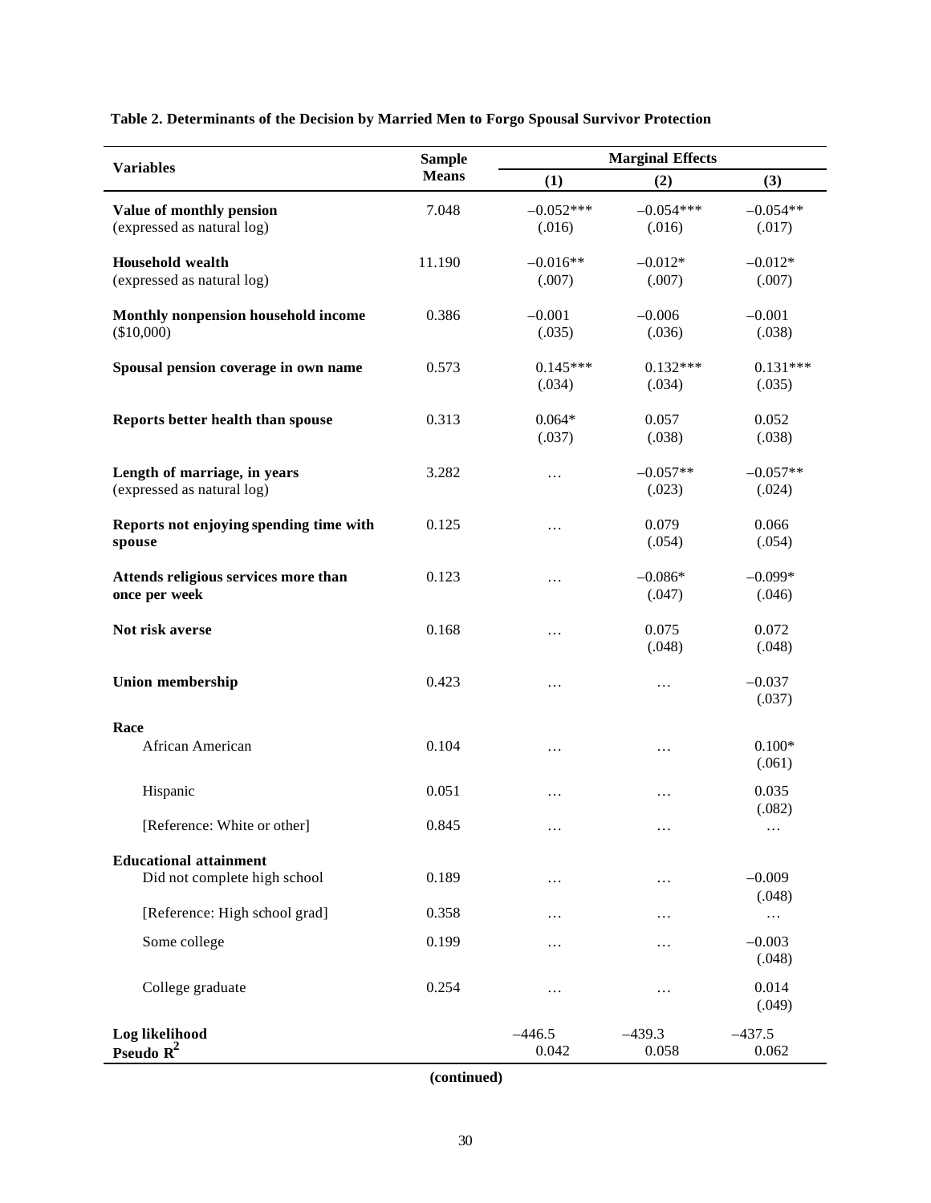**Table 2. Determinants of the Decision by Married Men to Forgo Spousal Survivor Protection**

| Variables | Sample Means | Marginal Effects | | |
|---|---|---|---|---|
| | | (1) | (2) | (3) |
| **Value of monthly pension** (expressed as natural log) | 7.048 | −0.052*** (.016) | −0.054*** (.016) | −0.054** (.017) |
| **Household wealth** (expressed as natural log) | 11.190 | −0.016** (.007) | −0.012* (.007) | −0.012* (.007) |
| **Monthly nonpension household income** ($10,000) | 0.386 | −0.001 (.035) | −0.006 (.036) | −0.001 (.038) |
| **Spousal pension coverage in own name** | 0.573 | 0.145*** (.034) | 0.132*** (.034) | 0.131*** (.035) |
| **Reports better health than spouse** | 0.313 | 0.064* (.037) | 0.057 (.038) | 0.052 (.038) |
| **Length of marriage, in years** (expressed as natural log) | 3.282 | … | −0.057** (.023) | −0.057** (.024) |
| **Reports not enjoying spending time with spouse** | 0.125 | … | 0.079 (.054) | 0.066 (.054) |
| **Attends religious services more than once per week** | 0.123 | … | −0.086* (.047) | −0.099* (.046) |
| **Not risk averse** | 0.168 | … | 0.075 (.048) | 0.072 (.048) |
| **Union membership** | 0.423 | … | … | −0.037 (.037) |
| **Race** | | | | |
| African American | 0.104 | … | … | 0.100* (.061) |
| Hispanic | 0.051 | … | … | 0.035 (.082) |
| [Reference: White or other] | 0.845 | … | … | … |
| **Educational attainment** | | | | |
| Did not complete high school | 0.189 | … | … | −0.009 (.048) |
| [Reference: High school grad] | 0.358 | … | … | … |
| Some college | 0.199 | … | … | −0.003 (.048) |
| College graduate | 0.254 | … | … | 0.014 (.049) |
| **Log likelihood** | | −446.5 | −439.3 | −437.5 |
| **Pseudo $R^2$** | | 0.042 | 0.058 | 0.062 |

**(continued)**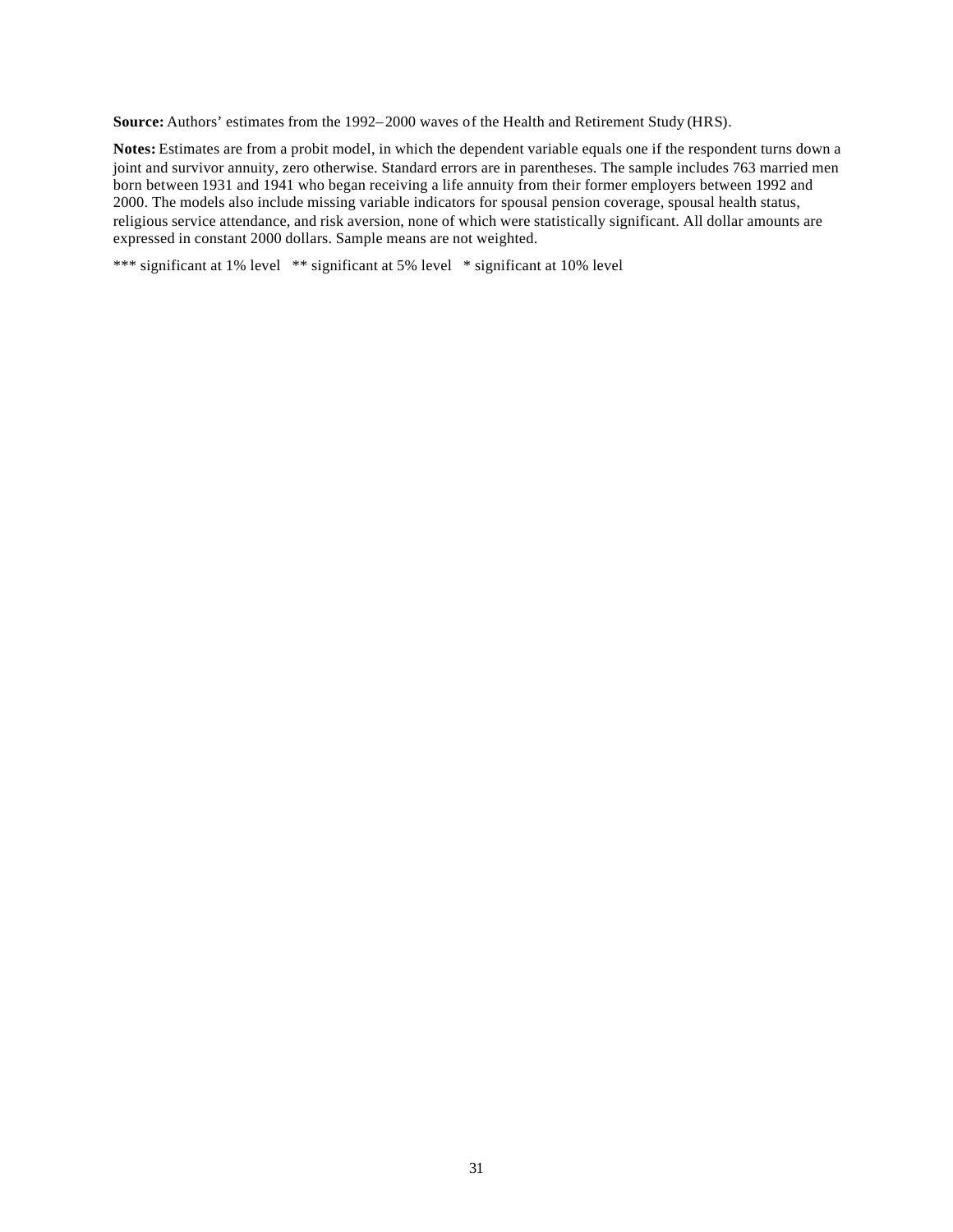**Source:** Authors' estimates from the 1992–2000 waves of the Health and Retirement Study (HRS).

**Notes:** Estimates are from a probit model, in which the dependent variable equals one if the respondent turns down a joint and survivor annuity, zero otherwise. Standard errors are in parentheses. The sample includes 763 married men born between 1931 and 1941 who began receiving a life annuity from their former employers between 1992 and 2000. The models also include missing variable indicators for spousal pension coverage, spousal health status, religious service attendance, and risk aversion, none of which were statistically significant. All dollar amounts are expressed in constant 2000 dollars. Sample means are not weighted.

*** significant at 1% level ** significant at 5% level * significant at 10% level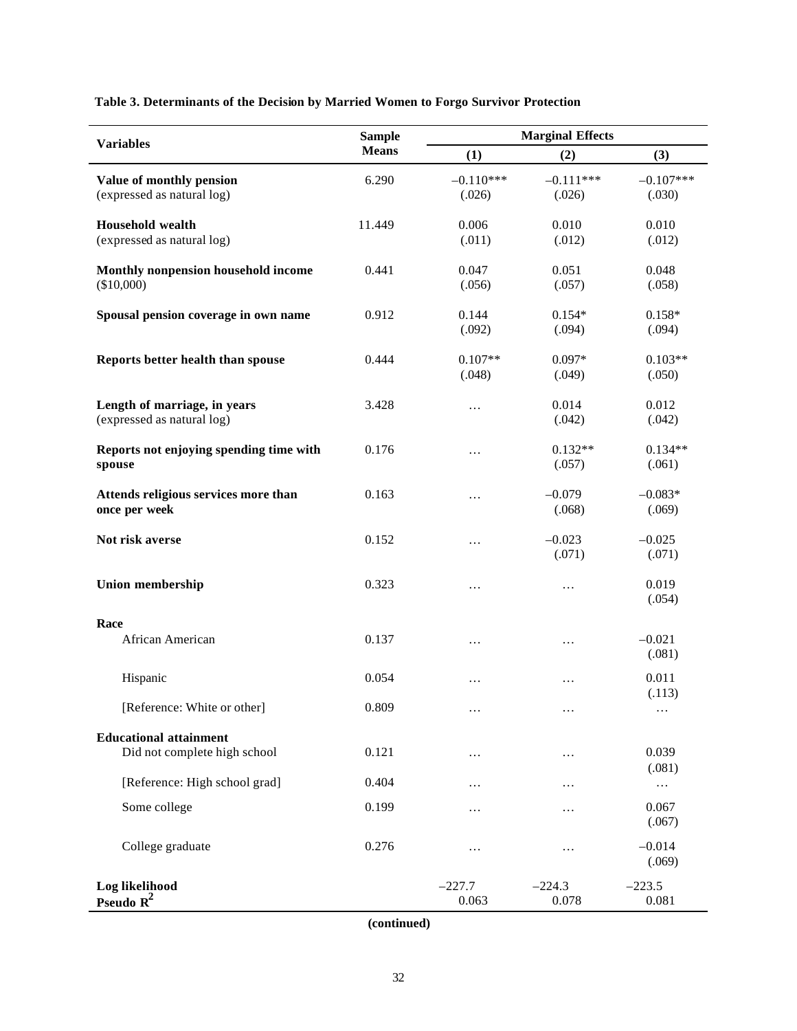**Table 3. Determinants of the Decision by Married Women to Forgo Survivor Protection**

| Variables | Sample Means | Marginal Effects (1) | Marginal Effects (2) | Marginal Effects (3) |
|---|---|---|---|---|
| **Value of monthly pension** (expressed as natural log) | 6.290 | –0.110*** (.026) | –0.111*** (.026) | –0.107*** (.030) |
| **Household wealth** (expressed as natural log) | 11.449 | 0.006 (.011) | 0.010 (.012) | 0.010 (.012) |
| **Monthly nonpension household income** ($10,000) | 0.441 | 0.047 (.056) | 0.051 (.057) | 0.048 (.058) |
| **Spousal pension coverage in own name** | 0.912 | 0.144 (.092) | 0.154* (.094) | 0.158* (.094) |
| **Reports better health than spouse** | 0.444 | 0.107** (.048) | 0.097* (.049) | 0.103** (.050) |
| **Length of marriage, in years** (expressed as natural log) | 3.428 | … | 0.014 (.042) | 0.012 (.042) |
| **Reports not enjoying spending time with spouse** | 0.176 | … | 0.132** (.057) | 0.134** (.061) |
| **Attends religious services more than once per week** | 0.163 | … | –0.079 (.068) | –0.083* (.069) |
| **Not risk averse** | 0.152 | … | –0.023 (.071) | –0.025 (.071) |
| **Union membership** | 0.323 | … | … | 0.019 (.054) |
| **Race** | | | | |
| African American | 0.137 | … | … | –0.021 (.081) |
| Hispanic | 0.054 | … | … | 0.011 (.113) |
| [Reference: White or other] | 0.809 | … | … | … |
| **Educational attainment** | | | | |
| Did not complete high school | 0.121 | … | … | 0.039 (.081) |
| [Reference: High school grad] | 0.404 | … | … | … |
| Some college | 0.199 | … | … | 0.067 (.067) |
| College graduate | 0.276 | … | … | –0.014 (.069) |
| **Log likelihood** | | –227.7 | –224.3 | –223.5 |
| **Pseudo $R^2$** | | 0.063 | 0.078 | 0.081 |

**(continued)**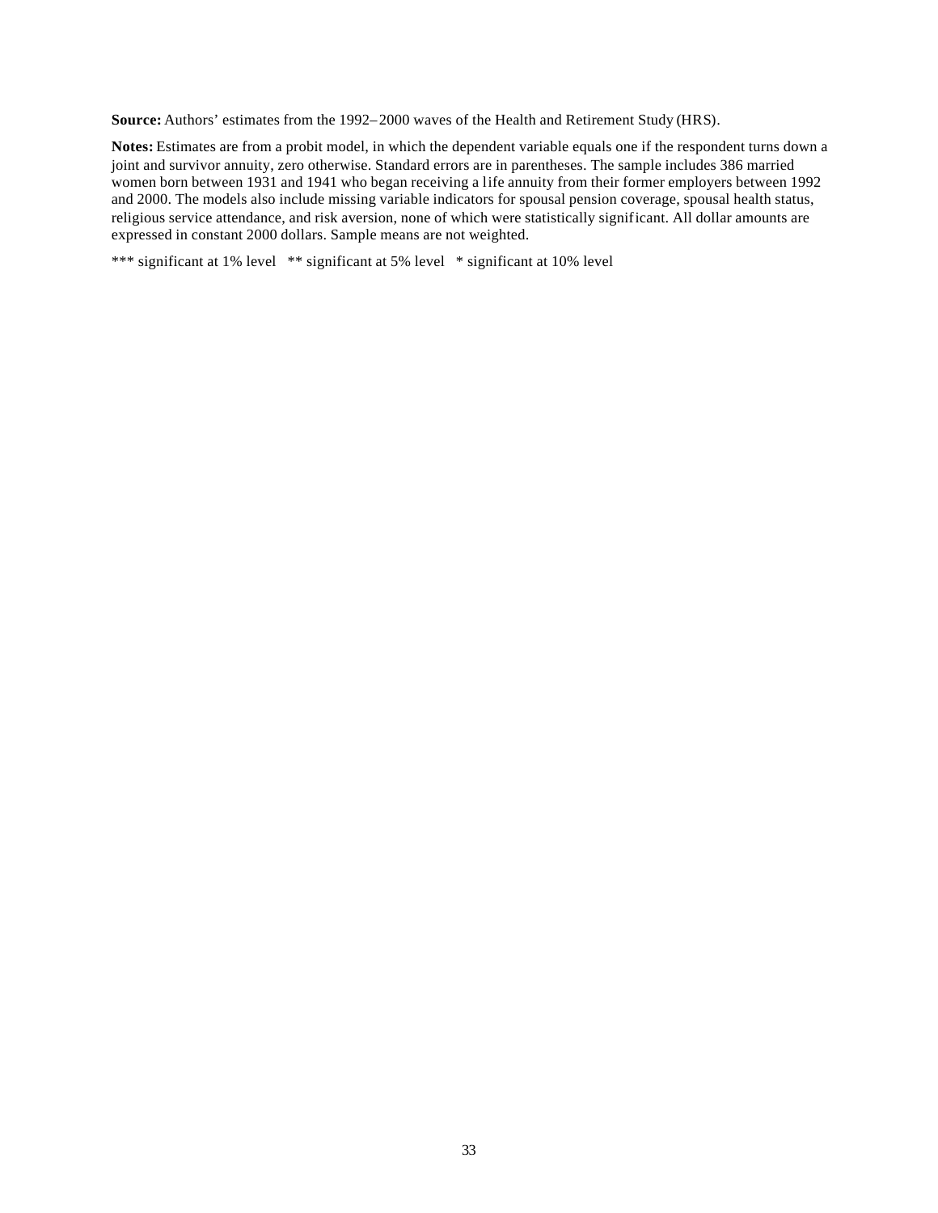**Source:** Authors' estimates from the 1992–2000 waves of the Health and Retirement Study (HRS).

**Notes:** Estimates are from a probit model, in which the dependent variable equals one if the respondent turns down a joint and survivor annuity, zero otherwise. Standard errors are in parentheses. The sample includes 386 married women born between 1931 and 1941 who began receiving a life annuity from their former employers between 1992 and 2000. The models also include missing variable indicators for spousal pension coverage, spousal health status, religious service attendance, and risk aversion, none of which were statistically significant. All dollar amounts are expressed in constant 2000 dollars. Sample means are not weighted.

*** significant at 1% level ** significant at 5% level * significant at 10% level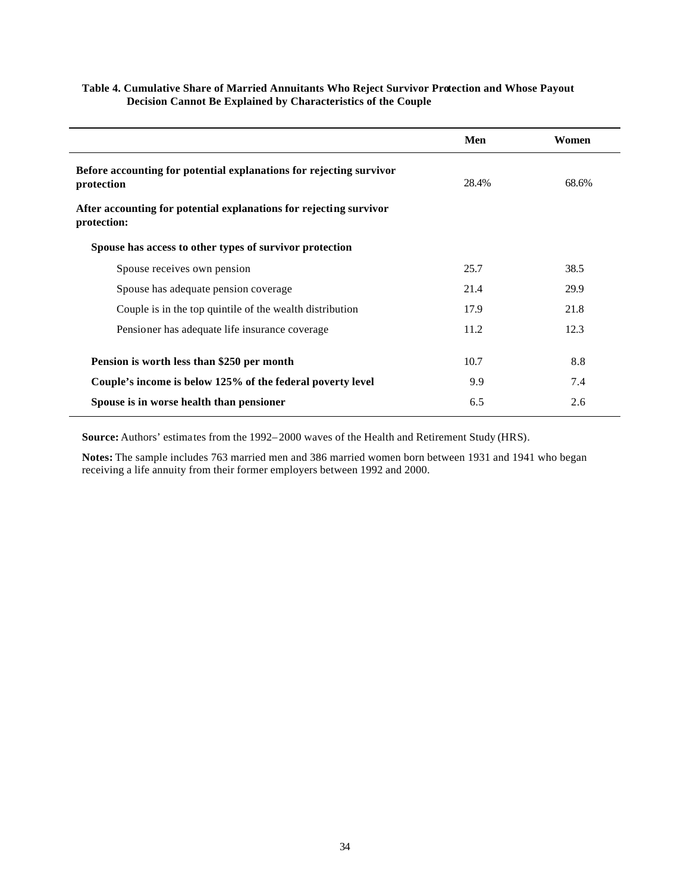**Table 4. Cumulative Share of Married Annuitants Who Reject Survivor Protection and Whose Payout Decision Cannot Be Explained by Characteristics of the Couple**

| | Men | Women |
|---|---|---|
| **Before accounting for potential explanations for rejecting survivor protection** | 28.4% | 68.6% |
| **After accounting for potential explanations for rejecting survivor protection:** | | |
| **Spouse has access to other types of survivor protection** | | |
| Spouse receives own pension | 25.7 | 38.5 |
| Spouse has adequate pension coverage | 21.4 | 29.9 |
| Couple is in the top quintile of the wealth distribution | 17.9 | 21.8 |
| Pensioner has adequate life insurance coverage | 11.2 | 12.3 |
| **Pension is worth less than $250 per month** | 10.7 | 8.8 |
| **Couple's income is below 125% of the federal poverty level** | 9.9 | 7.4 |
| **Spouse is in worse health than pensioner** | 6.5 | 2.6 |

**Source:** Authors' estimates from the 1992–2000 waves of the Health and Retirement Study (HRS).

**Notes:** The sample includes 763 married men and 386 married women born between 1931 and 1941 who began receiving a life annuity from their former employers between 1992 and 2000.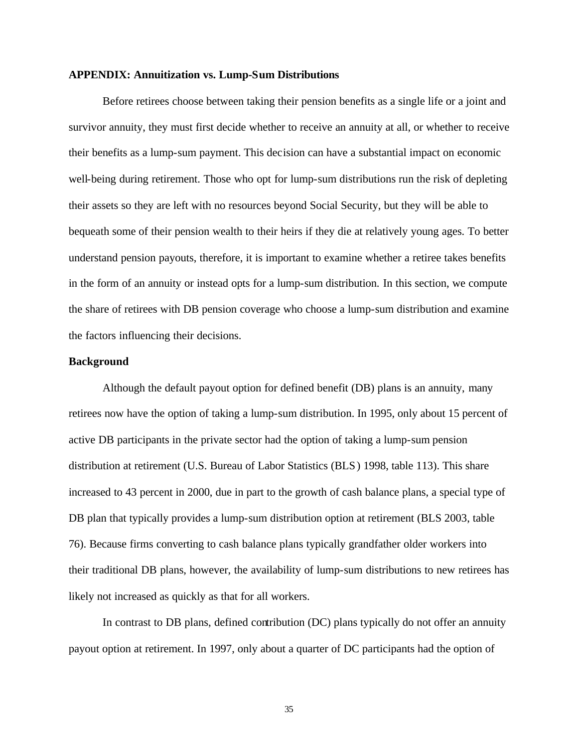**APPENDIX: Annuitization vs. Lump-Sum Distributions**

Before retirees choose between taking their pension benefits as a single life or a joint and survivor annuity, they must first decide whether to receive an annuity at all, or whether to receive their benefits as a lump-sum payment. This decision can have a substantial impact on economic well-being during retirement. Those who opt for lump-sum distributions run the risk of depleting their assets so they are left with no resources beyond Social Security, but they will be able to bequeath some of their pension wealth to their heirs if they die at relatively young ages. To better understand pension payouts, therefore, it is important to examine whether a retiree takes benefits in the form of an annuity or instead opts for a lump-sum distribution. In this section, we compute the share of retirees with DB pension coverage who choose a lump-sum distribution and examine the factors influencing their decisions.

**Background**

Although the default payout option for defined benefit (DB) plans is an annuity, many retirees now have the option of taking a lump-sum distribution. In 1995, only about 15 percent of active DB participants in the private sector had the option of taking a lump-sum pension distribution at retirement (U.S. Bureau of Labor Statistics (BLS) 1998, table 113). This share increased to 43 percent in 2000, due in part to the growth of cash balance plans, a special type of DB plan that typically provides a lump-sum distribution option at retirement (BLS 2003, table 76). Because firms converting to cash balance plans typically grandfather older workers into their traditional DB plans, however, the availability of lump-sum distributions to new retirees has likely not increased as quickly as that for all workers.

In contrast to DB plans, defined contribution (DC) plans typically do not offer an annuity payout option at retirement. In 1997, only about a quarter of DC participants had the option of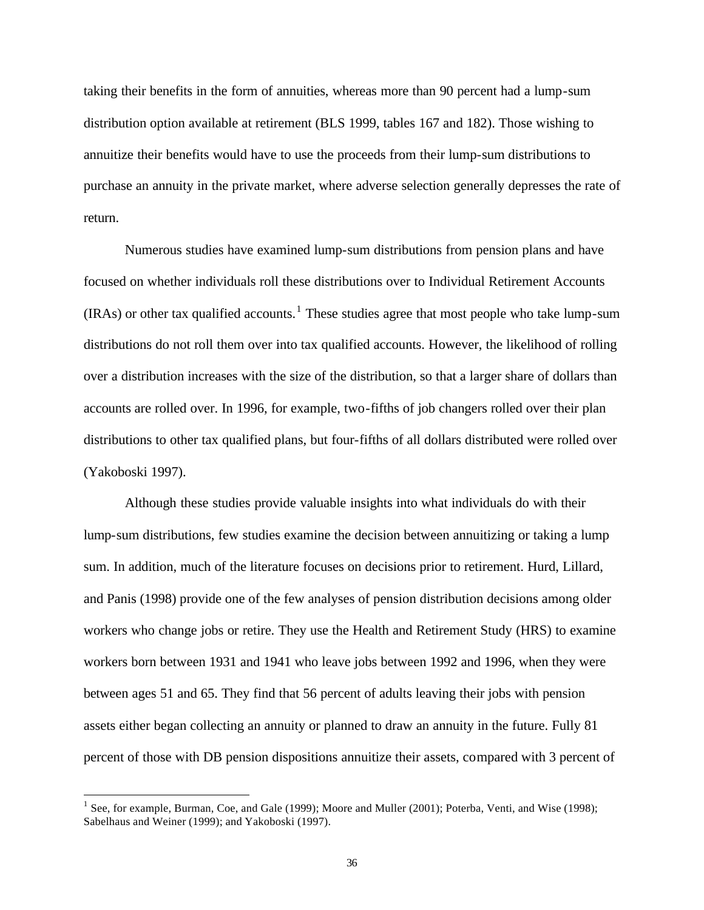taking their benefits in the form of annuities, whereas more than 90 percent had a lump-sum distribution option available at retirement (BLS 1999, tables 167 and 182). Those wishing to annuitize their benefits would have to use the proceeds from their lump-sum distributions to purchase an annuity in the private market, where adverse selection generally depresses the rate of return.

Numerous studies have examined lump-sum distributions from pension plans and have focused on whether individuals roll these distributions over to Individual Retirement Accounts (IRAs) or other tax qualified accounts.[1] These studies agree that most people who take lump-sum distributions do not roll them over into tax qualified accounts. However, the likelihood of rolling over a distribution increases with the size of the distribution, so that a larger share of dollars than accounts are rolled over. In 1996, for example, two-fifths of job changers rolled over their plan distributions to other tax qualified plans, but four-fifths of all dollars distributed were rolled over (Yakoboski 1997).

Although these studies provide valuable insights into what individuals do with their lump-sum distributions, few studies examine the decision between annuitizing or taking a lump sum. In addition, much of the literature focuses on decisions prior to retirement. Hurd, Lillard, and Panis (1998) provide one of the few analyses of pension distribution decisions among older workers who change jobs or retire. They use the Health and Retirement Study (HRS) to examine workers born between 1931 and 1941 who leave jobs between 1992 and 1996, when they were between ages 51 and 65. They find that 56 percent of adults leaving their jobs with pension assets either began collecting an annuity or planned to draw an annuity in the future. Fully 81 percent of those with DB pension dispositions annuitize their assets, compared with 3 percent of

[1] See, for example, Burman, Coe, and Gale (1999); Moore and Muller (2001); Poterba, Venti, and Wise (1998); Sabelhaus and Weiner (1999); and Yakoboski (1997).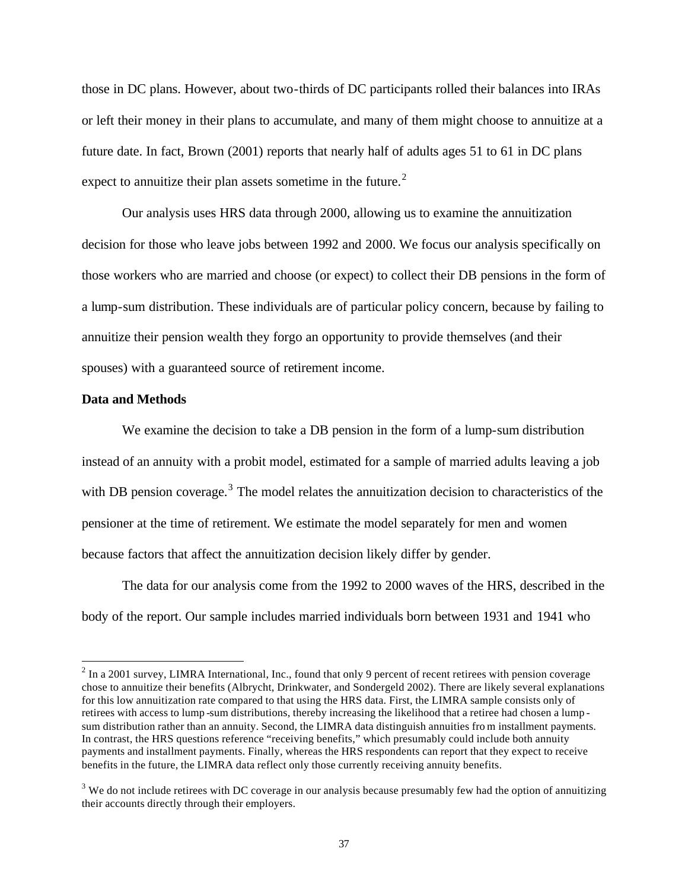those in DC plans. However, about two-thirds of DC participants rolled their balances into IRAs or left their money in their plans to accumulate, and many of them might choose to annuitize at a future date. In fact, Brown (2001) reports that nearly half of adults ages 51 to 61 in DC plans expect to annuitize their plan assets sometime in the future.[2]

Our analysis uses HRS data through 2000, allowing us to examine the annuitization decision for those who leave jobs between 1992 and 2000. We focus our analysis specifically on those workers who are married and choose (or expect) to collect their DB pensions in the form of a lump-sum distribution. These individuals are of particular policy concern, because by failing to annuitize their pension wealth they forgo an opportunity to provide themselves (and their spouses) with a guaranteed source of retirement income.

**Data and Methods**

We examine the decision to take a DB pension in the form of a lump-sum distribution instead of an annuity with a probit model, estimated for a sample of married adults leaving a job with DB pension coverage.[3] The model relates the annuitization decision to characteristics of the pensioner at the time of retirement. We estimate the model separately for men and women because factors that affect the annuitization decision likely differ by gender.

The data for our analysis come from the 1992 to 2000 waves of the HRS, described in the body of the report. Our sample includes married individuals born between 1931 and 1941 who

[2] In a 2001 survey, LIMRA International, Inc., found that only 9 percent of recent retirees with pension coverage chose to annuitize their benefits (Albrycht, Drinkwater, and Sondergeld 2002). There are likely several explanations for this low annuitization rate compared to that using the HRS data. First, the LIMRA sample consists only of retirees with access to lump-sum distributions, thereby increasing the likelihood that a retiree had chosen a lump-sum distribution rather than an annuity. Second, the LIMRA data distinguish annuities from installment payments. In contrast, the HRS questions reference "receiving benefits," which presumably could include both annuity payments and installment payments. Finally, whereas the HRS respondents can report that they expect to receive benefits in the future, the LIMRA data reflect only those currently receiving annuity benefits.

[3] We do not include retirees with DC coverage in our analysis because presumably few had the option of annuitizing their accounts directly through their employers.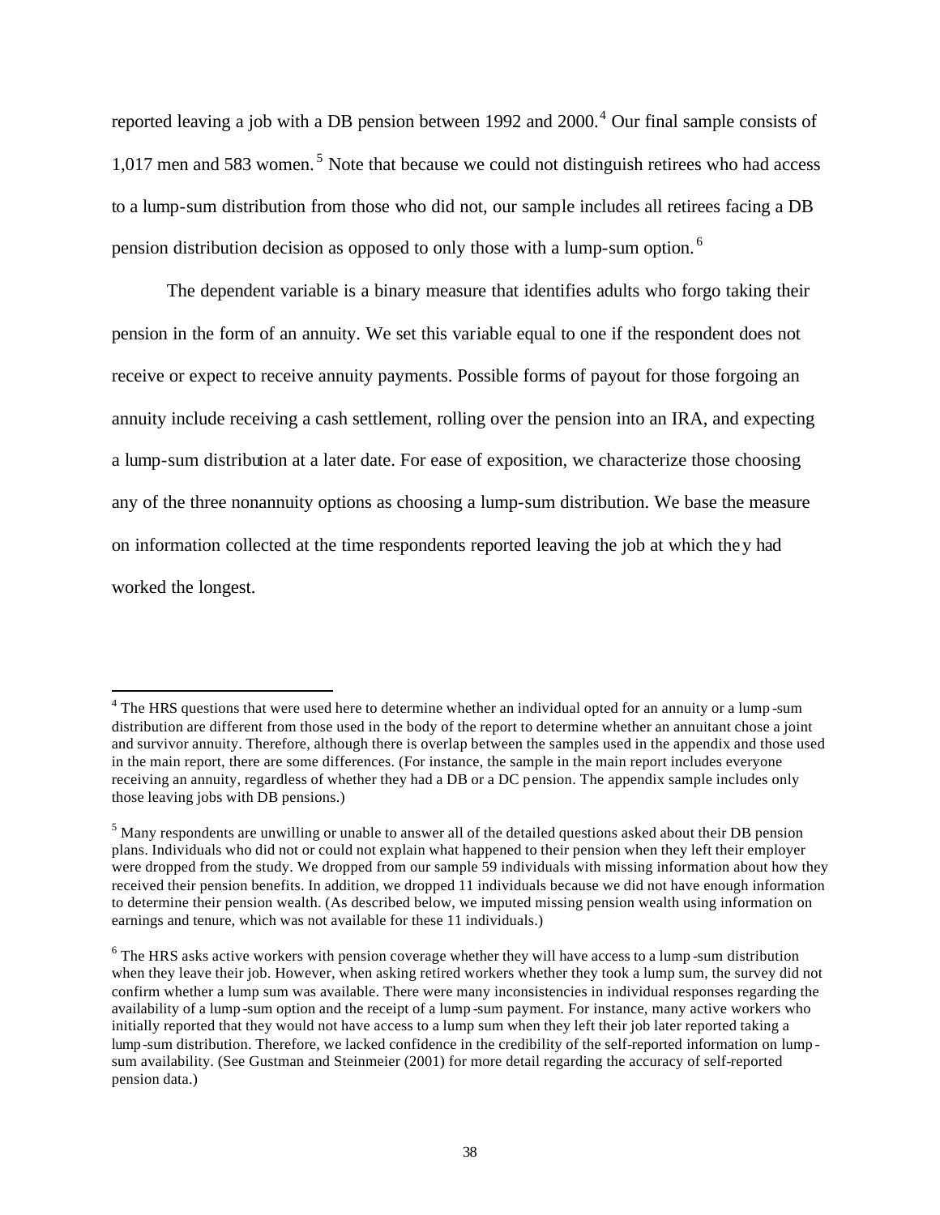reported leaving a job with a DB pension between 1992 and 2000.[4] Our final sample consists of 1,017 men and 583 women.[5] Note that because we could not distinguish retirees who had access to a lump-sum distribution from those who did not, our sample includes all retirees facing a DB pension distribution decision as opposed to only those with a lump-sum option.[6]

The dependent variable is a binary measure that identifies adults who forgo taking their pension in the form of an annuity. We set this variable equal to one if the respondent does not receive or expect to receive annuity payments. Possible forms of payout for those forgoing an annuity include receiving a cash settlement, rolling over the pension into an IRA, and expecting a lump-sum distribution at a later date. For ease of exposition, we characterize those choosing any of the three nonannuity options as choosing a lump-sum distribution. We base the measure on information collected at the time respondents reported leaving the job at which they had worked the longest.

---

[4] The HRS questions that were used here to determine whether an individual opted for an annuity or a lump-sum distribution are different from those used in the body of the report to determine whether an annuitant chose a joint and survivor annuity. Therefore, although there is overlap between the samples used in the appendix and those used in the main report, there are some differences. (For instance, the sample in the main report includes everyone receiving an annuity, regardless of whether they had a DB or a DC pension. The appendix sample includes only those leaving jobs with DB pensions.)

[5] Many respondents are unwilling or unable to answer all of the detailed questions asked about their DB pension plans. Individuals who did not or could not explain what happened to their pension when they left their employer were dropped from the study. We dropped from our sample 59 individuals with missing information about how they received their pension benefits. In addition, we dropped 11 individuals because we did not have enough information to determine their pension wealth. (As described below, we imputed missing pension wealth using information on earnings and tenure, which was not available for these 11 individuals.)

[6] The HRS asks active workers with pension coverage whether they will have access to a lump-sum distribution when they leave their job. However, when asking retired workers whether they took a lump sum, the survey did not confirm whether a lump sum was available. There were many inconsistencies in individual responses regarding the availability of a lump-sum option and the receipt of a lump-sum payment. For instance, many active workers who initially reported that they would not have access to a lump sum when they left their job later reported taking a lump-sum distribution. Therefore, we lacked confidence in the credibility of the self-reported information on lump-sum availability. (See Gustman and Steinmeier (2001) for more detail regarding the accuracy of self-reported pension data.)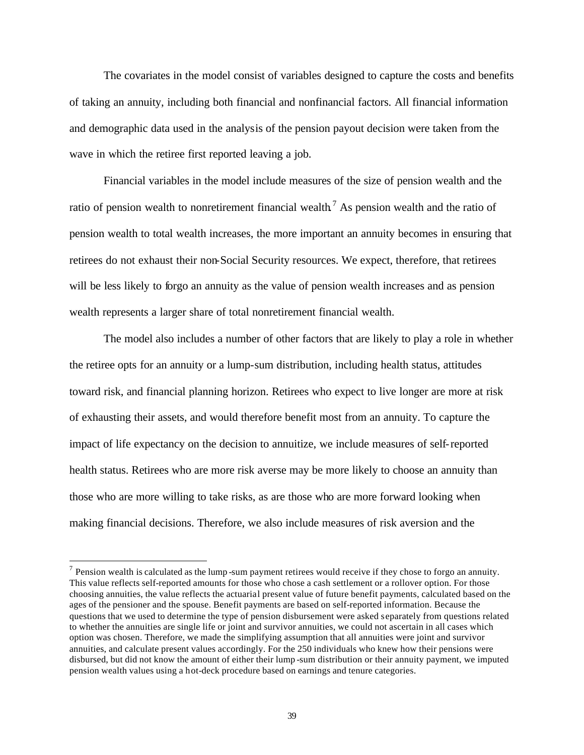The covariates in the model consist of variables designed to capture the costs and benefits of taking an annuity, including both financial and nonfinancial factors. All financial information and demographic data used in the analysis of the pension payout decision were taken from the wave in which the retiree first reported leaving a job.

Financial variables in the model include measures of the size of pension wealth and the ratio of pension wealth to nonretirement financial wealth.[7] As pension wealth and the ratio of pension wealth to total wealth increases, the more important an annuity becomes in ensuring that retirees do not exhaust their non-Social Security resources. We expect, therefore, that retirees will be less likely to forgo an annuity as the value of pension wealth increases and as pension wealth represents a larger share of total nonretirement financial wealth.

The model also includes a number of other factors that are likely to play a role in whether the retiree opts for an annuity or a lump-sum distribution, including health status, attitudes toward risk, and financial planning horizon. Retirees who expect to live longer are more at risk of exhausting their assets, and would therefore benefit most from an annuity. To capture the impact of life expectancy on the decision to annuitize, we include measures of self-reported health status. Retirees who are more risk averse may be more likely to choose an annuity than those who are more willing to take risks, as are those who are more forward looking when making financial decisions. Therefore, we also include measures of risk aversion and the

[7] Pension wealth is calculated as the lump-sum payment retirees would receive if they chose to forgo an annuity. This value reflects self-reported amounts for those who chose a cash settlement or a rollover option. For those choosing annuities, the value reflects the actuarial present value of future benefit payments, calculated based on the ages of the pensioner and the spouse. Benefit payments are based on self-reported information. Because the questions that we used to determine the type of pension disbursement were asked separately from questions related to whether the annuities are single life or joint and survivor annuities, we could not ascertain in all cases which option was chosen. Therefore, we made the simplifying assumption that all annuities were joint and survivor annuities, and calculate present values accordingly. For the 250 individuals who knew how their pensions were disbursed, but did not know the amount of either their lump-sum distribution or their annuity payment, we imputed pension wealth values using a hot-deck procedure based on earnings and tenure categories.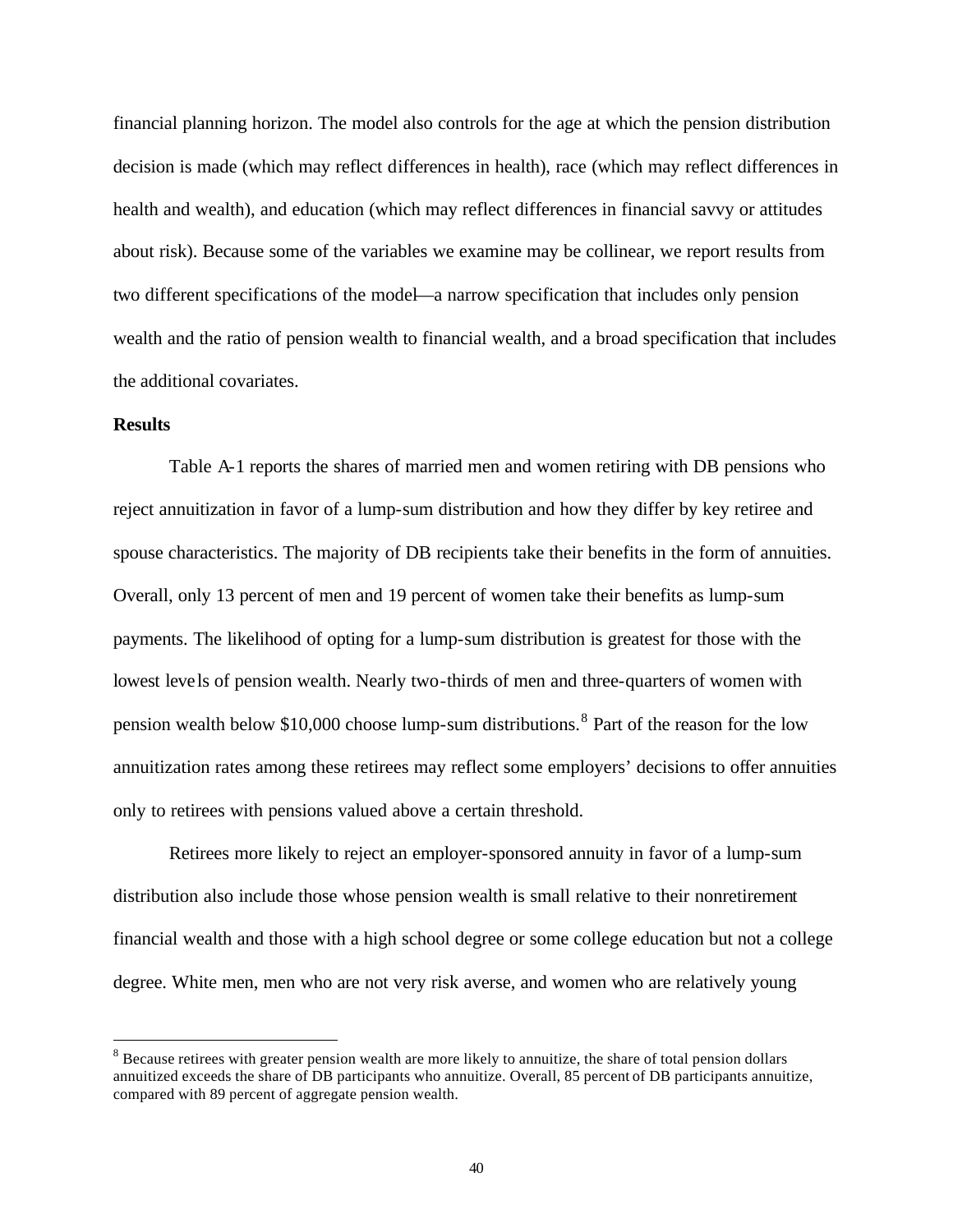financial planning horizon. The model also controls for the age at which the pension distribution decision is made (which may reflect differences in health), race (which may reflect differences in health and wealth), and education (which may reflect differences in financial savvy or attitudes about risk). Because some of the variables we examine may be collinear, we report results from two different specifications of the model—a narrow specification that includes only pension wealth and the ratio of pension wealth to financial wealth, and a broad specification that includes the additional covariates.

**Results**

Table A-1 reports the shares of married men and women retiring with DB pensions who reject annuitization in favor of a lump-sum distribution and how they differ by key retiree and spouse characteristics. The majority of DB recipients take their benefits in the form of annuities. Overall, only 13 percent of men and 19 percent of women take their benefits as lump-sum payments. The likelihood of opting for a lump-sum distribution is greatest for those with the lowest levels of pension wealth. Nearly two-thirds of men and three-quarters of women with pension wealth below $10,000 choose lump-sum distributions.[8] Part of the reason for the low annuitization rates among these retirees may reflect some employers' decisions to offer annuities only to retirees with pensions valued above a certain threshold.

Retirees more likely to reject an employer-sponsored annuity in favor of a lump-sum distribution also include those whose pension wealth is small relative to their nonretirement financial wealth and those with a high school degree or some college education but not a college degree. White men, men who are not very risk averse, and women who are relatively young

[8] Because retirees with greater pension wealth are more likely to annuitize, the share of total pension dollars annuitized exceeds the share of DB participants who annuitize. Overall, 85 percent of DB participants annuitize, compared with 89 percent of aggregate pension wealth.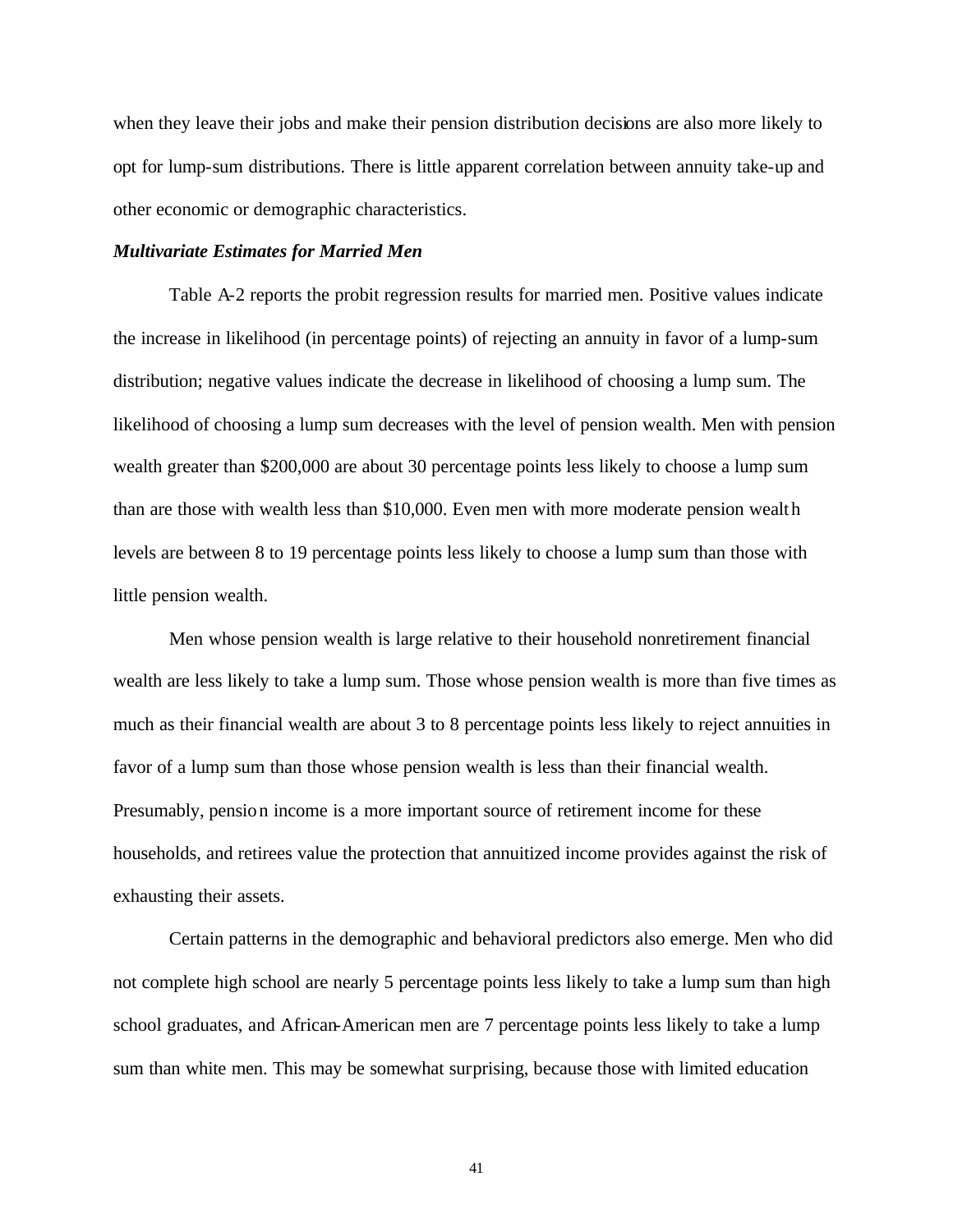when they leave their jobs and make their pension distribution decisions are also more likely to opt for lump-sum distributions. There is little apparent correlation between annuity take-up and other economic or demographic characteristics.

### *Multivariate Estimates for Married Men*

Table A-2 reports the probit regression results for married men. Positive values indicate the increase in likelihood (in percentage points) of rejecting an annuity in favor of a lump-sum distribution; negative values indicate the decrease in likelihood of choosing a lump sum. The likelihood of choosing a lump sum decreases with the level of pension wealth. Men with pension wealth greater than \$200,000 are about 30 percentage points less likely to choose a lump sum than are those with wealth less than \$10,000. Even men with more moderate pension wealth levels are between 8 to 19 percentage points less likely to choose a lump sum than those with little pension wealth.

Men whose pension wealth is large relative to their household nonretirement financial wealth are less likely to take a lump sum. Those whose pension wealth is more than five times as much as their financial wealth are about 3 to 8 percentage points less likely to reject annuities in favor of a lump sum than those whose pension wealth is less than their financial wealth. Presumably, pension income is a more important source of retirement income for these households, and retirees value the protection that annuitized income provides against the risk of exhausting their assets.

Certain patterns in the demographic and behavioral predictors also emerge. Men who did not complete high school are nearly 5 percentage points less likely to take a lump sum than high school graduates, and African-American men are 7 percentage points less likely to take a lump sum than white men. This may be somewhat surprising, because those with limited education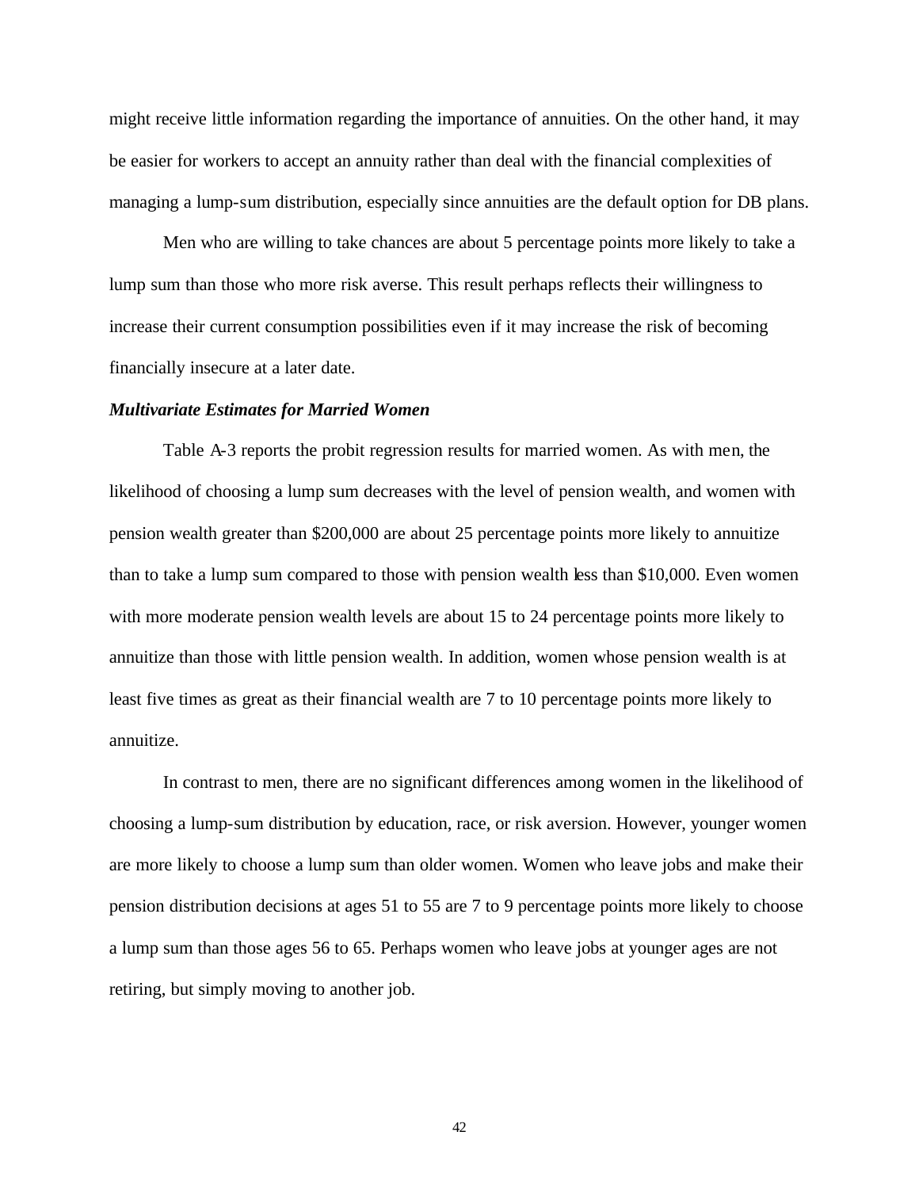might receive little information regarding the importance of annuities. On the other hand, it may be easier for workers to accept an annuity rather than deal with the financial complexities of managing a lump-sum distribution, especially since annuities are the default option for DB plans.

Men who are willing to take chances are about 5 percentage points more likely to take a lump sum than those who more risk averse. This result perhaps reflects their willingness to increase their current consumption possibilities even if it may increase the risk of becoming financially insecure at a later date.

***Multivariate Estimates for Married Women***

Table A-3 reports the probit regression results for married women. As with men, the likelihood of choosing a lump sum decreases with the level of pension wealth, and women with pension wealth greater than $200,000 are about 25 percentage points more likely to annuitize than to take a lump sum compared to those with pension wealth less than $10,000. Even women with more moderate pension wealth levels are about 15 to 24 percentage points more likely to annuitize than those with little pension wealth. In addition, women whose pension wealth is at least five times as great as their financial wealth are 7 to 10 percentage points more likely to annuitize.

In contrast to men, there are no significant differences among women in the likelihood of choosing a lump-sum distribution by education, race, or risk aversion. However, younger women are more likely to choose a lump sum than older women. Women who leave jobs and make their pension distribution decisions at ages 51 to 55 are 7 to 9 percentage points more likely to choose a lump sum than those ages 56 to 65. Perhaps women who leave jobs at younger ages are not retiring, but simply moving to another job.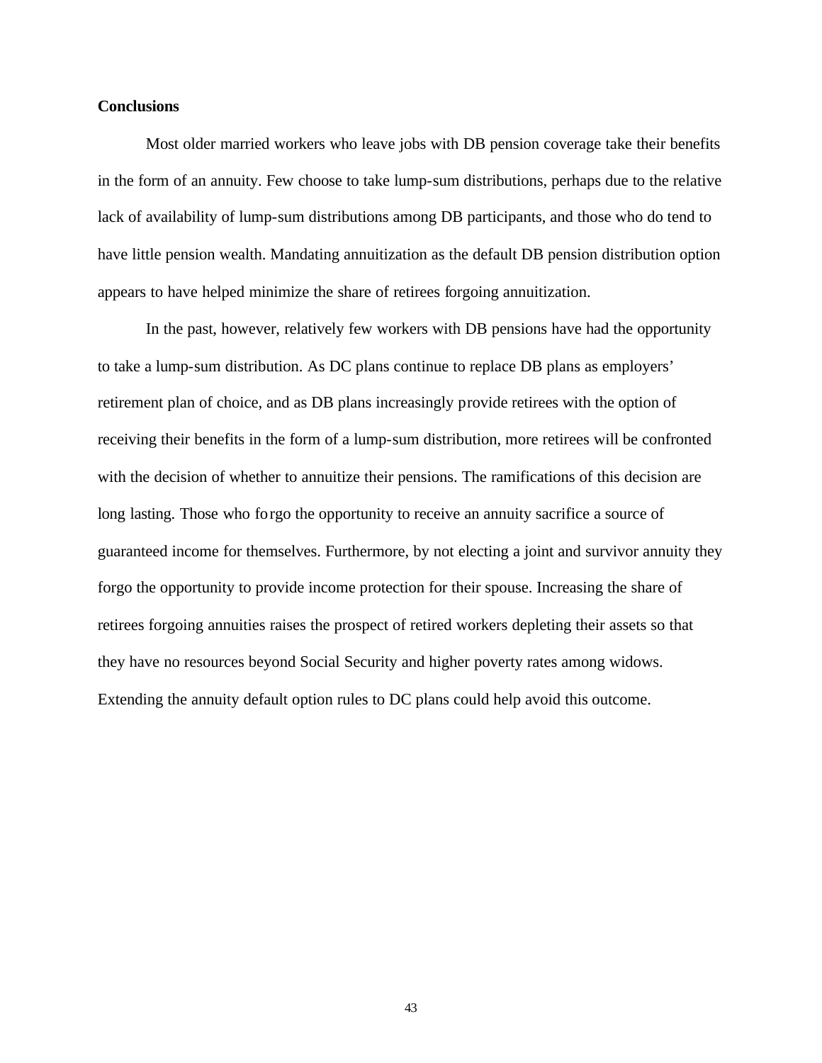## Conclusions

Most older married workers who leave jobs with DB pension coverage take their benefits in the form of an annuity. Few choose to take lump-sum distributions, perhaps due to the relative lack of availability of lump-sum distributions among DB participants, and those who do tend to have little pension wealth. Mandating annuitization as the default DB pension distribution option appears to have helped minimize the share of retirees forgoing annuitization.

In the past, however, relatively few workers with DB pensions have had the opportunity to take a lump-sum distribution. As DC plans continue to replace DB plans as employers' retirement plan of choice, and as DB plans increasingly provide retirees with the option of receiving their benefits in the form of a lump-sum distribution, more retirees will be confronted with the decision of whether to annuitize their pensions. The ramifications of this decision are long lasting. Those who forgo the opportunity to receive an annuity sacrifice a source of guaranteed income for themselves. Furthermore, by not electing a joint and survivor annuity they forgo the opportunity to provide income protection for their spouse. Increasing the share of retirees forgoing annuities raises the prospect of retired workers depleting their assets so that they have no resources beyond Social Security and higher poverty rates among widows. Extending the annuity default option rules to DC plans could help avoid this outcome.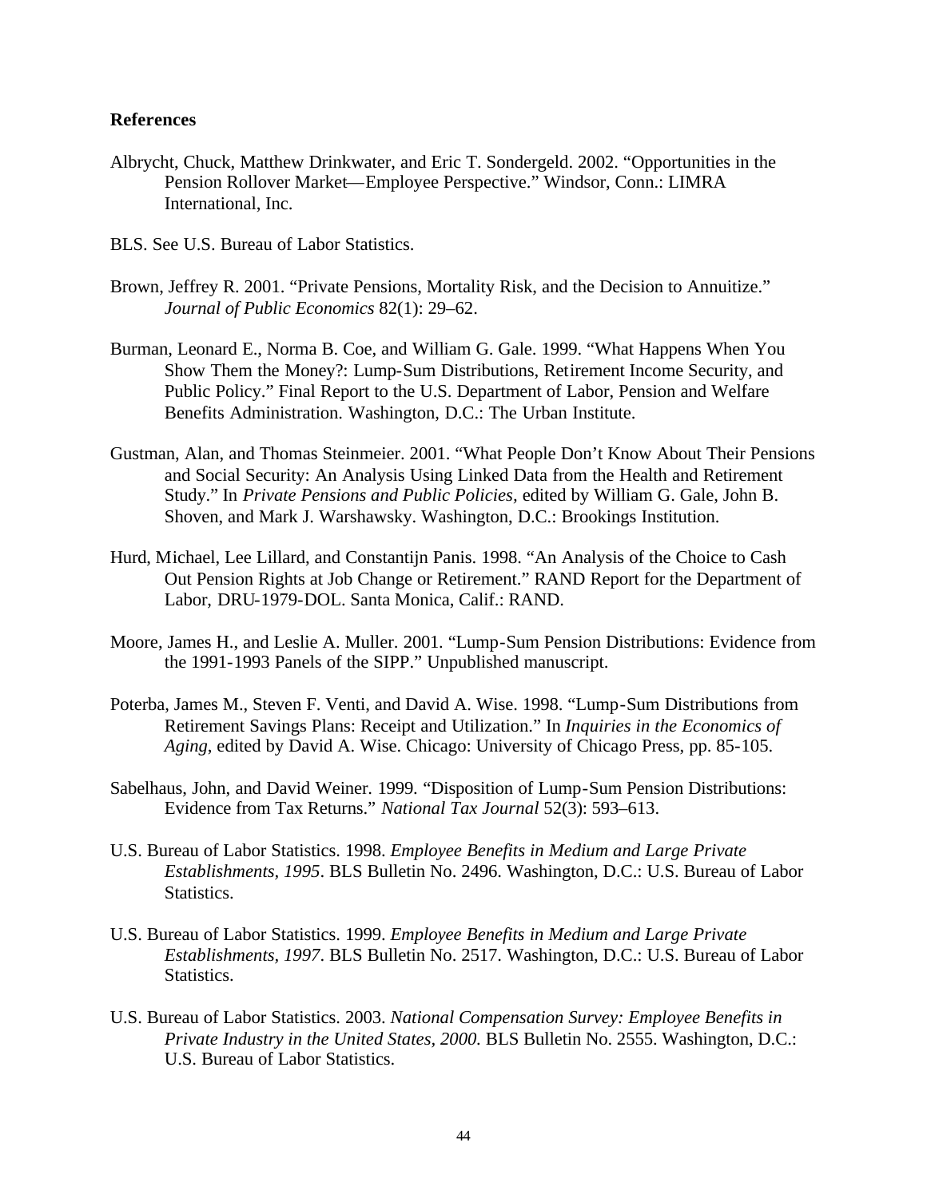## References

Albrycht, Chuck, Matthew Drinkwater, and Eric T. Sondergeld. 2002. "Opportunities in the Pension Rollover Market—Employee Perspective." Windsor, Conn.: LIMRA International, Inc.

BLS. See U.S. Bureau of Labor Statistics.

Brown, Jeffrey R. 2001. "Private Pensions, Mortality Risk, and the Decision to Annuitize." *Journal of Public Economics* 82(1): 29–62.

Burman, Leonard E., Norma B. Coe, and William G. Gale. 1999. "What Happens When You Show Them the Money?: Lump-Sum Distributions, Retirement Income Security, and Public Policy." Final Report to the U.S. Department of Labor, Pension and Welfare Benefits Administration. Washington, D.C.: The Urban Institute.

Gustman, Alan, and Thomas Steinmeier. 2001. "What People Don't Know About Their Pensions and Social Security: An Analysis Using Linked Data from the Health and Retirement Study." In *Private Pensions and Public Policies*, edited by William G. Gale, John B. Shoven, and Mark J. Warshawsky. Washington, D.C.: Brookings Institution.

Hurd, Michael, Lee Lillard, and Constantijn Panis. 1998. "An Analysis of the Choice to Cash Out Pension Rights at Job Change or Retirement." RAND Report for the Department of Labor, DRU-1979-DOL. Santa Monica, Calif.: RAND.

Moore, James H., and Leslie A. Muller. 2001. "Lump-Sum Pension Distributions: Evidence from the 1991-1993 Panels of the SIPP." Unpublished manuscript.

Poterba, James M., Steven F. Venti, and David A. Wise. 1998. "Lump-Sum Distributions from Retirement Savings Plans: Receipt and Utilization." In *Inquiries in the Economics of Aging*, edited by David A. Wise. Chicago: University of Chicago Press, pp. 85-105.

Sabelhaus, John, and David Weiner. 1999. "Disposition of Lump-Sum Pension Distributions: Evidence from Tax Returns." *National Tax Journal* 52(3): 593–613.

U.S. Bureau of Labor Statistics. 1998. *Employee Benefits in Medium and Large Private Establishments, 1995*. BLS Bulletin No. 2496. Washington, D.C.: U.S. Bureau of Labor Statistics.

U.S. Bureau of Labor Statistics. 1999. *Employee Benefits in Medium and Large Private Establishments, 1997*. BLS Bulletin No. 2517. Washington, D.C.: U.S. Bureau of Labor Statistics.

U.S. Bureau of Labor Statistics. 2003. *National Compensation Survey: Employee Benefits in Private Industry in the United States, 2000.* BLS Bulletin No. 2555. Washington, D.C.: U.S. Bureau of Labor Statistics.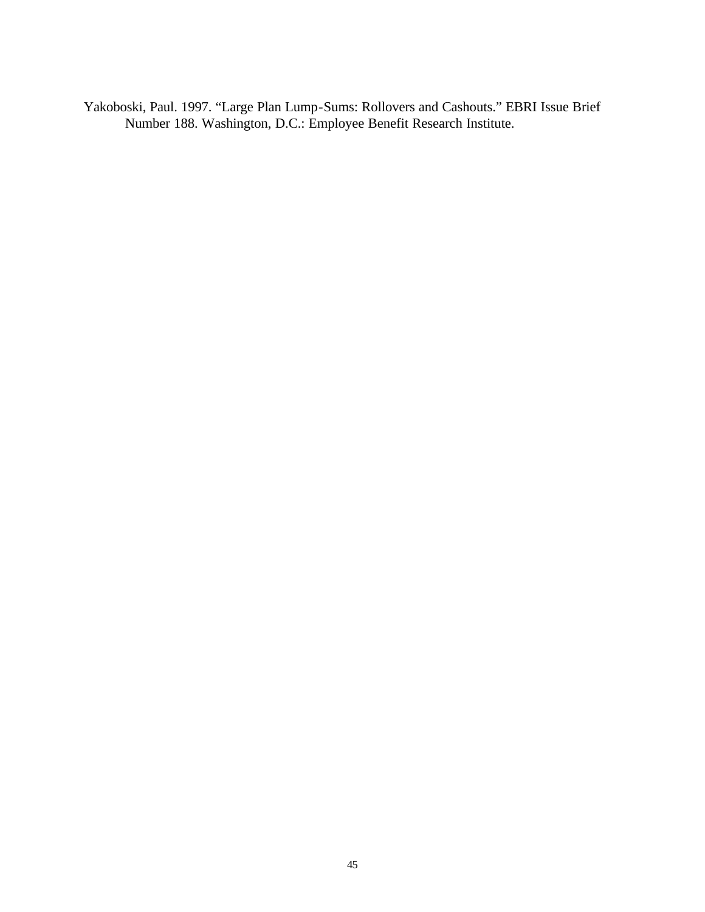Yakoboski, Paul. 1997. "Large Plan Lump-Sums: Rollovers and Cashouts." EBRI Issue Brief Number 188. Washington, D.C.: Employee Benefit Research Institute.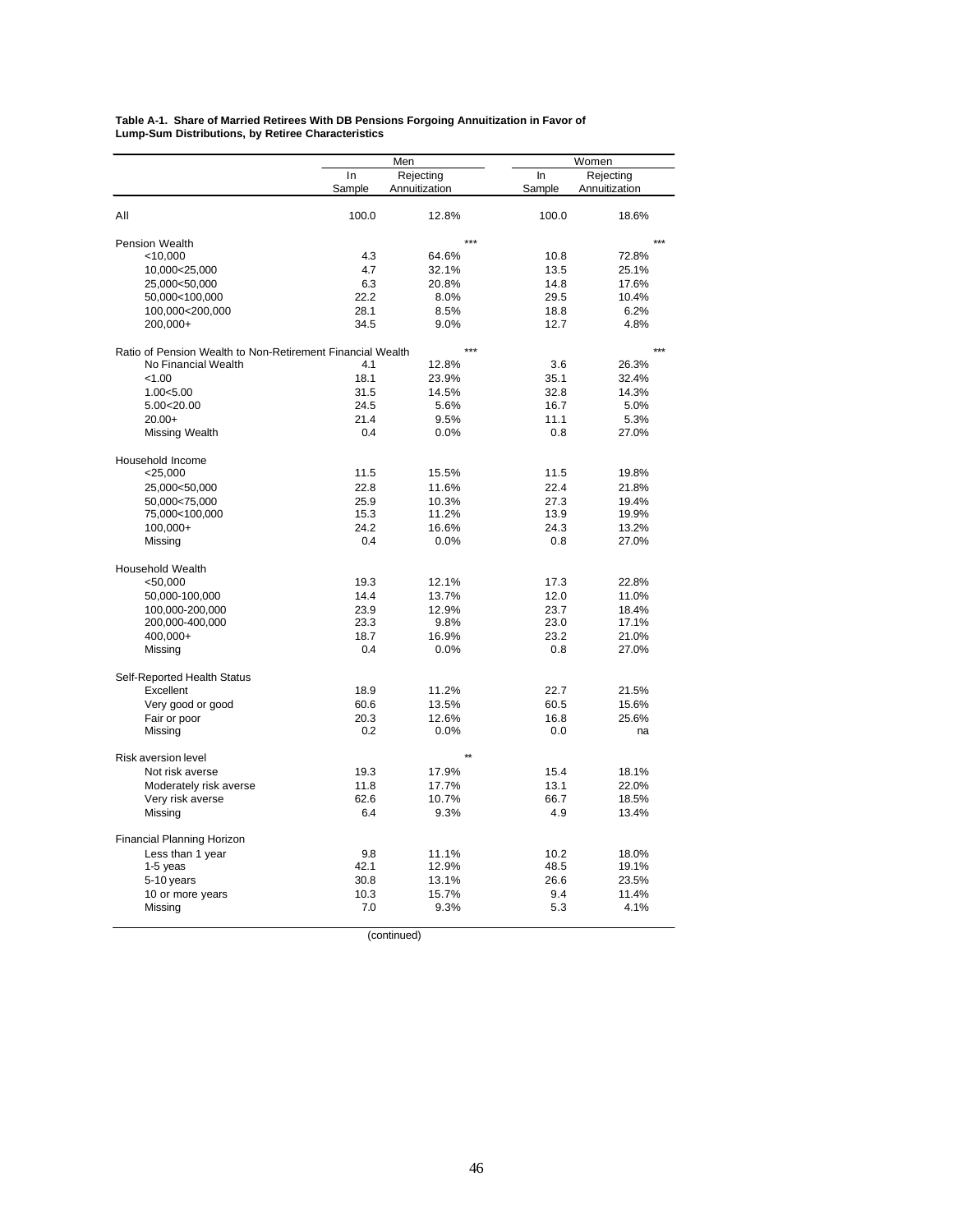**Table A-1. Share of Married Retirees With DB Pensions Forgoing Annuitization in Favor of Lump-Sum Distributions, by Retiree Characteristics**

| | Men | | Women | |
|---|---|---|---|---|
| | In Sample | Rejecting Annuitization | In Sample | Rejecting Annuitization |
| All | 100.0 | 12.8% | 100.0 | 18.6% |
| Pension Wealth | | *** | | *** |
| <10,000 | 4.3 | 64.6% | 10.8 | 72.8% |
| 10,000<25,000 | 4.7 | 32.1% | 13.5 | 25.1% |
| 25,000<50,000 | 6.3 | 20.8% | 14.8 | 17.6% |
| 50,000<100,000 | 22.2 | 8.0% | 29.5 | 10.4% |
| 100,000<200,000 | 28.1 | 8.5% | 18.8 | 6.2% |
| 200,000+ | 34.5 | 9.0% | 12.7 | 4.8% |
| Ratio of Pension Wealth to Non-Retirement Financial Wealth | | *** | | *** |
| No Financial Wealth | 4.1 | 12.8% | 3.6 | 26.3% |
| <1.00 | 18.1 | 23.9% | 35.1 | 32.4% |
| 1.00<5.00 | 31.5 | 14.5% | 32.8 | 14.3% |
| 5.00<20.00 | 24.5 | 5.6% | 16.7 | 5.0% |
| 20.00+ | 21.4 | 9.5% | 11.1 | 5.3% |
| Missing Wealth | 0.4 | 0.0% | 0.8 | 27.0% |
| Household Income | | | | |
| <25,000 | 11.5 | 15.5% | 11.5 | 19.8% |
| 25,000<50,000 | 22.8 | 11.6% | 22.4 | 21.8% |
| 50,000<75,000 | 25.9 | 10.3% | 27.3 | 19.4% |
| 75,000<100,000 | 15.3 | 11.2% | 13.9 | 19.9% |
| 100,000+ | 24.2 | 16.6% | 24.3 | 13.2% |
| Missing | 0.4 | 0.0% | 0.8 | 27.0% |
| Household Wealth | | | | |
| <50,000 | 19.3 | 12.1% | 17.3 | 22.8% |
| 50,000-100,000 | 14.4 | 13.7% | 12.0 | 11.0% |
| 100,000-200,000 | 23.9 | 12.9% | 23.7 | 18.4% |
| 200,000-400,000 | 23.3 | 9.8% | 23.0 | 17.1% |
| 400,000+ | 18.7 | 16.9% | 23.2 | 21.0% |
| Missing | 0.4 | 0.0% | 0.8 | 27.0% |
| Self-Reported Health Status | | | | |
| Excellent | 18.9 | 11.2% | 22.7 | 21.5% |
| Very good or good | 60.6 | 13.5% | 60.5 | 15.6% |
| Fair or poor | 20.3 | 12.6% | 16.8 | 25.6% |
| Missing | 0.2 | 0.0% | 0.0 | na |
| Risk aversion level | | ** | | |
| Not risk averse | 19.3 | 17.9% | 15.4 | 18.1% |
| Moderately risk averse | 11.8 | 17.7% | 13.1 | 22.0% |
| Very risk averse | 62.6 | 10.7% | 66.7 | 18.5% |
| Missing | 6.4 | 9.3% | 4.9 | 13.4% |
| Financial Planning Horizon | | | | |
| Less than 1 year | 9.8 | 11.1% | 10.2 | 18.0% |
| 1-5 yeas | 42.1 | 12.9% | 48.5 | 19.1% |
| 5-10 years | 30.8 | 13.1% | 26.6 | 23.5% |
| 10 or more years | 10.3 | 15.7% | 9.4 | 11.4% |
| Missing | 7.0 | 9.3% | 5.3 | 4.1% |

(continued)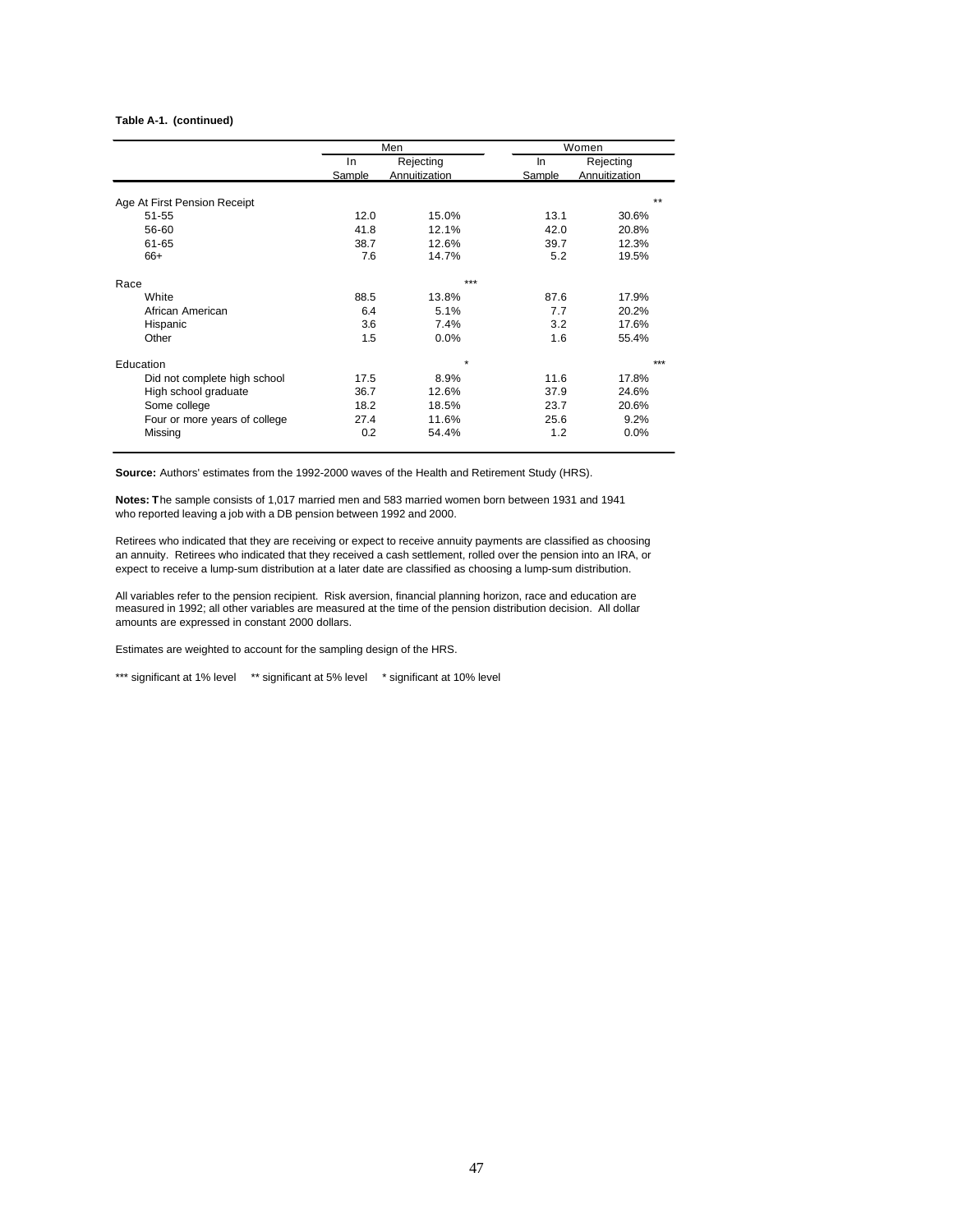**Table A-1. (continued)**

| | Men | | Women | |
|---|---|---|---|---|
| | In Sample | Rejecting Annuitization | In Sample | Rejecting Annuitization |
| Age At First Pension Receipt | | | | ** |
| 51-55 | 12.0 | 15.0% | 13.1 | 30.6% |
| 56-60 | 41.8 | 12.1% | 42.0 | 20.8% |
| 61-65 | 38.7 | 12.6% | 39.7 | 12.3% |
| 66+ | 7.6 | 14.7% | 5.2 | 19.5% |
| Race | | *** | | |
| White | 88.5 | 13.8% | 87.6 | 17.9% |
| African American | 6.4 | 5.1% | 7.7 | 20.2% |
| Hispanic | 3.6 | 7.4% | 3.2 | 17.6% |
| Other | 1.5 | 0.0% | 1.6 | 55.4% |
| Education | | * | | *** |
| Did not complete high school | 17.5 | 8.9% | 11.6 | 17.8% |
| High school graduate | 36.7 | 12.6% | 37.9 | 24.6% |
| Some college | 18.2 | 18.5% | 23.7 | 20.6% |
| Four or more years of college | 27.4 | 11.6% | 25.6 | 9.2% |
| Missing | 0.2 | 54.4% | 1.2 | 0.0% |

**Source:** Authors' estimates from the 1992-2000 waves of the Health and Retirement Study (HRS).

**Notes:** The sample consists of 1,017 married men and 583 married women born between 1931 and 1941 who reported leaving a job with a DB pension between 1992 and 2000.

Retirees who indicated that they are receiving or expect to receive annuity payments are classified as choosing an annuity. Retirees who indicated that they received a cash settlement, rolled over the pension into an IRA, or expect to receive a lump-sum distribution at a later date are classified as choosing a lump-sum distribution.

All variables refer to the pension recipient. Risk aversion, financial planning horizon, race and education are measured in 1992; all other variables are measured at the time of the pension distribution decision. All dollar amounts are expressed in constant 2000 dollars.

Estimates are weighted to account for the sampling design of the HRS.

*** significant at 1% level ** significant at 5% level * significant at 10% level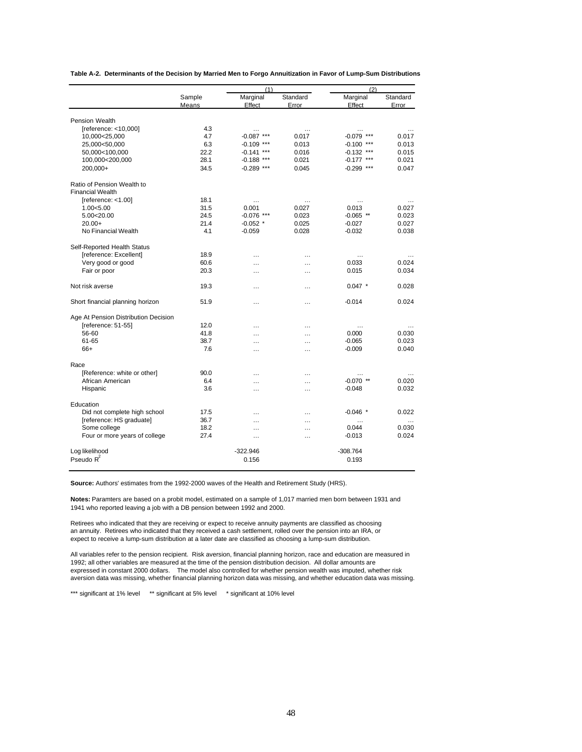**Table A-2. Determinants of the Decision by Married Men to Forgo Annuitization in Favor of Lump-Sum Distributions**

| | Sample Means | (1) Marginal Effect | (1) Standard Error | (2) Marginal Effect | (2) Standard Error |
|---|---|---|---|---|---|
| Pension Wealth | | | | | |
| [reference: <10,000] | 4.3 | … | … | … | … |
| 10,000<25,000 | 4.7 | -0.087 *** | 0.017 | -0.079 *** | 0.017 |
| 25,000<50,000 | 6.3 | -0.109 *** | 0.013 | -0.100 *** | 0.013 |
| 50,000<100,000 | 22.2 | -0.141 *** | 0.016 | -0.132 *** | 0.015 |
| 100,000<200,000 | 28.1 | -0.188 *** | 0.021 | -0.177 *** | 0.021 |
| 200,000+ | 34.5 | -0.289 *** | 0.045 | -0.299 *** | 0.047 |
| Ratio of Pension Wealth to Financial Wealth | | | | | |
| [reference: <1.00] | 18.1 | … | … | … | … |
| 1.00<5.00 | 31.5 | 0.001 | 0.027 | 0.013 | 0.027 |
| 5.00<20.00 | 24.5 | -0.076 *** | 0.023 | -0.065 ** | 0.023 |
| 20.00+ | 21.4 | -0.052 * | 0.025 | -0.027 | 0.027 |
| No Financial Wealth | 4.1 | -0.059 | 0.028 | -0.032 | 0.038 |
| Self-Reported Health Status | | | | | |
| [reference: Excellent] | 18.9 | … | … | … | … |
| Very good or good | 60.6 | … | … | 0.033 | 0.024 |
| Fair or poor | 20.3 | … | … | 0.015 | 0.034 |
| Not risk averse | 19.3 | … | … | 0.047 * | 0.028 |
| Short financial planning horizon | 51.9 | … | … | -0.014 | 0.024 |
| Age At Pension Distribution Decision | | | | | |
| [reference: 51-55] | 12.0 | … | … | … | … |
| 56-60 | 41.8 | … | … | 0.000 | 0.030 |
| 61-65 | 38.7 | … | … | -0.065 | 0.023 |
| 66+ | 7.6 | … | … | -0.009 | 0.040 |
| Race | | | | | |
| [Reference: white or other] | 90.0 | … | … | … | … |
| African American | 6.4 | … | … | -0.070 ** | 0.020 |
| Hispanic | 3.6 | … | … | -0.048 | 0.032 |
| Education | | | | | |
| Did not complete high school | 17.5 | … | … | -0.046 * | 0.022 |
| [reference: HS graduate] | 36.7 | … | … | … | … |
| Some college | 18.2 | … | … | 0.044 | 0.030 |
| Four or more years of college | 27.4 | … | … | -0.013 | 0.024 |
| Log likelihood | | -322.946 | | -308.764 | |
| Pseudo $R^2$ | | 0.156 | | 0.193 | |

**Source:** Authors' estimates from the 1992-2000 waves of the Health and Retirement Study (HRS).

**Notes:** Paramters are based on a probit model, estimated on a sample of 1,017 married men born between 1931 and 1941 who reported leaving a job with a DB pension between 1992 and 2000.

Retirees who indicated that they are receiving or expect to receive annuity payments are classified as choosing an annuity. Retirees who indicated that they received a cash settlement, rolled over the pension into an IRA, or expect to receive a lump-sum distribution at a later date are classified as choosing a lump-sum distribution.

All variables refer to the pension recipient. Risk aversion, financial planning horizon, race and education are measured in 1992; all other variables are measured at the time of the pension distribution decision. All dollar amounts are expressed in constant 2000 dollars. The model also controlled for whether pension wealth was imputed, whether risk aversion data was missing, whether financial planning horizon data was missing, and whether education data was missing.

*** significant at 1% level ** significant at 5% level * significant at 10% level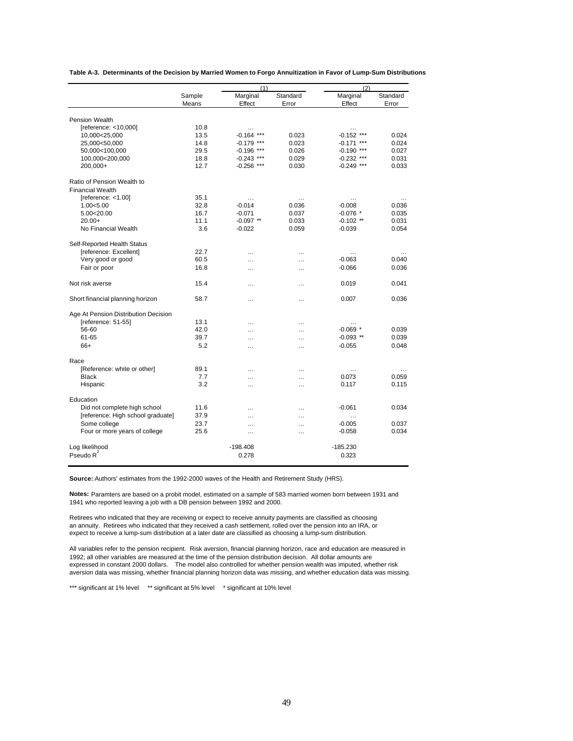**Table A-3. Determinants of the Decision by Married Women to Forgo Annuitization in Favor of Lump-Sum Distributions**

| | | (1) | | (2) | |
|---|---|---|---|---|---|
| | Sample Means | Marginal Effect | Standard Error | Marginal Effect | Standard Error |
| Pension Wealth | | | | | |
| [reference: <10,000] | 10.8 | ... | | ... | |
| 10,000<25,000 | 13.5 | -0.164 *** | 0.023 | -0.152 *** | 0.024 |
| 25,000<50,000 | 14.8 | -0.179 *** | 0.023 | -0.171 *** | 0.024 |
| 50,000<100,000 | 29.5 | -0.196 *** | 0.026 | -0.190 *** | 0.027 |
| 100,000<200,000 | 18.8 | -0.243 *** | 0.029 | -0.232 *** | 0.031 |
| 200,000+ | 12.7 | -0.256 *** | 0.030 | -0.249 *** | 0.033 |
| Ratio of Pension Wealth to Financial Wealth | | | | | |
| [reference: <1.00] | 35.1 | ... | ... | ... | ... |
| 1.00<5.00 | 32.8 | -0.014 | 0.036 | -0.008 | 0.036 |
| 5.00<20.00 | 16.7 | -0.071 | 0.037 | -0.076 * | 0.035 |
| 20.00+ | 11.1 | -0.097 ** | 0.033 | -0.102 ** | 0.031 |
| No Financial Wealth | 3.6 | -0.022 | 0.059 | -0.039 | 0.054 |
| Self-Reported Health Status | | | | | |
| [reference: Excellent] | 22.7 | ... | ... | ... | ... |
| Very good or good | 60.5 | ... | ... | -0.063 | 0.040 |
| Fair or poor | 16.8 | ... | ... | -0.066 | 0.036 |
| Not risk averse | 15.4 | ... | ... | 0.019 | 0.041 |
| Short financial planning horizon | 58.7 | ... | ... | 0.007 | 0.036 |
| Age At Pension Distribution Decision | | | | | |
| [reference: 51-55] | 13.1 | ... | ... | ... | |
| 56-60 | 42.0 | ... | ... | -0.069 * | 0.039 |
| 61-65 | 39.7 | ... | ... | -0.093 ** | 0.039 |
| 66+ | 5.2 | ... | ... | -0.055 | 0.048 |
| Race | | | | | |
| [Reference: white or other] | 89.1 | ... | ... | ... | ... |
| Black | 7.7 | ... | ... | 0.073 | 0.059 |
| Hispanic | 3.2 | ... | ... | 0.117 | 0.115 |
| Education | | | | | |
| Did not complete high school | 11.6 | ... | ... | -0.061 | 0.034 |
| [reference: High school graduate] | 37.9 | ... | ... | ... | |
| Some college | 23.7 | ... | ... | -0.005 | 0.037 |
| Four or more years of college | 25.6 | ... | ... | -0.058 | 0.034 |
| Log likelihood | | -198.408 | | -185.230 | |
| Pseudo $R^2$ | | 0.278 | | 0.323 | |

**Source:** Authors' estimates from the 1992-2000 waves of the Health and Retirement Study (HRS).

**Notes:** Paramters are based on a probit model, estimated on a sample of 583 married women born between 1931 and 1941 who reported leaving a job with a DB pension between 1992 and 2000.

Retirees who indicated that they are receiving or expect to receive annuity payments are classified as choosing an annuity. Retirees who indicated that they received a cash settlement, rolled over the pension into an IRA, or expect to receive a lump-sum distribution at a later date are classified as choosing a lump-sum distribution.

All variables refer to the pension recipient. Risk aversion, financial planning horizon, race and education are measured in 1992; all other variables are measured at the time of the pension distribution decision. All dollar amounts are expressed in constant 2000 dollars. The model also controlled for whether pension wealth was imputed, whether risk aversion data was missing, whether financial planning horizon data was missing, and whether education data was missing.

*** significant at 1% level ** significant at 5% level * significant at 10% level